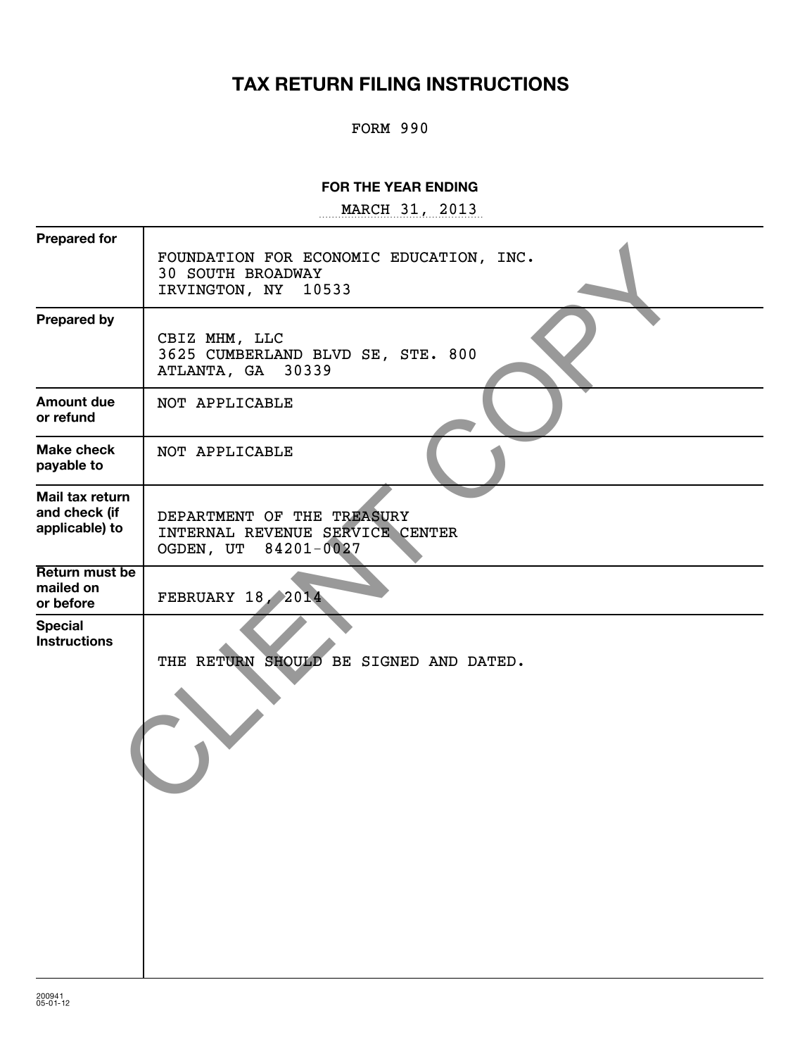# TAX RETURN FILING INSTRUCTIONS

FORM 990

**FOR THE YEAR ENDING**

MARCH 31, 2013

| | |
|---|---|
| **Prepared for** | FOUNDATION FOR ECONOMIC EDUCATION, INC.<br>30 SOUTH BROADWAY<br>IRVINGTON, NY 10533 |
| **Prepared by** | CBIZ MHM, LLC<br>3625 CUMBERLAND BLVD SE, STE. 800<br>ATLANTA, GA 30339 |
| **Amount due or refund** | NOT APPLICABLE |
| **Make check payable to** | NOT APPLICABLE |
| **Mail tax return and check (if applicable) to** | DEPARTMENT OF THE TREASURY<br>INTERNAL REVENUE SERVICE CENTER<br>OGDEN, UT 84201-0027 |
| **Return must be mailed on or before** | FEBRUARY 18, 2014 |
| **Special Instructions** | THE RETURN SHOULD BE SIGNED AND DATED. |

CLIENT COPY

200941
05-01-12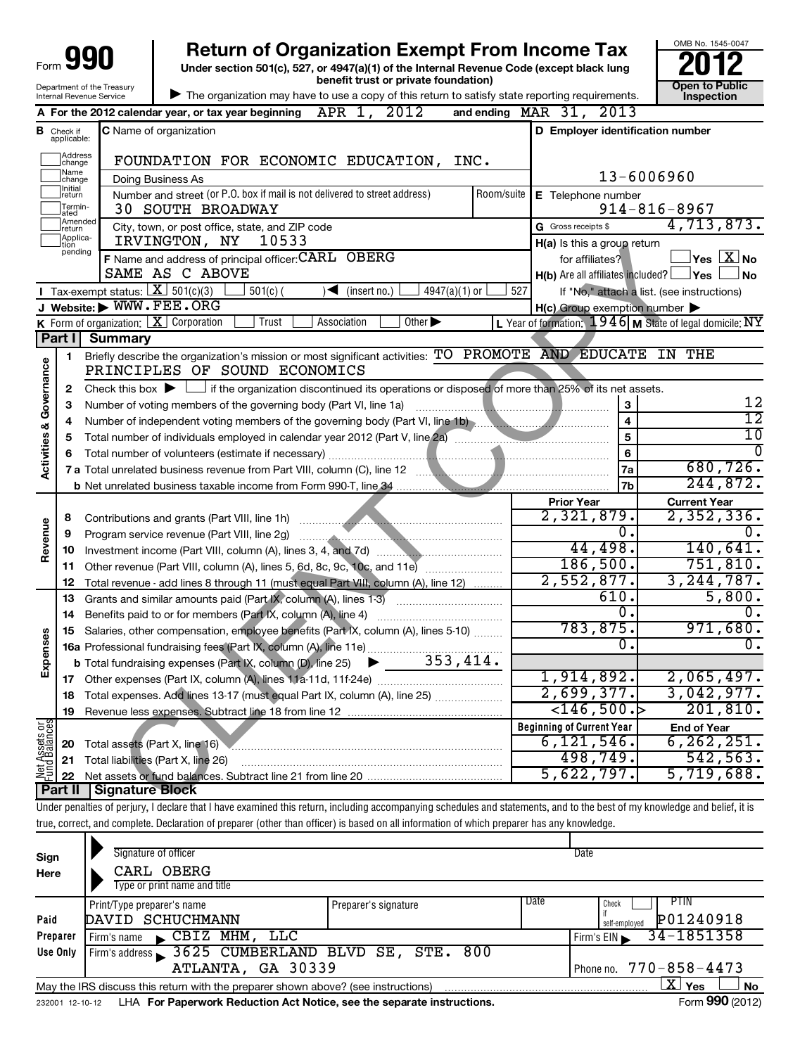Form **990** | Department of the Treasury Internal Revenue Service

# Return of Organization Exempt From Income Tax

**Under section 501(c), 527, or 4947(a)(1) of the Internal Revenue Code (except black lung benefit trust or private foundation)**

▶ The organization may have to use a copy of this return to satisfy state reporting requirements.

OMB No. 1545-0047 | **2012** | **Open to Public Inspection**

**A** For the 2012 calendar year, or tax year beginning APR 1, 2012 and ending MAR 31, 2013

**B** Check if applicable: Address change, Name change, Initial return, Terminated, Amended return, Application pending

**C** Name of organization: FOUNDATION FOR ECONOMIC EDUCATION, INC.

Doing Business As

Number and street (or P.O. box if mail is not delivered to street address) Room/suite: 30 SOUTH BROADWAY

City, town, or post office, state, and ZIP code: IRVINGTON, NY 10533

**D** Employer identification number: 13-6006960

**E** Telephone number: 914-816-8967

**G** Gross receipts $ 4,713,873.

**F** Name and address of principal officer: CARL OBERG SAME AS C ABOVE

**H(a)** Is this a group return for affiliates? ☐ Yes ☒ No

**H(b)** Are all affiliates included? ☐ Yes ☐ No If "No," attach a list. (see instructions)

**I** Tax-exempt status: ☒ 501(c)(3) ☐ 501(c) ( ) ◀ (insert no.) ☐ 4947(a)(1) or ☐ 527

**J** Website: ▶ WWW.FEE.ORG

**H(c)** Group exemption number ▶

**K** Form of organization: ☒ Corporation ☐ Trust ☐ Association ☐ Other ▶

**L** Year of formation: 1946 **M** State of legal domicile: NY

## Part I Summary

**Activities & Governance**

1 Briefly describe the organization's mission or most significant activities: TO PROMOTE AND EDUCATE IN THE PRINCIPLES OF SOUND ECONOMICS

2 Check this box ▶ ☐ if the organization discontinued its operations or disposed of more than 25% of its net assets.

| | | Line | |
|---|---|---|---|
| 3 | Number of voting members of the governing body (Part VI, line 1a) | 3 | 12 |
| 4 | Number of independent voting members of the governing body (Part VI, line 1b) | 4 | 12 |
| 5 | Total number of individuals employed in calendar year 2012 (Part V, line 2a) | 5 | 10 |
| 6 | Total number of volunteers (estimate if necessary) | 6 | 0 |
| 7a | Total unrelated business revenue from Part VIII, column (C), line 12 | 7a | 680,726. |
| 7b | Net unrelated business taxable income from Form 990-T, line 34 | 7b | 244,872. |

| | | Prior Year | Current Year |
|---|---|---|---|
| **Revenue** | | | |
| 8 | Contributions and grants (Part VIII, line 1h) | 2,321,879. | 2,352,336. |
| 9 | Program service revenue (Part VIII, line 2g) | 0. | 0. |
| 10 | Investment income (Part VIII, column (A), lines 3, 4, and 7d) | 44,498. | 140,641. |
| 11 | Other revenue (Part VIII, column (A), lines 5, 6d, 8c, 9c, 10c, and 11e) | 186,500. | 751,810. |
| 12 | Total revenue - add lines 8 through 11 (must equal Part VIII, column (A), line 12) | 2,552,877. | 3,244,787. |
| **Expenses** | | | |
| 13 | Grants and similar amounts paid (Part IX, column (A), lines 1-3) | 610. | 5,800. |
| 14 | Benefits paid to or for members (Part IX, column (A), line 4) | 0. | 0. |
| 15 | Salaries, other compensation, employee benefits (Part IX, column (A), lines 5-10) | 783,875. | 971,680. |
| 16a | Professional fundraising fees (Part IX, column (A), line 11e) | 0. | 0. |
| b | Total fundraising expenses (Part IX, column (D), line 25) ▶ 353,414. | | |
| 17 | Other expenses (Part IX, column (A), lines 11a-11d, 11f-24e) | 1,914,892. | 2,065,497. |
| 18 | Total expenses. Add lines 13-17 (must equal Part IX, column (A), line 25) | 2,699,377. | 3,042,977. |
| 19 | Revenue less expenses. Subtract line 18 from line 12 | <146,500.> | 201,810. |

| **Net Assets or Fund Balances** | | Beginning of Current Year | End of Year |
|---|---|---|---|
| 20 | Total assets (Part X, line 16) | 6,121,546. | 6,262,251. |
| 21 | Total liabilities (Part X, line 26) | 498,749. | 542,563. |
| 22 | Net assets or fund balances. Subtract line 21 from line 20 | 5,622,797. | 5,719,688. |

## Part II Signature Block

Under penalties of perjury, I declare that I have examined this return, including accompanying schedules and statements, and to the best of my knowledge and belief, it is true, correct, and complete. Declaration of preparer (other than officer) is based on all information of which preparer has any knowledge.

**Sign Here**

Signature of officer | Date

CARL OBERG

Type or print name and title

| **Paid Preparer Use Only** | | | | |
|---|---|---|---|---|
| Print/Type preparer's name: DAVID SCHUCHMANN | Preparer's signature | Date | Check ☐ if self-employed | PTIN P01240918 |
| Firm's name ▶ CBIZ MHM, LLC | | | Firm's EIN ▶ 34-1851358 | |
| Firm's address ▶ 3625 CUMBERLAND BLVD SE, STE. 800 ATLANTA, GA 30339 | | | Phone no. 770-858-4473 | |

May the IRS discuss this return with the preparer shown above? (see instructions) ☒ Yes ☐ No

232001 12-10-12 LHA **For Paperwork Reduction Act Notice, see the separate instructions.** Form **990** (2012)

CLIENT COPY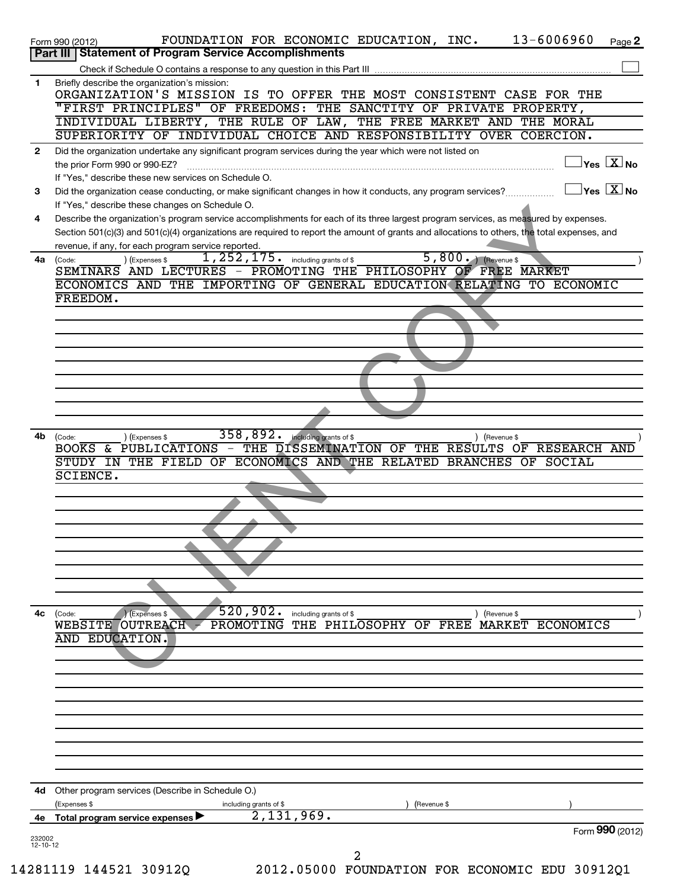Form 990 (2012) FOUNDATION FOR ECONOMIC EDUCATION, INC. 13-6006960

## Part III | Statement of Program Service Accomplishments

Check if Schedule O contains a response to any question in this Part III ☐

**1** Briefly describe the organization's mission:

ORGANIZATION'S MISSION IS TO OFFER THE MOST CONSISTENT CASE FOR THE "FIRST PRINCIPLES" OF FREEDOMS: THE SANCTITY OF PRIVATE PROPERTY, INDIVIDUAL LIBERTY, THE RULE OF LAW, THE FREE MARKET AND THE MORAL SUPERIORITY OF INDIVIDUAL CHOICE AND RESPONSIBILITY OVER COERCION.

**2** Did the organization undertake any significant program services during the year which were not listed on the prior Form 990 or 990-EZ? ☐ Yes ☒ No

If "Yes," describe these new services on Schedule O.

**3** Did the organization cease conducting, or make significant changes in how it conducts, any program services? ☐ Yes ☒ No

If "Yes," describe these changes on Schedule O.

**4** Describe the organization's program service accomplishments for each of its three largest program services, as measured by expenses. Section 501(c)(3) and 501(c)(4) organizations are required to report the amount of grants and allocations to others, the total expenses, and revenue, if any, for each program service reported.

**4a** (Code: ) (Expenses $ 1,252,175. including grants of $ 5,800. ) (Revenue $ )

SEMINARS AND LECTURES - PROMOTING THE PHILOSOPHY OF FREE MARKET ECONOMICS AND THE IMPORTING OF GENERAL EDUCATION RELATING TO ECONOMIC FREEDOM.

**4b** (Code: ) (Expenses $ 358,892. including grants of $ ) (Revenue $ )

BOOKS & PUBLICATIONS - THE DISSEMINATION OF THE RESULTS OF RESEARCH AND STUDY IN THE FIELD OF ECONOMICS AND THE RELATED BRANCHES OF SOCIAL SCIENCE.

**4c** (Code: ) (Expenses $ 520,902. including grants of $ ) (Revenue $ )

WEBSITE OUTREACH - PROMOTING THE PHILOSOPHY OF FREE MARKET ECONOMICS AND EDUCATION.

**4d** Other program services (Describe in Schedule O.)

(Expenses $ including grants of $ ) (Revenue $ )

**4e** Total program service expenses ▶ 2,131,969.

Form **990** (2012)

232002 12-10-12

14281119 144521 30912Q 2012.05000 FOUNDATION FOR ECONOMIC EDU 30912Q1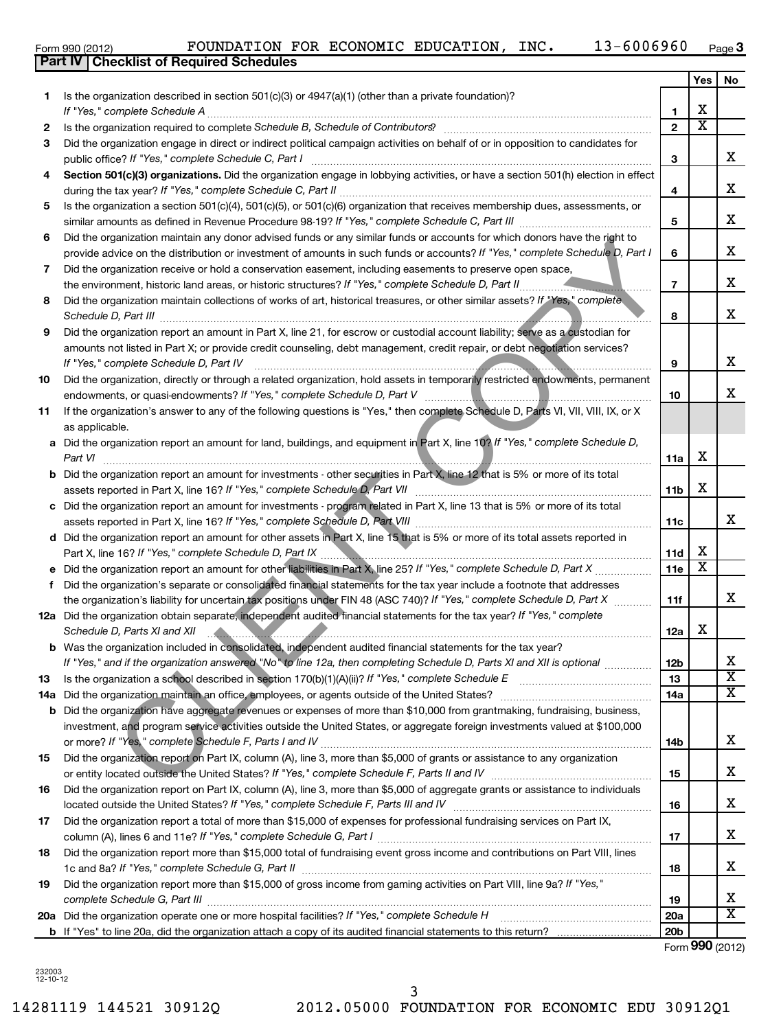Form 990 (2012) FOUNDATION FOR ECONOMIC EDUCATION, INC. 13-6006960 Page 3

## Part IV Checklist of Required Schedules

| | | | Yes | No |
|---|---|---|---|---|
| 1 | Is the organization described in section 501(c)(3) or 4947(a)(1) (other than a private foundation)? *If "Yes," complete Schedule A* | 1 | X | |
| 2 | Is the organization required to complete *Schedule B, Schedule of Contributors*? | 2 | X | |
| 3 | Did the organization engage in direct or indirect political campaign activities on behalf of or in opposition to candidates for public office? *If "Yes," complete Schedule C, Part I* | 3 | | X |
| 4 | **Section 501(c)(3) organizations.** Did the organization engage in lobbying activities, or have a section 501(h) election in effect during the tax year? *If "Yes," complete Schedule C, Part II* | 4 | | X |
| 5 | Is the organization a section 501(c)(4), 501(c)(5), or 501(c)(6) organization that receives membership dues, assessments, or similar amounts as defined in Revenue Procedure 98-19? *If "Yes," complete Schedule C, Part III* | 5 | | X |
| 6 | Did the organization maintain any donor advised funds or any similar funds or accounts for which donors have the right to provide advice on the distribution or investment of amounts in such funds or accounts? *If "Yes," complete Schedule D, Part I* | 6 | | X |
| 7 | Did the organization receive or hold a conservation easement, including easements to preserve open space, the environment, historic land areas, or historic structures? *If "Yes," complete Schedule D, Part II* | 7 | | X |
| 8 | Did the organization maintain collections of works of art, historical treasures, or other similar assets? *If "Yes," complete Schedule D, Part III* | 8 | | X |
| 9 | Did the organization report an amount in Part X, line 21, for escrow or custodial account liability; serve as a custodian for amounts not listed in Part X; or provide credit counseling, debt management, credit repair, or debt negotiation services? *If "Yes," complete Schedule D, Part IV* | 9 | | X |
| 10 | Did the organization, directly or through a related organization, hold assets in temporarily restricted endowments, permanent endowments, or quasi-endowments? *If "Yes," complete Schedule D, Part V* | 10 | | X |
| 11 | If the organization's answer to any of the following questions is "Yes," then complete Schedule D, Parts VI, VII, VIII, IX, or X as applicable. | | | |
| a | Did the organization report an amount for land, buildings, and equipment in Part X, line 10? *If "Yes," complete Schedule D, Part VI* | 11a | X | |
| b | Did the organization report an amount for investments - other securities in Part X, line 12 that is 5% or more of its total assets reported in Part X, line 16? *If "Yes," complete Schedule D, Part VII* | 11b | X | |
| c | Did the organization report an amount for investments - program related in Part X, line 13 that is 5% or more of its total assets reported in Part X, line 16? *If "Yes," complete Schedule D, Part VIII* | 11c | | X |
| d | Did the organization report an amount for other assets in Part X, line 15 that is 5% or more of its total assets reported in Part X, line 16? *If "Yes," complete Schedule D, Part IX* | 11d | X | |
| e | Did the organization report an amount for other liabilities in Part X, line 25? *If "Yes," complete Schedule D, Part X* | 11e | X | |
| f | Did the organization's separate or consolidated financial statements for the tax year include a footnote that addresses the organization's liability for uncertain tax positions under FIN 48 (ASC 740)? *If "Yes," complete Schedule D, Part X* | 11f | | X |
| 12a | Did the organization obtain separate, independent audited financial statements for the tax year? *If "Yes," complete Schedule D, Parts XI and XII* | 12a | X | |
| b | Was the organization included in consolidated, independent audited financial statements for the tax year? *If "Yes," and if the organization answered "No" to line 12a, then completing Schedule D, Parts XI and XII is optional* | 12b | | X |
| 13 | Is the organization a school described in section 170(b)(1)(A)(ii)? *If "Yes," complete Schedule E* | 13 | | X |
| 14a | Did the organization maintain an office, employees, or agents outside of the United States? | 14a | | X |
| b | Did the organization have aggregate revenues or expenses of more than $10,000 from grantmaking, fundraising, business, investment, and program service activities outside the United States, or aggregate foreign investments valued at $100,000 or more? *If "Yes," complete Schedule F, Parts I and IV* | 14b | | X |
| 15 | Did the organization report on Part IX, column (A), line 3, more than $5,000 of grants or assistance to any organization or entity located outside the United States? *If "Yes," complete Schedule F, Parts II and IV* | 15 | | X |
| 16 | Did the organization report on Part IX, column (A), line 3, more than $5,000 of aggregate grants or assistance to individuals located outside the United States? *If "Yes," complete Schedule F, Parts III and IV* | 16 | | X |
| 17 | Did the organization report a total of more than $15,000 of expenses for professional fundraising services on Part IX, column (A), lines 6 and 11e? *If "Yes," complete Schedule G, Part I* | 17 | | X |
| 18 | Did the organization report more than $15,000 total of fundraising event gross income and contributions on Part VIII, lines 1c and 8a? *If "Yes," complete Schedule G, Part II* | 18 | | X |
| 19 | Did the organization report more than $15,000 of gross income from gaming activities on Part VIII, line 9a? *If "Yes," complete Schedule G, Part III* | 19 | | X |
| 20a | Did the organization operate one or more hospital facilities? *If "Yes," complete Schedule H* | 20a | | X |
| b | If "Yes" to line 20a, did the organization attach a copy of its audited financial statements to this return? | 20b | | |

Form **990** (2012)

232003 12-10-12

14281119 144521 30912Q 2012.05000 FOUNDATION FOR ECONOMIC EDU 30912Q1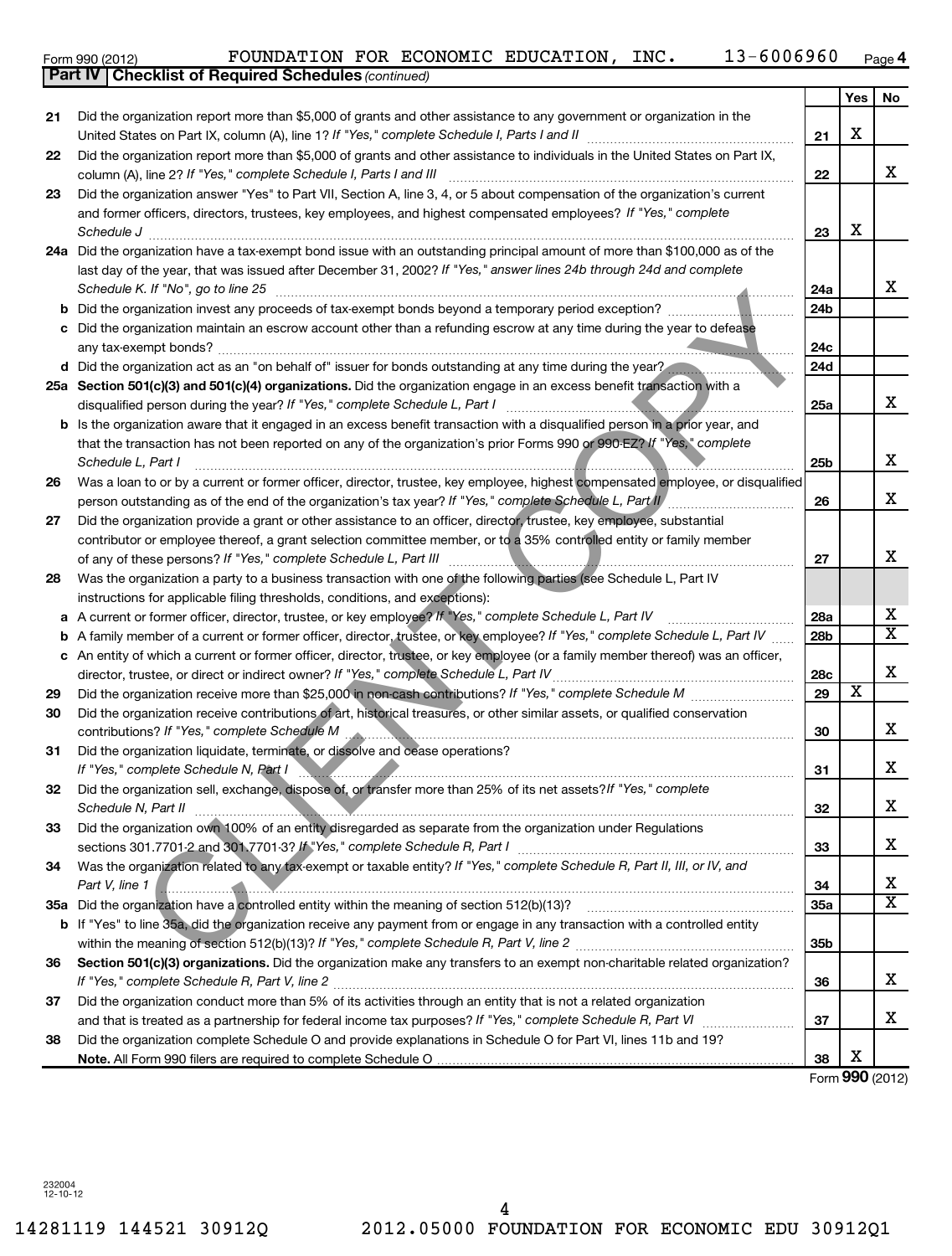Form 990 (2012) FOUNDATION FOR ECONOMIC EDUCATION, INC. 13-6006960 Page 4

**Part IV | Checklist of Required Schedules** *(continued)*

| | | | Yes | No |
|---|---|---|---|---|
| 21 | Did the organization report more than $5,000 of grants and other assistance to any government or organization in the United States on Part IX, column (A), line 1? *If "Yes," complete Schedule I, Parts I and II* | 21 | X | |
| 22 | Did the organization report more than $5,000 of grants and other assistance to individuals in the United States on Part IX, column (A), line 2? *If "Yes," complete Schedule I, Parts I and III* | 22 | | X |
| 23 | Did the organization answer "Yes" to Part VII, Section A, line 3, 4, or 5 about compensation of the organization's current and former officers, directors, trustees, key employees, and highest compensated employees? *If "Yes," complete Schedule J* | 23 | X | |
| 24a | Did the organization have a tax-exempt bond issue with an outstanding principal amount of more than $100,000 as of the last day of the year, that was issued after December 31, 2002? *If "Yes," answer lines 24b through 24d and complete Schedule K. If "No", go to line 25* | 24a | | X |
| b | Did the organization invest any proceeds of tax-exempt bonds beyond a temporary period exception? | 24b | | |
| c | Did the organization maintain an escrow account other than a refunding escrow at any time during the year to defease any tax-exempt bonds? | 24c | | |
| d | Did the organization act as an "on behalf of" issuer for bonds outstanding at any time during the year? | 24d | | |
| 25a | **Section 501(c)(3) and 501(c)(4) organizations.** Did the organization engage in an excess benefit transaction with a disqualified person during the year? *If "Yes," complete Schedule L, Part I* | 25a | | X |
| b | Is the organization aware that it engaged in an excess benefit transaction with a disqualified person in a prior year, and that the transaction has not been reported on any of the organization's prior Forms 990 or 990-EZ? *If "Yes," complete Schedule L, Part I* | 25b | | X |
| 26 | Was a loan to or by a current or former officer, director, trustee, key employee, highest compensated employee, or disqualified person outstanding as of the end of the organization's tax year? *If "Yes," complete Schedule L, Part II* | 26 | | X |
| 27 | Did the organization provide a grant or other assistance to an officer, director, trustee, key employee, substantial contributor or employee thereof, a grant selection committee member, or to a 35% controlled entity or family member of any of these persons? *If "Yes," complete Schedule L, Part III* | 27 | | X |
| 28 | Was the organization a party to a business transaction with one of the following parties (see Schedule L, Part IV instructions for applicable filing thresholds, conditions, and exceptions): | | | |
| a | A current or former officer, director, trustee, or key employee? *If "Yes," complete Schedule L, Part IV* | 28a | | X |
| b | A family member of a current or former officer, director, trustee, or key employee? *If "Yes," complete Schedule L, Part IV* | 28b | | X |
| c | An entity of which a current or former officer, director, trustee, or key employee (or a family member thereof) was an officer, director, trustee, or direct or indirect owner? *If "Yes," complete Schedule L, Part IV* | 28c | | X |
| 29 | Did the organization receive more than $25,000 in non-cash contributions? *If "Yes," complete Schedule M* | 29 | X | |
| 30 | Did the organization receive contributions of art, historical treasures, or other similar assets, or qualified conservation contributions? *If "Yes," complete Schedule M* | 30 | | X |
| 31 | Did the organization liquidate, terminate, or dissolve and cease operations? *If "Yes," complete Schedule N, Part I* | 31 | | X |
| 32 | Did the organization sell, exchange, dispose of, or transfer more than 25% of its net assets? *If "Yes," complete Schedule N, Part II* | 32 | | X |
| 33 | Did the organization own 100% of an entity disregarded as separate from the organization under Regulations sections 301.7701-2 and 301.7701-3? *If "Yes," complete Schedule R, Part I* | 33 | | X |
| 34 | Was the organization related to any tax-exempt or taxable entity? *If "Yes," complete Schedule R, Part II, III, or IV, and Part V, line 1* | 34 | | X |
| 35a | Did the organization have a controlled entity within the meaning of section 512(b)(13)? | 35a | | X |
| b | If "Yes" to line 35a, did the organization receive any payment from or engage in any transaction with a controlled entity within the meaning of section 512(b)(13)? *If "Yes," complete Schedule R, Part V, line 2* | 35b | | |
| 36 | **Section 501(c)(3) organizations.** Did the organization make any transfers to an exempt non-charitable related organization? *If "Yes," complete Schedule R, Part V, line 2* | 36 | | X |
| 37 | Did the organization conduct more than 5% of its activities through an entity that is not a related organization and that is treated as a partnership for federal income tax purposes? *If "Yes," complete Schedule R, Part VI* | 37 | | X |
| 38 | Did the organization complete Schedule O and provide explanations in Schedule O for Part VI, lines 11b and 19? **Note.** All Form 990 filers are required to complete Schedule O | 38 | X | |

Form **990** (2012)

232004 12-10-12

14281119 144521 30912Q 2012.05000 FOUNDATION FOR ECONOMIC EDU 30912Q1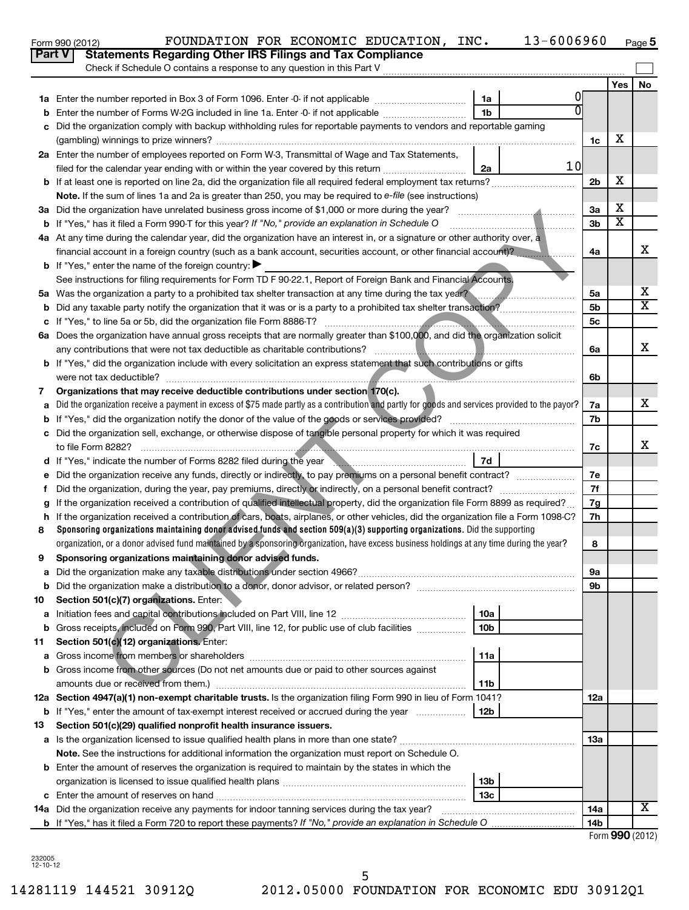Form 990 (2012) FOUNDATION FOR ECONOMIC EDUCATION, INC. 13-6006960 Page 5

## Part V Statements Regarding Other IRS Filings and Tax Compliance

Check if Schedule O contains a response to any question in this Part V

| | | | | | Yes | No |
|---|---|---|---|---|---|---|
| **1a** | Enter the number reported in Box 3 of Form 1096. Enter -0- if not applicable | 1a | 0 | | | |
| **b** | Enter the number of Forms W-2G included in line 1a. Enter -0- if not applicable | 1b | 0 | | | |
| **c** | Did the organization comply with backup withholding rules for reportable payments to vendors and reportable gaming (gambling) winnings to prize winners? | | | 1c | X | |
| **2a** | Enter the number of employees reported on Form W-3, Transmittal of Wage and Tax Statements, filed for the calendar year ending with or within the year covered by this return | 2a | 10 | | | |
| **b** | If at least one is reported on line 2a, did the organization file all required federal employment tax returns? | | | 2b | X | |
| | **Note.** If the sum of lines 1a and 2a is greater than 250, you may be required to *e-file* (see instructions) | | | | | |
| **3a** | Did the organization have unrelated business gross income of $1,000 or more during the year? | | | 3a | X | |
| **b** | If "Yes," has it filed a Form 990-T for this year? *If "No," provide an explanation in Schedule O* | | | 3b | X | |
| **4a** | At any time during the calendar year, did the organization have an interest in, or a signature or other authority over, a financial account in a foreign country (such as a bank account, securities account, or other financial account)? | | | 4a | | X |
| **b** | If "Yes," enter the name of the foreign country: ▶ | | | | | |
| | See instructions for filing requirements for Form TD F 90-22.1, Report of Foreign Bank and Financial Accounts. | | | | | |
| **5a** | Was the organization a party to a prohibited tax shelter transaction at any time during the tax year? | | | 5a | | X |
| **b** | Did any taxable party notify the organization that it was or is a party to a prohibited tax shelter transaction? | | | 5b | | X |
| **c** | If "Yes," to line 5a or 5b, did the organization file Form 8886-T? | | | 5c | | |
| **6a** | Does the organization have annual gross receipts that are normally greater than $100,000, and did the organization solicit any contributions that were not tax deductible as charitable contributions? | | | 6a | | X |
| **b** | If "Yes," did the organization include with every solicitation an express statement that such contributions or gifts were not tax deductible? | | | 6b | | |
| **7** | **Organizations that may receive deductible contributions under section 170(c).** | | | | | |
| **a** | Did the organization receive a payment in excess of $75 made partly as a contribution and partly for goods and services provided to the payor? | | | 7a | | X |
| **b** | If "Yes," did the organization notify the donor of the value of the goods or services provided? | | | 7b | | |
| **c** | Did the organization sell, exchange, or otherwise dispose of tangible personal property for which it was required to file Form 8282? | | | 7c | | X |
| **d** | If "Yes," indicate the number of Forms 8282 filed during the year | 7d | | | | |
| **e** | Did the organization receive any funds, directly or indirectly, to pay premiums on a personal benefit contract? | | | 7e | | |
| **f** | Did the organization, during the year, pay premiums, directly or indirectly, on a personal benefit contract? | | | 7f | | |
| **g** | If the organization received a contribution of qualified intellectual property, did the organization file Form 8899 as required? | | | 7g | | |
| **h** | If the organization received a contribution of cars, boats, airplanes, or other vehicles, did the organization file a Form 1098-C? | | | 7h | | |
| **8** | **Sponsoring organizations maintaining donor advised funds and section 509(a)(3) supporting organizations.** Did the supporting organization, or a donor advised fund maintained by a sponsoring organization, have excess business holdings at any time during the year? | | | 8 | | |
| **9** | **Sponsoring organizations maintaining donor advised funds.** | | | | | |
| **a** | Did the organization make any taxable distributions under section 4966? | | | 9a | | |
| **b** | Did the organization make a distribution to a donor, donor advisor, or related person? | | | 9b | | |
| **10** | **Section 501(c)(7) organizations.** Enter: | | | | | |
| **a** | Initiation fees and capital contributions included on Part VIII, line 12 | 10a | | | | |
| **b** | Gross receipts, included on Form 990, Part VIII, line 12, for public use of club facilities | 10b | | | | |
| **11** | **Section 501(c)(12) organizations.** Enter: | | | | | |
| **a** | Gross income from members or shareholders | 11a | | | | |
| **b** | Gross income from other sources (Do not net amounts due or paid to other sources against amounts due or received from them.) | 11b | | | | |
| **12a** | **Section 4947(a)(1) non-exempt charitable trusts.** Is the organization filing Form 990 in lieu of Form 1041? | | | 12a | | |
| **b** | If "Yes," enter the amount of tax-exempt interest received or accrued during the year | 12b | | | | |
| **13** | **Section 501(c)(29) qualified nonprofit health insurance issuers.** | | | | | |
| **a** | Is the organization licensed to issue qualified health plans in more than one state? | | | 13a | | |
| | **Note.** See the instructions for additional information the organization must report on Schedule O. | | | | | |
| **b** | Enter the amount of reserves the organization is required to maintain by the states in which the organization is licensed to issue qualified health plans | 13b | | | | |
| **c** | Enter the amount of reserves on hand | 13c | | | | |
| **14a** | Did the organization receive any payments for indoor tanning services during the tax year? | | | 14a | | X |
| **b** | If "Yes," has it filed a Form 720 to report these payments? *If "No," provide an explanation in Schedule O* | | | 14b | | |

Form **990** (2012)

232005
12-10-12

14281119 144521 30912Q 2012.05000 FOUNDATION FOR ECONOMIC EDU 30912Q1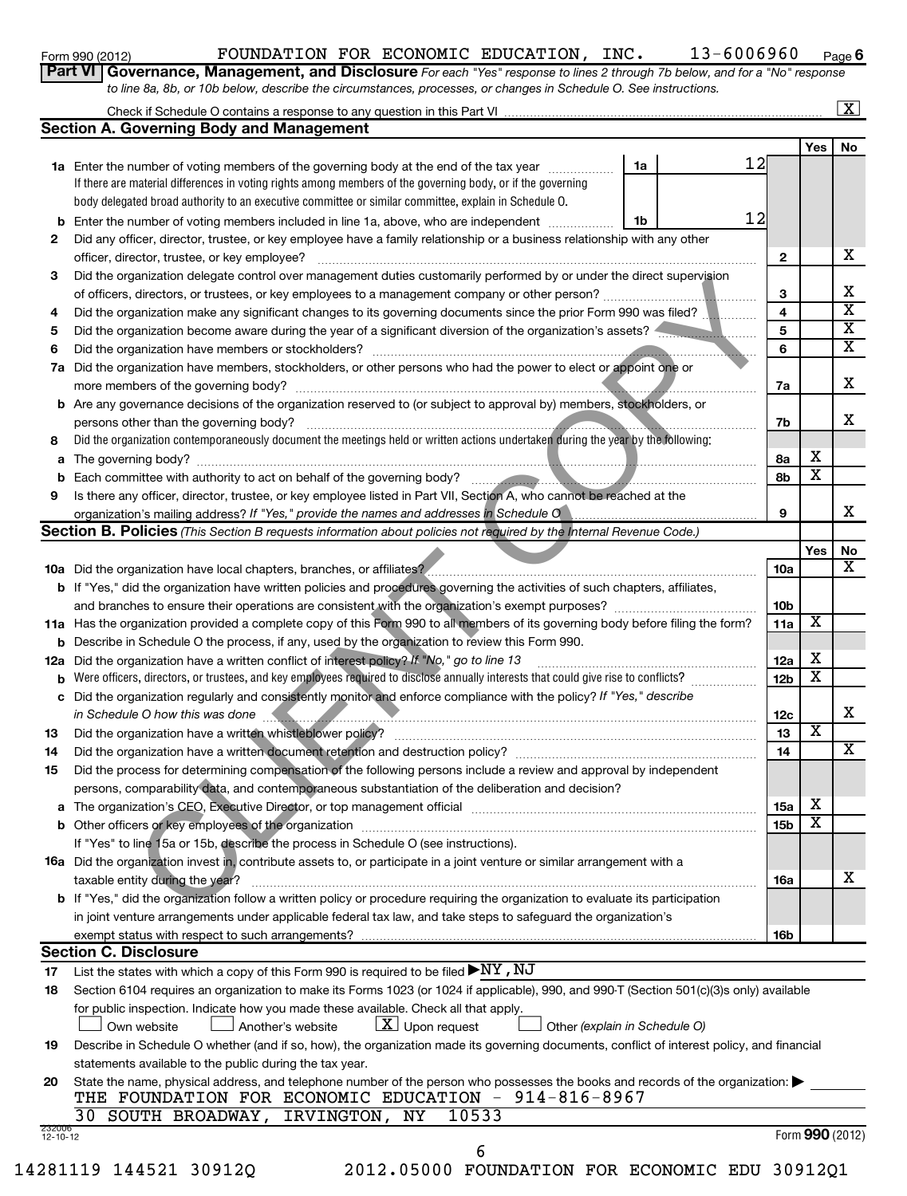Form 990 (2012) FOUNDATION FOR ECONOMIC EDUCATION, INC. 13-6006960 Page 6

**Part VI Governance, Management, and Disclosure** *For each "Yes" response to lines 2 through 7b below, and for a "No" response to line 8a, 8b, or 10b below, describe the circumstances, processes, or changes in Schedule O. See instructions.*

Check if Schedule O contains a response to any question in this Part VI ..... [X]

## Section A. Governing Body and Management

| | | | | Yes | No |
|---|---|---|---|---|---|
| **1a** | Enter the number of voting members of the governing body at the end of the tax year ..... If there are material differences in voting rights among members of the governing body, or if the governing body delegated broad authority to an executive committee or similar committee, explain in Schedule O. | 1a: 12 | | | |
| **b** | Enter the number of voting members included in line 1a, above, who are independent ..... | 1b: 12 | | | |
| **2** | Did any officer, director, trustee, or key employee have a family relationship or a business relationship with any other officer, director, trustee, or key employee? | | 2 | | X |
| **3** | Did the organization delegate control over management duties customarily performed by or under the direct supervision of officers, directors, or trustees, or key employees to a management company or other person? | | 3 | | X |
| **4** | Did the organization make any significant changes to its governing documents since the prior Form 990 was filed? | | 4 | | X |
| **5** | Did the organization become aware during the year of a significant diversion of the organization's assets? | | 5 | | X |
| **6** | Did the organization have members or stockholders? | | 6 | | X |
| **7a** | Did the organization have members, stockholders, or other persons who had the power to elect or appoint one or more members of the governing body? | | 7a | | X |
| **b** | Are any governance decisions of the organization reserved to (or subject to approval by) members, stockholders, or persons other than the governing body? | | 7b | | X |
| **8** | Did the organization contemporaneously document the meetings held or written actions undertaken during the year by the following: | | | | |
| **a** | The governing body? | | 8a | X | |
| **b** | Each committee with authority to act on behalf of the governing body? | | 8b | X | |
| **9** | Is there any officer, director, trustee, or key employee listed in Part VII, Section A, who cannot be reached at the organization's mailing address? *If "Yes," provide the names and addresses in Schedule O* | | 9 | | X |

## Section B. Policies *(This Section B requests information about policies not required by the Internal Revenue Code.)*

| | | | Yes | No |
|---|---|---|---|---|
| **10a** | Did the organization have local chapters, branches, or affiliates? | 10a | | X |
| **b** | If "Yes," did the organization have written policies and procedures governing the activities of such chapters, affiliates, and branches to ensure their operations are consistent with the organization's exempt purposes? | 10b | | |
| **11a** | Has the organization provided a complete copy of this Form 990 to all members of its governing body before filing the form? | 11a | X | |
| **b** | Describe in Schedule O the process, if any, used by the organization to review this Form 990. | | | |
| **12a** | Did the organization have a written conflict of interest policy? *If "No," go to line 13* | 12a | X | |
| **b** | Were officers, directors, or trustees, and key employees required to disclose annually interests that could give rise to conflicts? | 12b | X | |
| **c** | Did the organization regularly and consistently monitor and enforce compliance with the policy? *If "Yes," describe in Schedule O how this was done* | 12c | | X |
| **13** | Did the organization have a written whistleblower policy? | 13 | X | |
| **14** | Did the organization have a written document retention and destruction policy? | 14 | | X |
| **15** | Did the process for determining compensation of the following persons include a review and approval by independent persons, comparability data, and contemporaneous substantiation of the deliberation and decision? | | | |
| **a** | The organization's CEO, Executive Director, or top management official | 15a | X | |
| **b** | Other officers or key employees of the organization | 15b | X | |
| | If "Yes" to line 15a or 15b, describe the process in Schedule O (see instructions). | | | |
| **16a** | Did the organization invest in, contribute assets to, or participate in a joint venture or similar arrangement with a taxable entity during the year? | 16a | | X |
| **b** | If "Yes," did the organization follow a written policy or procedure requiring the organization to evaluate its participation in joint venture arrangements under applicable federal tax law, and take steps to safeguard the organization's exempt status with respect to such arrangements? | 16b | | |

## Section C. Disclosure

**17** List the states with which a copy of this Form 990 is required to be filed ▶ NY, NJ

**18** Section 6104 requires an organization to make its Forms 1023 (or 1024 if applicable), 990, and 990-T (Section 501(c)(3)s only) available for public inspection. Indicate how you made these available. Check all that apply.

[ ] Own website [ ] Another's website [X] Upon request [ ] Other *(explain in Schedule O)*

**19** Describe in Schedule O whether (and if so, how), the organization made its governing documents, conflict of interest policy, and financial statements available to the public during the tax year.

**20** State the name, physical address, and telephone number of the person who possesses the books and records of the organization: ▶
THE FOUNDATION FOR ECONOMIC EDUCATION - 914-816-8967
30 SOUTH BROADWAY, IRVINGTON, NY 10533

232006 12-10-12 Form **990** (2012)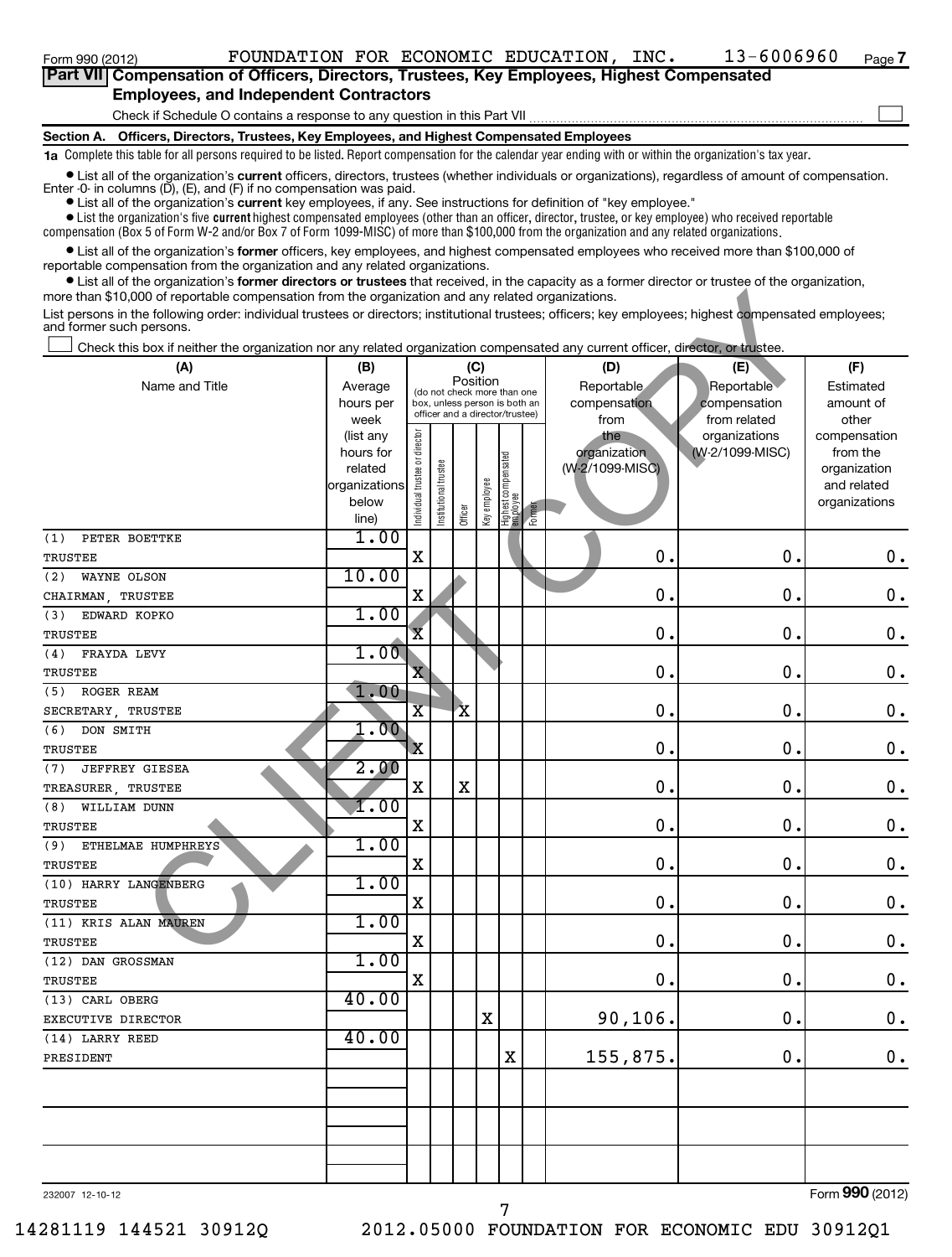Form 990 (2012) FOUNDATION FOR ECONOMIC EDUCATION, INC. 13-6006960 Page 7

## Part VII Compensation of Officers, Directors, Trustees, Key Employees, Highest Compensated Employees, and Independent Contractors

Check if Schedule O contains a response to any question in this Part VII ☐

### Section A. Officers, Directors, Trustees, Key Employees, and Highest Compensated Employees

**1a** Complete this table for all persons required to be listed. Report compensation for the calendar year ending with or within the organization's tax year.

- List all of the organization's **current** officers, directors, trustees (whether individuals or organizations), regardless of amount of compensation. Enter -0- in columns (D), (E), and (F) if no compensation was paid.
- List all of the organization's **current** key employees, if any. See instructions for definition of "key employee."
- List the organization's five **current** highest compensated employees (other than an officer, director, trustee, or key employee) who received reportable compensation (Box 5 of Form W-2 and/or Box 7 of Form 1099-MISC) of more than $100,000 from the organization and any related organizations.
- List all of the organization's **former** officers, key employees, and highest compensated employees who received more than $100,000 of reportable compensation from the organization and any related organizations.
- List all of the organization's **former directors or trustees** that received, in the capacity as a former director or trustee of the organization, more than $10,000 of reportable compensation from the organization and any related organizations.

List persons in the following order: individual trustees or directors; institutional trustees; officers; key employees; highest compensated employees; and former such persons.

☐ Check this box if neither the organization nor any related organization compensated any current officer, director, or trustee.

| (A) Name and Title | (B) Average hours per week (list any hours for related organizations below line) | (C) Position: Individual trustee or director | Institutional trustee | Officer | Key employee | Highest compensated employee | Former | (D) Reportable compensation from the organization (W-2/1099-MISC) | (E) Reportable compensation from related organizations (W-2/1099-MISC) | (F) Estimated amount of other compensation from the organization and related organizations |
|---|---|---|---|---|---|---|---|---|---|---|
| (1) PETER BOETTKE<br>TRUSTEE | 1.00 | X | | | | | | 0. | 0. | 0. |
| (2) WAYNE OLSON<br>CHAIRMAN, TRUSTEE | 10.00 | X | | | | | | 0. | 0. | 0. |
| (3) EDWARD KOPKO<br>TRUSTEE | 1.00 | X | | | | | | 0. | 0. | 0. |
| (4) FRAYDA LEVY<br>TRUSTEE | 1.00 | X | | | | | | 0. | 0. | 0. |
| (5) ROGER REAM<br>SECRETARY, TRUSTEE | 1.00 | X | | X | | | | 0. | 0. | 0. |
| (6) DON SMITH<br>TRUSTEE | 1.00 | X | | | | | | 0. | 0. | 0. |
| (7) JEFFREY GIESEA<br>TREASURER, TRUSTEE | 2.00 | X | | X | | | | 0. | 0. | 0. |
| (8) WILLIAM DUNN<br>TRUSTEE | 1.00 | X | | | | | | 0. | 0. | 0. |
| (9) ETHELMAE HUMPHREYS<br>TRUSTEE | 1.00 | X | | | | | | 0. | 0. | 0. |
| (10) HARRY LANGENBERG<br>TRUSTEE | 1.00 | X | | | | | | 0. | 0. | 0. |
| (11) KRIS ALAN MAUREN<br>TRUSTEE | 1.00 | X | | | | | | 0. | 0. | 0. |
| (12) DAN GROSSMAN<br>TRUSTEE | 1.00 | X | | | | | | 0. | 0. | 0. |
| (13) CARL OBERG<br>EXECUTIVE DIRECTOR | 40.00 | | | | X | | | 90,106. | 0. | 0. |
| (14) LARRY REED<br>PRESIDENT | 40.00 | | | | | X | | 155,875. | 0. | 0. |
| | | | | | | | | | | |
| | | | | | | | | | | |
| | | | | | | | | | | |

232007 12-10-12 Form 990 (2012)

14281119 144521 30912Q 2012.05000 FOUNDATION FOR ECONOMIC EDU 30912Q1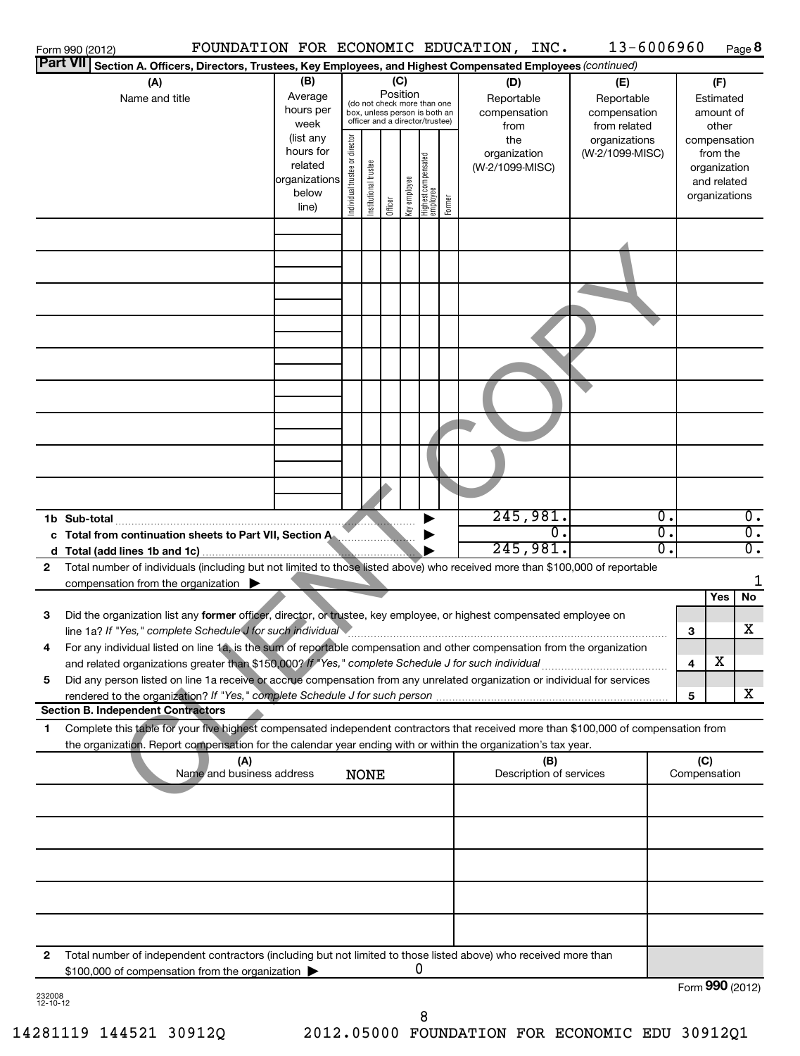Form 990 (2012) FOUNDATION FOR ECONOMIC EDUCATION, INC. 13-6006960 Page 8

**Part VII Section A. Officers, Directors, Trustees, Key Employees, and Highest Compensated Employees** *(continued)*

| (A) Name and title | (B) Average hours per week (list any hours for related organizations below line) | (C) Position: Individual trustee or director | Institutional trustee | Officer | Key employee | Highest compensated employee | Former | (D) Reportable compensation from the organization (W-2/1099-MISC) | (E) Reportable compensation from related organizations (W-2/1099-MISC) | (F) Estimated amount of other compensation from the organization and related organizations |
|---|---|---|---|---|---|---|---|---|---|---|
| | | | | | | | | | | |
| | | | | | | | | | | |
| | | | | | | | | | | |
| | | | | | | | | | | |
| | | | | | | | | | | |
| | | | | | | | | | | |
| | | | | | | | | | | |
| | | | | | | | | | | |
| | | | | | | | | | | |
| **1b Sub-total** | | | | | | | | 245,981. | 0. | 0. |
| **c Total from continuation sheets to Part VII, Section A** | | | | | | | | 0. | 0. | 0. |
| **d Total (add lines 1b and 1c)** | | | | | | | | 245,981. | 0. | 0. |

**2** Total number of individuals (including but not limited to those listed above) who received more than $100,000 of reportable compensation from the organization ▶ 1

| | | | Yes | No |
|---|---|---|---|---|
| **3** | Did the organization list any **former** officer, director, or trustee, key employee, or highest compensated employee on line 1a? *If "Yes," complete Schedule J for such individual* | 3 | | X |
| **4** | For any individual listed on line 1a, is the sum of reportable compensation and other compensation from the organization and related organizations greater than $150,000? *If "Yes," complete Schedule J for such individual* | 4 | X | |
| **5** | Did any person listed on line 1a receive or accrue compensation from any unrelated organization or individual for services rendered to the organization? *If "Yes," complete Schedule J for such person* | 5 | | X |

**Section B. Independent Contractors**

**1** Complete this table for your five highest compensated independent contractors that received more than $100,000 of compensation from the organization. Report compensation for the calendar year ending with or within the organization's tax year.

| (A) Name and business address | (B) Description of services | (C) Compensation |
|---|---|---|
| NONE | | |
| | | |
| | | |
| | | |
| | | |

**2** Total number of independent contractors (including but not limited to those listed above) who received more than $100,000 of compensation from the organization ▶ 0

Form **990** (2012)

232008 12-10-12

14281119 144521 30912Q 2012.05000 FOUNDATION FOR ECONOMIC EDU 30912Q1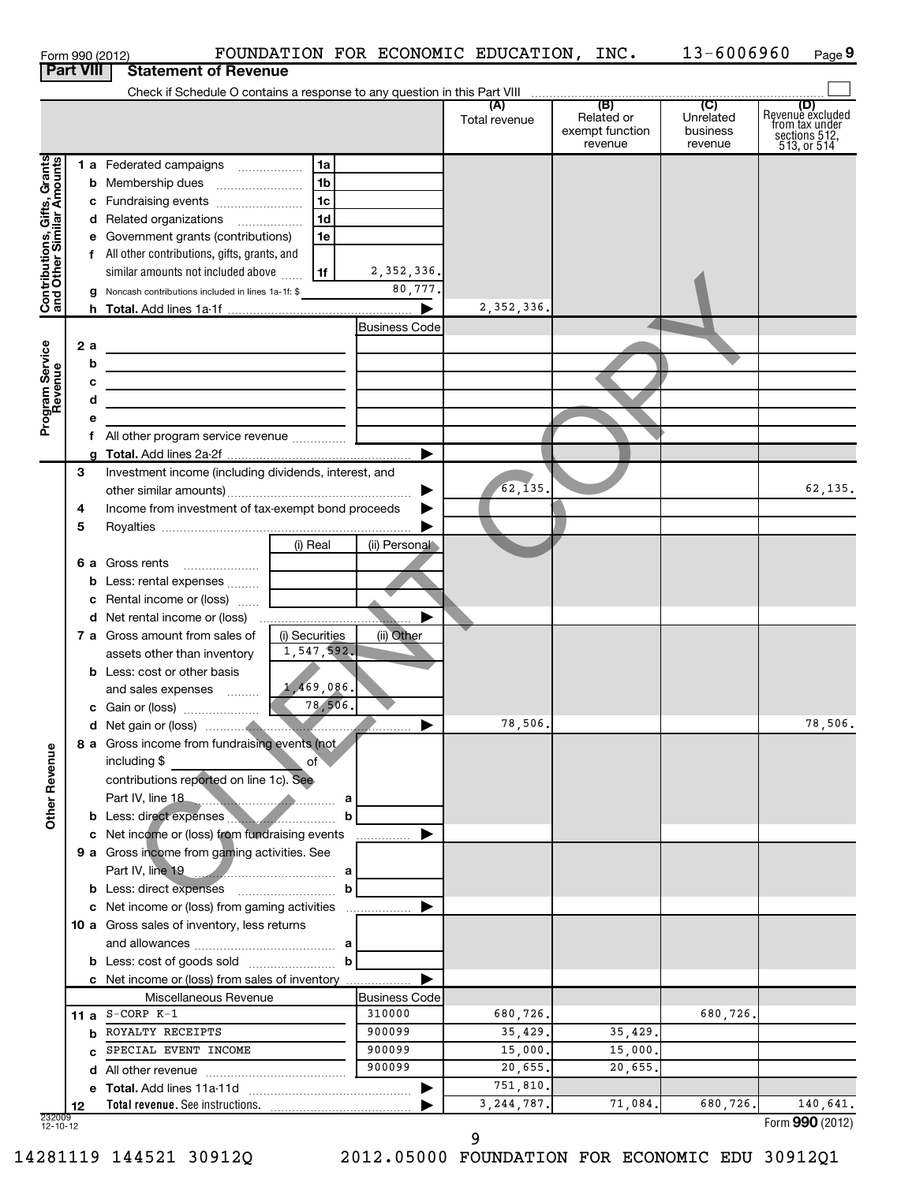Form 990 (2012) FOUNDATION FOR ECONOMIC EDUCATION, INC. 13-6006960

## Part VIII Statement of Revenue

Check if Schedule O contains a response to any question in this Part VIII

| | | | (A) Total revenue | (B) Related or exempt function revenue | (C) Unrelated business revenue | (D) Revenue excluded from tax under sections 512, 513, or 514 |
|---|---|---|---|---|---|---|
| **Contributions, Gifts, Grants and Other Similar Amounts** | 1 a Federated campaigns | 1a | | | | |
| | b Membership dues | 1b | | | | |
| | c Fundraising events | 1c | | | | |
| | d Related organizations | 1d | | | | |
| | e Government grants (contributions) | 1e | | | | |
| | f All other contributions, gifts, grants, and similar amounts not included above | 1f 2,352,336. | | | | |
| | g Noncash contributions included in lines 1a-1f: $ | 80,777. | | | | |
| | h **Total.** Add lines 1a-1f | | 2,352,336. | | | |
| **Program Service Revenue** | | Business Code | | | | |
| | 2 a | | | | | |
| | b | | | | | |
| | c | | | | | |
| | d | | | | | |
| | e | | | | | |
| | f All other program service revenue | | | | | |
| | g **Total.** Add lines 2a-2f | | | | | |
| **Other Revenue** | 3 Investment income (including dividends, interest, and other similar amounts) | | 62,135. | | | 62,135. |
| | 4 Income from investment of tax-exempt bond proceeds | | | | | |
| | 5 Royalties | | | | | |
| | | (i) Real / (ii) Personal | | | | |
| | 6 a Gross rents | | | | | |
| | b Less: rental expenses | | | | | |
| | c Rental income or (loss) | | | | | |
| | d Net rental income or (loss) | | | | | |
| | | (i) Securities / (ii) Other | | | | |
| | 7 a Gross amount from sales of assets other than inventory | 1,547,592. | | | | |
| | b Less: cost or other basis and sales expenses | 1,469,086. | | | | |
| | c Gain or (loss) | 78,506. | | | | |
| | d Net gain or (loss) | | 78,506. | | | 78,506. |
| | 8 a Gross income from fundraising events (not including $ ____ of contributions reported on line 1c). See Part IV, line 18 | a | | | | |
| | b Less: direct expenses | b | | | | |
| | c Net income or (loss) from fundraising events | | | | | |
| | 9 a Gross income from gaming activities. See Part IV, line 19 | a | | | | |
| | b Less: direct expenses | b | | | | |
| | c Net income or (loss) from gaming activities | | | | | |
| | 10 a Gross sales of inventory, less returns and allowances | a | | | | |
| | b Less: cost of goods sold | b | | | | |
| | c Net income or (loss) from sales of inventory | | | | | |
| | Miscellaneous Revenue | Business Code | | | | |
| | 11 a S-CORP K-1 | 310000 | 680,726. | | 680,726. | |
| | b ROYALTY RECEIPTS | 900099 | 35,429. | 35,429. | | |
| | c SPECIAL EVENT INCOME | 900099 | 15,000. | 15,000. | | |
| | d All other revenue | 900099 | 20,655. | 20,655. | | |
| | e **Total.** Add lines 11a-11d | | 751,810. | | | |
| | 12 **Total revenue.** See instructions. | | 3,244,787. | 71,084. | 680,726. | 140,641. |

Form **990** (2012)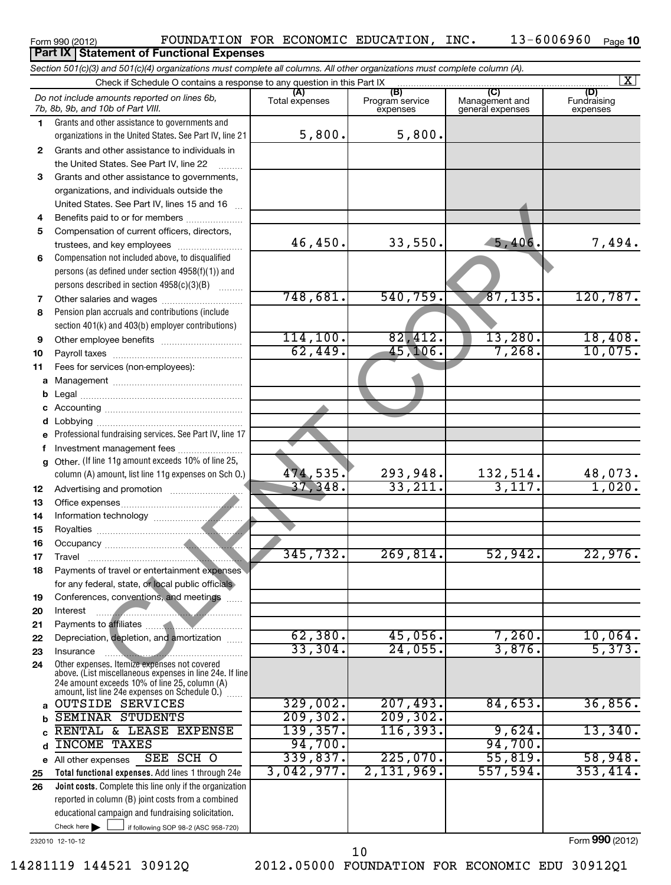Form 990 (2012) FOUNDATION FOR ECONOMIC EDUCATION, INC. 13-6006960 Page 10

## Part IX Statement of Functional Expenses

*Section 501(c)(3) and 501(c)(4) organizations must complete all columns. All other organizations must complete column (A).*

Check if Schedule O contains a response to any question in this Part IX [X]

| *Do not include amounts reported on lines 6b, 7b, 8b, 9b, and 10b of Part VIII.* | (A) Total expenses | (B) Program service expenses | (C) Management and general expenses | (D) Fundraising expenses |
|---|---|---|---|---|
| 1 Grants and other assistance to governments and organizations in the United States. See Part IV, line 21 | 5,800. | 5,800. | | |
| 2 Grants and other assistance to individuals in the United States. See Part IV, line 22 | | | | |
| 3 Grants and other assistance to governments, organizations, and individuals outside the United States. See Part IV, lines 15 and 16 | | | | |
| 4 Benefits paid to or for members | | | | |
| 5 Compensation of current officers, directors, trustees, and key employees | 46,450. | 33,550. | 5,406. | 7,494. |
| 6 Compensation not included above, to disqualified persons (as defined under section 4958(f)(1)) and persons described in section 4958(c)(3)(B) | | | | |
| 7 Other salaries and wages | 748,681. | 540,759. | 87,135. | 120,787. |
| 8 Pension plan accruals and contributions (include section 401(k) and 403(b) employer contributions) | | | | |
| 9 Other employee benefits | 114,100. | 82,412. | 13,280. | 18,408. |
| 10 Payroll taxes | 62,449. | 45,106. | 7,268. | 10,075. |
| 11 Fees for services (non-employees): | | | | |
| a Management | | | | |
| b Legal | | | | |
| c Accounting | | | | |
| d Lobbying | | | | |
| e Professional fundraising services. See Part IV, line 17 | | | | |
| f Investment management fees | | | | |
| g Other. (If line 11g amount exceeds 10% of line 25, column (A) amount, list line 11g expenses on Sch O.) | 474,535. | 293,948. | 132,514. | 48,073. |
| 12 Advertising and promotion | 37,348. | 33,211. | 3,117. | 1,020. |
| 13 Office expenses | | | | |
| 14 Information technology | | | | |
| 15 Royalties | | | | |
| 16 Occupancy | | | | |
| 17 Travel | 345,732. | 269,814. | 52,942. | 22,976. |
| 18 Payments of travel or entertainment expenses for any federal, state, or local public officials | | | | |
| 19 Conferences, conventions, and meetings | | | | |
| 20 Interest | | | | |
| 21 Payments to affiliates | | | | |
| 22 Depreciation, depletion, and amortization | 62,380. | 45,056. | 7,260. | 10,064. |
| 23 Insurance | 33,304. | 24,055. | 3,876. | 5,373. |
| 24 Other expenses. Itemize expenses not covered above. (List miscellaneous expenses in line 24e. If line 24e amount exceeds 10% of line 25, column (A) amount, list line 24e expenses on Schedule O.) | | | | |
| a OUTSIDE SERVICES | 329,002. | 207,493. | 84,653. | 36,856. |
| b SEMINAR STUDENTS | 209,302. | 209,302. | | |
| c RENTAL & LEASE EXPENSE | 139,357. | 116,393. | 9,624. | 13,340. |
| d INCOME TAXES | 94,700. | | 94,700. | |
| e All other expenses SEE SCH O | 339,837. | 225,070. | 55,819. | 58,948. |
| 25 **Total functional expenses.** Add lines 1 through 24e | 3,042,977. | 2,131,969. | 557,594. | 353,414. |
| 26 **Joint costs.** Complete this line only if the organization reported in column (B) joint costs from a combined educational campaign and fundraising solicitation. Check here [ ] if following SOP 98-2 (ASC 958-720) | | | | |

232010 12-10-12 Form **990** (2012)

14281119 144521 30912Q 2012.05000 FOUNDATION FOR ECONOMIC EDU 30912Q1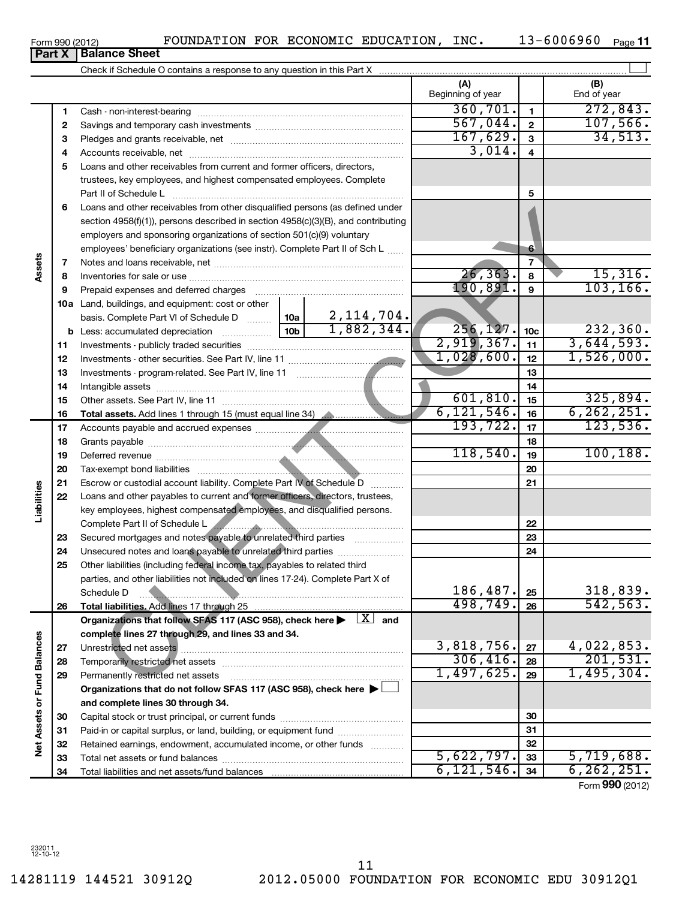Form 990 (2012) FOUNDATION FOR ECONOMIC EDUCATION, INC. 13-6006960 Page 11

## Part X | Balance Sheet

Check if Schedule O contains a response to any question in this Part X ☐

| | | | | (A) Beginning of year | | (B) End of year |
|---|---|---|---|---|---|---|
| **Assets** | 1 | Cash - non-interest-bearing | | 360,701. | 1 | 272,843. |
| | 2 | Savings and temporary cash investments | | 567,044. | 2 | 107,566. |
| | 3 | Pledges and grants receivable, net | | 167,629. | 3 | 34,513. |
| | 4 | Accounts receivable, net | | 3,014. | 4 | |
| | 5 | Loans and other receivables from current and former officers, directors, trustees, key employees, and highest compensated employees. Complete Part II of Schedule L | | | 5 | |
| | 6 | Loans and other receivables from other disqualified persons (as defined under section 4958(f)(1)), persons described in section 4958(c)(3)(B), and contributing employers and sponsoring organizations of section 501(c)(9) voluntary employees' beneficiary organizations (see instr). Complete Part II of Sch L | | | 6 | |
| | 7 | Notes and loans receivable, net | | | 7 | |
| | 8 | Inventories for sale or use | | 26,363. | 8 | 15,316. |
| | 9 | Prepaid expenses and deferred charges | | 190,891. | 9 | 103,166. |
| | 10a | Land, buildings, and equipment: cost or other basis. Complete Part VI of Schedule D | 10a 2,114,704. | | | |
| | b | Less: accumulated depreciation | 10b 1,882,344. | 256,127. | 10c | 232,360. |
| | 11 | Investments - publicly traded securities | | 2,919,367. | 11 | 3,644,593. |
| | 12 | Investments - other securities. See Part IV, line 11 | | 1,028,600. | 12 | 1,526,000. |
| | 13 | Investments - program-related. See Part IV, line 11 | | | 13 | |
| | 14 | Intangible assets | | | 14 | |
| | 15 | Other assets. See Part IV, line 11 | | 601,810. | 15 | 325,894. |
| | 16 | **Total assets.** Add lines 1 through 15 (must equal line 34) | | 6,121,546. | 16 | 6,262,251. |
| **Liabilities** | 17 | Accounts payable and accrued expenses | | 193,722. | 17 | 123,536. |
| | 18 | Grants payable | | | 18 | |
| | 19 | Deferred revenue | | 118,540. | 19 | 100,188. |
| | 20 | Tax-exempt bond liabilities | | | 20 | |
| | 21 | Escrow or custodial account liability. Complete Part IV of Schedule D | | | 21 | |
| | 22 | Loans and other payables to current and former officers, directors, trustees, key employees, highest compensated employees, and disqualified persons. Complete Part II of Schedule L | | | 22 | |
| | 23 | Secured mortgages and notes payable to unrelated third parties | | | 23 | |
| | 24 | Unsecured notes and loans payable to unrelated third parties | | | 24 | |
| | 25 | Other liabilities (including federal income tax, payables to related third parties, and other liabilities not included on lines 17-24). Complete Part X of Schedule D | | 186,487. | 25 | 318,839. |
| | 26 | **Total liabilities.** Add lines 17 through 25 | | 498,749. | 26 | 542,563. |
| **Net Assets or Fund Balances** | | **Organizations that follow SFAS 117 (ASC 958), check here ▶ [X] and complete lines 27 through 29, and lines 33 and 34.** | | | | |
| | 27 | Unrestricted net assets | | 3,818,756. | 27 | 4,022,853. |
| | 28 | Temporarily restricted net assets | | 306,416. | 28 | 201,531. |
| | 29 | Permanently restricted net assets | | 1,497,625. | 29 | 1,495,304. |
| | | **Organizations that do not follow SFAS 117 (ASC 958), check here ▶ ☐ and complete lines 30 through 34.** | | | | |
| | 30 | Capital stock or trust principal, or current funds | | | 30 | |
| | 31 | Paid-in or capital surplus, or land, building, or equipment fund | | | 31 | |
| | 32 | Retained earnings, endowment, accumulated income, or other funds | | | 32 | |
| | 33 | Total net assets or fund balances | | 5,622,797. | 33 | 5,719,688. |
| | 34 | Total liabilities and net assets/fund balances | | 6,121,546. | 34 | 6,262,251. |

Form **990** (2012)

232011 12-10-12

14281119 144521 30912Q 2012.05000 FOUNDATION FOR ECONOMIC EDU 30912Q1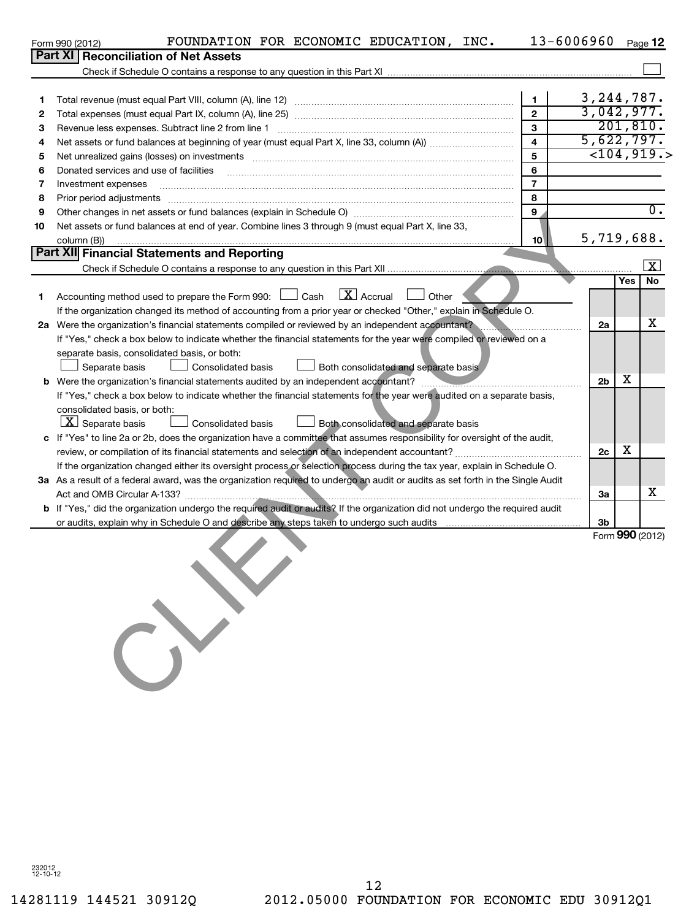Form 990 (2012) FOUNDATION FOR ECONOMIC EDUCATION, INC. 13-6006960 Page 12

## Part XI Reconciliation of Net Assets

Check if Schedule O contains a response to any question in this Part XI ☐

| | | | |
|---|---|---|---|
| 1 | Total revenue (must equal Part VIII, column (A), line 12) | 1 | 3,244,787. |
| 2 | Total expenses (must equal Part IX, column (A), line 25) | 2 | 3,042,977. |
| 3 | Revenue less expenses. Subtract line 2 from line 1 | 3 | 201,810. |
| 4 | Net assets or fund balances at beginning of year (must equal Part X, line 33, column (A)) | 4 | 5,622,797. |
| 5 | Net unrealized gains (losses) on investments | 5 | <104,919.> |
| 6 | Donated services and use of facilities | 6 | |
| 7 | Investment expenses | 7 | |
| 8 | Prior period adjustments | 8 | |
| 9 | Other changes in net assets or fund balances (explain in Schedule O) | 9 | 0. |
| 10 | Net assets or fund balances at end of year. Combine lines 3 through 9 (must equal Part X, line 33, column (B)) | 10 | 5,719,688. |

## Part XII Financial Statements and Reporting

Check if Schedule O contains a response to any question in this Part XII ☒

| | | | Yes | No |
|---|---|---|---|---|
| 1 | Accounting method used to prepare the Form 990: ☐ Cash ☒ Accrual ☐ Other<br>If the organization changed its method of accounting from a prior year or checked "Other," explain in Schedule O. | | | |
| 2a | Were the organization's financial statements compiled or reviewed by an independent accountant?<br>If "Yes," check a box below to indicate whether the financial statements for the year were compiled or reviewed on a separate basis, consolidated basis, or both:<br>☐ Separate basis ☐ Consolidated basis ☐ Both consolidated and separate basis | 2a | | X |
| b | Were the organization's financial statements audited by an independent accountant?<br>If "Yes," check a box below to indicate whether the financial statements for the year were audited on a separate basis, consolidated basis, or both:<br>☒ Separate basis ☐ Consolidated basis ☐ Both consolidated and separate basis | 2b | X | |
| c | If "Yes" to line 2a or 2b, does the organization have a committee that assumes responsibility for oversight of the audit, review, or compilation of its financial statements and selection of an independent accountant?<br>If the organization changed either its oversight process or selection process during the tax year, explain in Schedule O. | 2c | X | |
| 3a | As a result of a federal award, was the organization required to undergo an audit or audits as set forth in the Single Audit Act and OMB Circular A-133? | 3a | | X |
| b | If "Yes," did the organization undergo the required audit or audits? If the organization did not undergo the required audit or audits, explain why in Schedule O and describe any steps taken to undergo such audits | 3b | | |

Form 990 (2012)

CLIENT COPY

232012 12-10-12

14281119 144521 30912Q 2012.05000 FOUNDATION FOR ECONOMIC EDU 30912Q1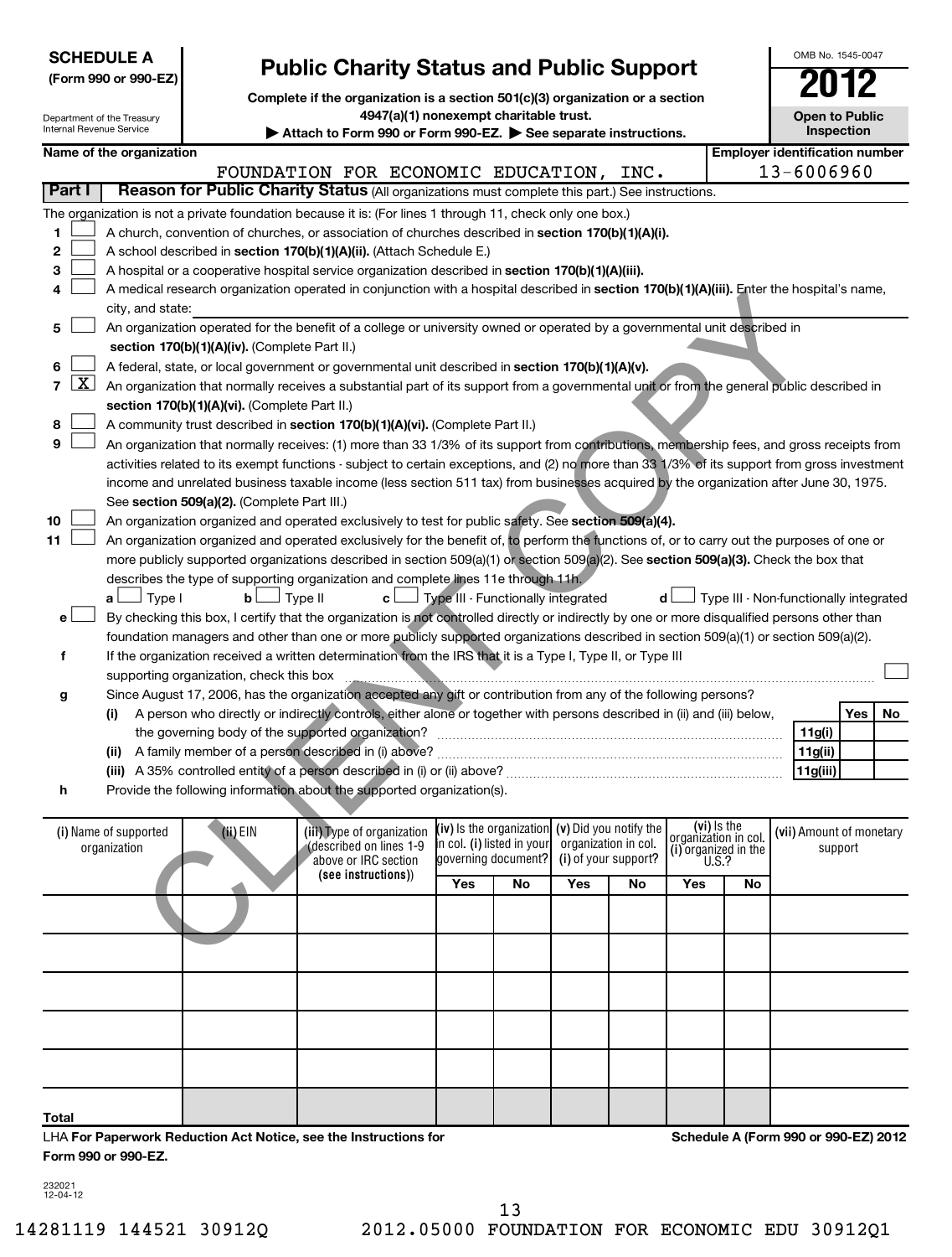**SCHEDULE A**
**(Form 990 or 990-EZ)**

Department of the Treasury
Internal Revenue Service

# Public Charity Status and Public Support

**Complete if the organization is a section 501(c)(3) organization or a section 4947(a)(1) nonexempt charitable trust.**
**▶ Attach to Form 990 or Form 990-EZ. ▶ See separate instructions.**

OMB No. 1545-0047
**2012**
**Open to Public Inspection**

**Name of the organization:** FOUNDATION FOR ECONOMIC EDUCATION, INC.
**Employer identification number:** 13-6006960

## Part I — Reason for Public Charity Status (All organizations must complete this part.) See instructions.

The organization is not a private foundation because it is: (For lines 1 through 11, check only one box.)

1. ☐ A church, convention of churches, or association of churches described in **section 170(b)(1)(A)(i).**
2. ☐ A school described in **section 170(b)(1)(A)(ii).** (Attach Schedule E.)
3. ☐ A hospital or a cooperative hospital service organization described in **section 170(b)(1)(A)(iii).**
4. ☐ A medical research organization operated in conjunction with a hospital described in **section 170(b)(1)(A)(iii).** Enter the hospital's name, city, and state:
5. ☐ An organization operated for the benefit of a college or university owned or operated by a governmental unit described in **section 170(b)(1)(A)(iv).** (Complete Part II.)
6. ☐ A federal, state, or local government or governmental unit described in **section 170(b)(1)(A)(v).**
7. ☒ An organization that normally receives a substantial part of its support from a governmental unit or from the general public described in **section 170(b)(1)(A)(vi).** (Complete Part II.)
8. ☐ A community trust described in **section 170(b)(1)(A)(vi).** (Complete Part II.)
9. ☐ An organization that normally receives: (1) more than 33 1/3% of its support from contributions, membership fees, and gross receipts from activities related to its exempt functions - subject to certain exceptions, and (2) no more than 33 1/3% of its support from gross investment income and unrelated business taxable income (less section 511 tax) from businesses acquired by the organization after June 30, 1975. See **section 509(a)(2).** (Complete Part III.)
10. ☐ An organization organized and operated exclusively to test for public safety. See **section 509(a)(4).**
11. ☐ An organization organized and operated exclusively for the benefit of, to perform the functions of, or to carry out the purposes of one or more publicly supported organizations described in section 509(a)(1) or section 509(a)(2). See **section 509(a)(3).** Check the box that describes the type of supporting organization and complete lines 11e through 11h.
   **a** ☐ Type I  **b** ☐ Type II  **c** ☐ Type III - Functionally integrated  **d** ☐ Type III - Non-functionally integrated
   **e** ☐ By checking this box, I certify that the organization is not controlled directly or indirectly by one or more disqualified persons other than foundation managers and other than one or more publicly supported organizations described in section 509(a)(1) or section 509(a)(2).
   **f** If the organization received a written determination from the IRS that it is a Type I, Type II, or Type III supporting organization, check this box ☐
   **g** Since August 17, 2006, has the organization accepted any gift or contribution from any of the following persons?

| | | Yes | No |
|---|---|---|---|
| (i) A person who directly or indirectly controls, either alone or together with persons described in (ii) and (iii) below, the governing body of the supported organization? | 11g(i) | | |
| (ii) A family member of a person described in (i) above? | 11g(ii) | | |
| (iii) A 35% controlled entity of a person described in (i) or (ii) above? | 11g(iii) | | |

   **h** Provide the following information about the supported organization(s).

| (i) Name of supported organization | (ii) EIN | (iii) Type of organization (described on lines 1-9 above or IRC section (see instructions)) | (iv) Is the organization in col. (i) listed in your governing document? Yes | No | (v) Did you notify the organization in col. (i) of your support? Yes | No | (vi) Is the organization in col. (i) organized in the U.S.? Yes | No | (vii) Amount of monetary support |
|---|---|---|---|---|---|---|---|---|---|
| | | | | | | | | | |
| | | | | | | | | | |
| | | | | | | | | | |
| | | | | | | | | | |
| | | | | | | | | | |
| **Total** | | | | | | | | | |

LHA **For Paperwork Reduction Act Notice, see the Instructions for Form 990 or 990-EZ.**

**Schedule A (Form 990 or 990-EZ) 2012**

232021 12-04-12

14281119 144521 30912Q    2012.05000 FOUNDATION FOR ECONOMIC EDU 30912Q1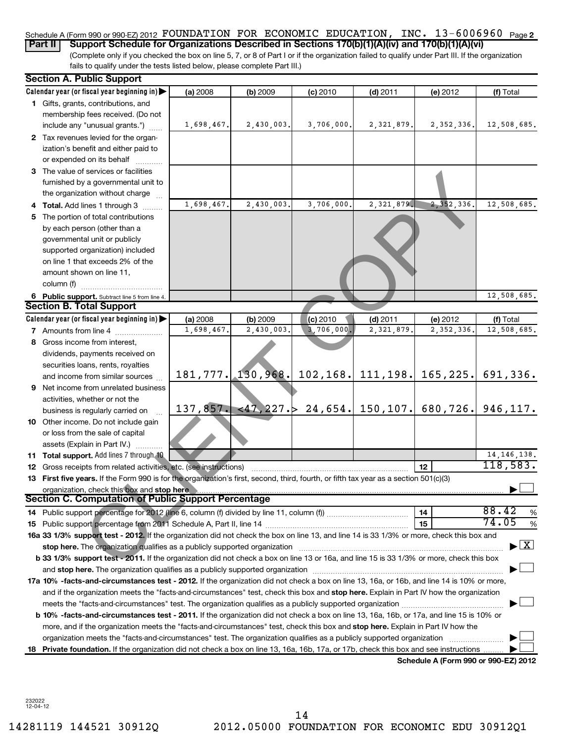Schedule A (Form 990 or 990-EZ) 2012 FOUNDATION FOR ECONOMIC EDUCATION, INC. 13-6006960 Page 2

**Part II Support Schedule for Organizations Described in Sections 170(b)(1)(A)(iv) and 170(b)(1)(A)(vi)**

(Complete only if you checked the box on line 5, 7, or 8 of Part I or if the organization failed to qualify under Part III. If the organization fails to qualify under the tests listed below, please complete Part III.)

## Section A. Public Support

| Calendar year (or fiscal year beginning in) ▶ | (a) 2008 | (b) 2009 | (c) 2010 | (d) 2011 | (e) 2012 | (f) Total |
|---|---|---|---|---|---|---|
| 1 Gifts, grants, contributions, and membership fees received. (Do not include any "unusual grants.") | 1,698,467. | 2,430,003. | 3,706,000. | 2,321,879. | 2,352,336. | 12,508,685. |
| 2 Tax revenues levied for the organization's benefit and either paid to or expended on its behalf | | | | | | |
| 3 The value of services or facilities furnished by a governmental unit to the organization without charge | | | | | | |
| 4 Total. Add lines 1 through 3 | 1,698,467. | 2,430,003. | 3,706,000. | 2,321,879. | 2,352,336. | 12,508,685. |
| 5 The portion of total contributions by each person (other than a governmental unit or publicly supported organization) included on line 1 that exceeds 2% of the amount shown on line 11, column (f) | | | | | | |
| 6 Public support. Subtract line 5 from line 4. | | | | | | 12,508,685. |

## Section B. Total Support

| Calendar year (or fiscal year beginning in) ▶ | (a) 2008 | (b) 2009 | (c) 2010 | (d) 2011 | (e) 2012 | (f) Total |
|---|---|---|---|---|---|---|
| 7 Amounts from line 4 | 1,698,467. | 2,430,003. | 3,706,000. | 2,321,879. | 2,352,336. | 12,508,685. |
| 8 Gross income from interest, dividends, payments received on securities loans, rents, royalties and income from similar sources | 181,777. | 130,968. | 102,168. | 111,198. | 165,225. | 691,336. |
| 9 Net income from unrelated business activities, whether or not the business is regularly carried on | 137,857. | <47,227.> | 24,654. | 150,107. | 680,726. | 946,117. |
| 10 Other income. Do not include gain or loss from the sale of capital assets (Explain in Part IV.) | | | | | | |
| 11 Total support. Add lines 7 through 10 | | | | | | 14,146,138. |

12 Gross receipts from related activities, etc. (see instructions) — 12 — 118,583.

13 **First five years.** If the Form 990 is for the organization's first, second, third, fourth, or fifth tax year as a section 501(c)(3) organization, check this box and **stop here** ▶ ☐

## Section C. Computation of Public Support Percentage

14 Public support percentage for 2012 (line 6, column (f) divided by line 11, column (f)) — 14 — 88.42 %

15 Public support percentage from 2011 Schedule A, Part II, line 14 — 15 — 74.05 %

16a **33 1/3% support test - 2012.** If the organization did not check the box on line 13, and line 14 is 33 1/3% or more, check this box and **stop here.** The organization qualifies as a publicly supported organization ▶ ☒

b **33 1/3% support test - 2011.** If the organization did not check a box on line 13 or 16a, and line 15 is 33 1/3% or more, check this box and **stop here.** The organization qualifies as a publicly supported organization ▶ ☐

17a **10% -facts-and-circumstances test - 2012.** If the organization did not check a box on line 13, 16a, or 16b, and line 14 is 10% or more, and if the organization meets the "facts-and-circumstances" test, check this box and **stop here.** Explain in Part IV how the organization meets the "facts-and-circumstances" test. The organization qualifies as a publicly supported organization ▶ ☐

b **10% -facts-and-circumstances test - 2011.** If the organization did not check a box on line 13, 16a, 16b, or 17a, and line 15 is 10% or more, and if the organization meets the "facts-and-circumstances" test, check this box and **stop here.** Explain in Part IV how the organization meets the "facts-and-circumstances" test. The organization qualifies as a publicly supported organization ▶ ☐

18 **Private foundation.** If the organization did not check a box on line 13, 16a, 16b, 17a, or 17b, check this box and see instructions ▶ ☐

**Schedule A (Form 990 or 990-EZ) 2012**

232022 12-04-12

14281119 144521 30912Q 2012.05000 FOUNDATION FOR ECONOMIC EDU 30912Q1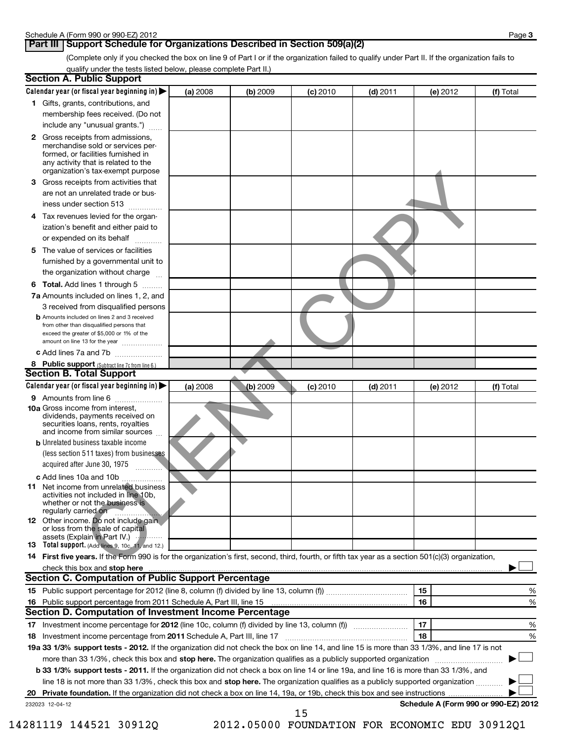## Part III Support Schedule for Organizations Described in Section 509(a)(2)

(Complete only if you checked the box on line 9 of Part I or if the organization failed to qualify under Part II. If the organization fails to qualify under the tests listed below, please complete Part II.)

### Section A. Public Support

| Calendar year (or fiscal year beginning in) ▶ | (a) 2008 | (b) 2009 | (c) 2010 | (d) 2011 | (e) 2012 | (f) Total |
|---|---|---|---|---|---|---|
| **1** Gifts, grants, contributions, and membership fees received. (Do not include any "unusual grants.") | | | | | | |
| **2** Gross receipts from admissions, merchandise sold or services performed, or facilities furnished in any activity that is related to the organization's tax-exempt purpose | | | | | | |
| **3** Gross receipts from activities that are not an unrelated trade or business under section 513 | | | | | | |
| **4** Tax revenues levied for the organization's benefit and either paid to or expended on its behalf | | | | | | |
| **5** The value of services or facilities furnished by a governmental unit to the organization without charge | | | | | | |
| **6 Total.** Add lines 1 through 5 | | | | | | |
| **7a** Amounts included on lines 1, 2, and 3 received from disqualified persons | | | | | | |
| **b** Amounts included on lines 2 and 3 received from other than disqualified persons that exceed the greater of $5,000 or 1% of the amount on line 13 for the year | | | | | | |
| **c** Add lines 7a and 7b | | | | | | |
| **8 Public support** (Subtract line 7c from line 6.) | | | | | | |

### Section B. Total Support

| Calendar year (or fiscal year beginning in) ▶ | (a) 2008 | (b) 2009 | (c) 2010 | (d) 2011 | (e) 2012 | (f) Total |
|---|---|---|---|---|---|---|
| **9** Amounts from line 6 | | | | | | |
| **10a** Gross income from interest, dividends, payments received on securities loans, rents, royalties and income from similar sources | | | | | | |
| **b** Unrelated business taxable income (less section 511 taxes) from businesses acquired after June 30, 1975 | | | | | | |
| **c** Add lines 10a and 10b | | | | | | |
| **11** Net income from unrelated business activities not included in line 10b, whether or not the business is regularly carried on | | | | | | |
| **12** Other income. Do not include gain or loss from the sale of capital assets (Explain in Part IV.) | | | | | | |
| **13 Total support.** (Add lines 9, 10c, 11, and 12.) | | | | | | |

**14 First five years.** If the Form 990 is for the organization's first, second, third, fourth, or fifth tax year as a section 501(c)(3) organization, check this box and **stop here** ▶ ☐

### Section C. Computation of Public Support Percentage

| | | | |
|---|---|---|---|
| **15** | Public support percentage for 2012 (line 8, column (f) divided by line 13, column (f)) | 15 | % |
| **16** | Public support percentage from 2011 Schedule A, Part III, line 15 | 16 | % |

### Section D. Computation of Investment Income Percentage

| | | | |
|---|---|---|---|
| **17** | Investment income percentage for **2012** (line 10c, column (f) divided by line 13, column (f)) | 17 | % |
| **18** | Investment income percentage from **2011** Schedule A, Part III, line 17 | 18 | % |

**19a 33 1/3% support tests - 2012.** If the organization did not check the box on line 14, and line 15 is more than 33 1/3%, and line 17 is not more than 33 1/3%, check this box and **stop here.** The organization qualifies as a publicly supported organization ▶ ☐

**b 33 1/3% support tests - 2011.** If the organization did not check a box on line 14 or line 19a, and line 16 is more than 33 1/3%, and line 18 is not more than 33 1/3%, check this box and **stop here.** The organization qualifies as a publicly supported organization ▶ ☐

**20 Private foundation.** If the organization did not check a box on line 14, 19a, or 19b, check this box and see instructions ▶ ☐

232023 12-04-12

**Schedule A (Form 990 or 990-EZ) 2012**

14281119 144521 30912Q 2012.05000 FOUNDATION FOR ECONOMIC EDU 30912Q1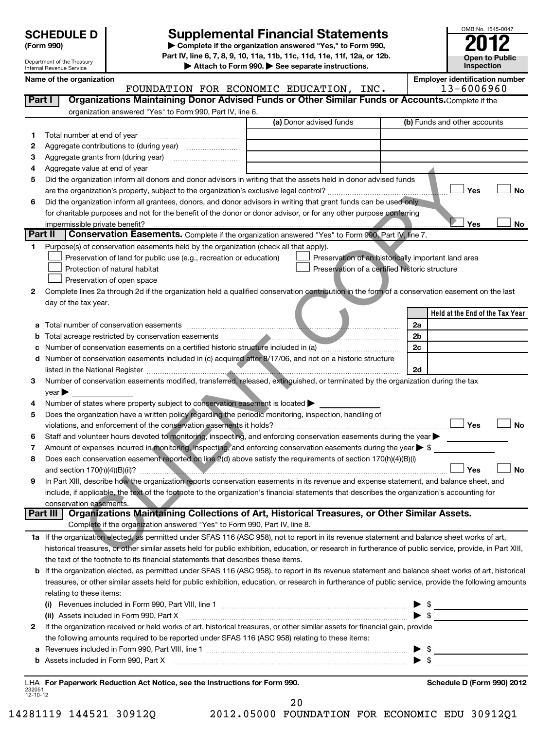# SCHEDULE D (Form 990)

Department of the Treasury
Internal Revenue Service

## Supplemental Financial Statements

▶ Complete if the organization answered "Yes," to Form 990, Part IV, line 6, 7, 8, 9, 10, 11a, 11b, 11c, 11d, 11e, 11f, 12a, or 12b.
▶ Attach to Form 990. ▶ See separate instructions.

OMB No. 1545-0047

**2012**

**Open to Public Inspection**

**Name of the organization:** FOUNDATION FOR ECONOMIC EDUCATION, INC.

**Employer identification number:** 13-6006960

### Part I — Organizations Maintaining Donor Advised Funds or Other Similar Funds or Accounts. Complete if the organization answered "Yes" to Form 990, Part IV, line 6.

| | | (a) Donor advised funds | (b) Funds and other accounts |
|---|---|---|---|
| 1 | Total number at end of year | | |
| 2 | Aggregate contributions to (during year) | | |
| 3 | Aggregate grants from (during year) | | |
| 4 | Aggregate value at end of year | | |

5 Did the organization inform all donors and donor advisors in writing that the assets held in donor advised funds are the organization's property, subject to the organization's exclusive legal control? ☐ Yes ☐ No

6 Did the organization inform all grantees, donors, and donor advisors in writing that grant funds can be used only for charitable purposes and not for the benefit of the donor or donor advisor, or for any other purpose conferring impermissible private benefit? ☐ Yes ☐ No

### Part II — Conservation Easements. Complete if the organization answered "Yes" to Form 990, Part IV, line 7.

1 Purpose(s) of conservation easements held by the organization (check all that apply).

- ☐ Preservation of land for public use (e.g., recreation or education)
- ☐ Preservation of an historically important land area
- ☐ Protection of natural habitat
- ☐ Preservation of a certified historic structure
- ☐ Preservation of open space

2 Complete lines 2a through 2d if the organization held a qualified conservation contribution in the form of a conservation easement on the last day of the tax year.

| | | | Held at the End of the Tax Year |
|---|---|---|---|
| a | Total number of conservation easements | 2a | |
| b | Total acreage restricted by conservation easements | 2b | |
| c | Number of conservation easements on a certified historic structure included in (a) | 2c | |
| d | Number of conservation easements included in (c) acquired after 8/17/06, and not on a historic structure listed in the National Register | 2d | |

3 Number of conservation easements modified, transferred, released, extinguished, or terminated by the organization during the tax year ▶

4 Number of states where property subject to conservation easement is located ▶

5 Does the organization have a written policy regarding the periodic monitoring, inspection, handling of violations, and enforcement of the conservation easements it holds? ☐ Yes ☐ No

6 Staff and volunteer hours devoted to monitoring, inspecting, and enforcing conservation easements during the year ▶

7 Amount of expenses incurred in monitoring, inspecting, and enforcing conservation easements during the year ▶ $

8 Does each conservation easement reported on line 2(d) above satisfy the requirements of section 170(h)(4)(B)(i) and section 170(h)(4)(B)(ii)? ☐ Yes ☐ No

9 In Part XIII, describe how the organization reports conservation easements in its revenue and expense statement, and balance sheet, and include, if applicable, the text of the footnote to the organization's financial statements that describes the organization's accounting for conservation easements.

### Part III — Organizations Maintaining Collections of Art, Historical Treasures, or Other Similar Assets. Complete if the organization answered "Yes" to Form 990, Part IV, line 8.

1a If the organization elected, as permitted under SFAS 116 (ASC 958), not to report in its revenue statement and balance sheet works of art, historical treasures, or other similar assets held for public exhibition, education, or research in furtherance of public service, provide, in Part XIII, the text of the footnote to its financial statements that describes these items.

b If the organization elected, as permitted under SFAS 116 (ASC 958), to report in its revenue statement and balance sheet works of art, historical treasures, or other similar assets held for public exhibition, education, or research in furtherance of public service, provide the following amounts relating to these items:

(i) Revenues included in Form 990, Part VIII, line 1 ▶ $

(ii) Assets included in Form 990, Part X ▶ $

2 If the organization received or held works of art, historical treasures, or other similar assets for financial gain, provide the following amounts required to be reported under SFAS 116 (ASC 958) relating to these items:

a Revenues included in Form 990, Part VIII, line 1 ▶ $

b Assets included in Form 990, Part X ▶ $

LHA For Paperwork Reduction Act Notice, see the Instructions for Form 990.

Schedule D (Form 990) 2012

CLIENT COPY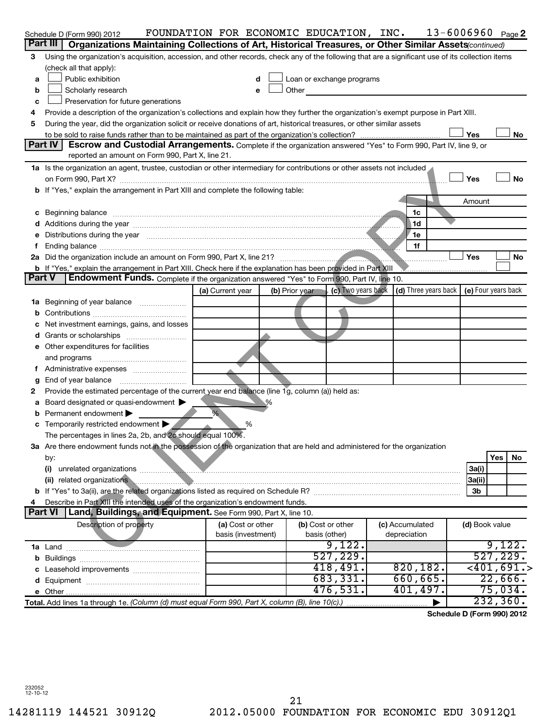Schedule D (Form 990) 2012 FOUNDATION FOR ECONOMIC EDUCATION, INC. 13-6006960 Page 2

## Part III Organizations Maintaining Collections of Art, Historical Treasures, or Other Similar Assets (continued)

**3** Using the organization's acquisition, accession, and other records, check any of the following that are a significant use of its collection items (check all that apply):

- **a** ☐ Public exhibition
- **b** ☐ Scholarly research
- **c** ☐ Preservation for future generations
- **d** ☐ Loan or exchange programs
- **e** ☐ Other

**4** Provide a description of the organization's collections and explain how they further the organization's exempt purpose in Part XIII.

**5** During the year, did the organization solicit or receive donations of art, historical treasures, or other similar assets to be sold to raise funds rather than to be maintained as part of the organization's collection? ☐ Yes ☐ No

## Part IV Escrow and Custodial Arrangements.

Complete if the organization answered "Yes" to Form 990, Part IV, line 9, or reported an amount on Form 990, Part X, line 21.

**1a** Is the organization an agent, trustee, custodian or other intermediary for contributions or other assets not included on Form 990, Part X? ☐ Yes ☐ No

**b** If "Yes," explain the arrangement in Part XIII and complete the following table:

| | | Amount |
|---|---|---|
| **c** Beginning balance | 1c | |
| **d** Additions during the year | 1d | |
| **e** Distributions during the year | 1e | |
| **f** Ending balance | 1f | |

**2a** Did the organization include an amount on Form 990, Part X, line 21? ☐ Yes ☐ No

**b** If "Yes," explain the arrangement in Part XIII. Check here if the explanation has been provided in Part XIII ☐

## Part V Endowment Funds.

Complete if the organization answered "Yes" to Form 990, Part IV, line 10.

| | (a) Current year | (b) Prior year | (c) Two years back | (d) Three years back | (e) Four years back |
|---|---|---|---|---|---|
| **1a** Beginning of year balance | | | | | |
| **b** Contributions | | | | | |
| **c** Net investment earnings, gains, and losses | | | | | |
| **d** Grants or scholarships | | | | | |
| **e** Other expenditures for facilities and programs | | | | | |
| **f** Administrative expenses | | | | | |
| **g** End of year balance | | | | | |

**2** Provide the estimated percentage of the current year end balance (line 1g, column (a)) held as:

- **a** Board designated or quasi-endowment ▶ ______ %
- **b** Permanent endowment ▶ ______ %
- **c** Temporarily restricted endowment ▶ ______ %

The percentages in lines 2a, 2b, and 2c should equal 100%.

**3a** Are there endowment funds not in the possession of the organization that are held and administered for the organization by:

| | | Yes | No |
|---|---|---|---|
| (i) unrelated organizations | 3a(i) | | |
| (ii) related organizations | 3a(ii) | | |
| **b** If "Yes" to 3a(ii), are the related organizations listed as required on Schedule R? | 3b | | |

**4** Describe in Part XIII the intended uses of the organization's endowment funds.

## Part VI Land, Buildings, and Equipment.

See Form 990, Part X, line 10.

| Description of property | (a) Cost or other basis (investment) | (b) Cost or other basis (other) | (c) Accumulated depreciation | (d) Book value |
|---|---|---|---|---|
| **1a** Land | | 9,122. | | 9,122. |
| **b** Buildings | | 527,229. | | 527,229. |
| **c** Leasehold improvements | | 418,491. | 820,182. | <401,691.> |
| **d** Equipment | | 683,331. | 660,665. | 22,666. |
| **e** Other | | 476,531. | 401,497. | 75,034. |
| **Total.** Add lines 1a through 1e. *(Column (d) must equal Form 990, Part X, column (B), line 10(c).)* ▶ | | | | 232,360. |

**Schedule D (Form 990) 2012**

232052
12-10-12

14281119 144521 30912Q 2012.05000 FOUNDATION FOR ECONOMIC EDU 30912Q1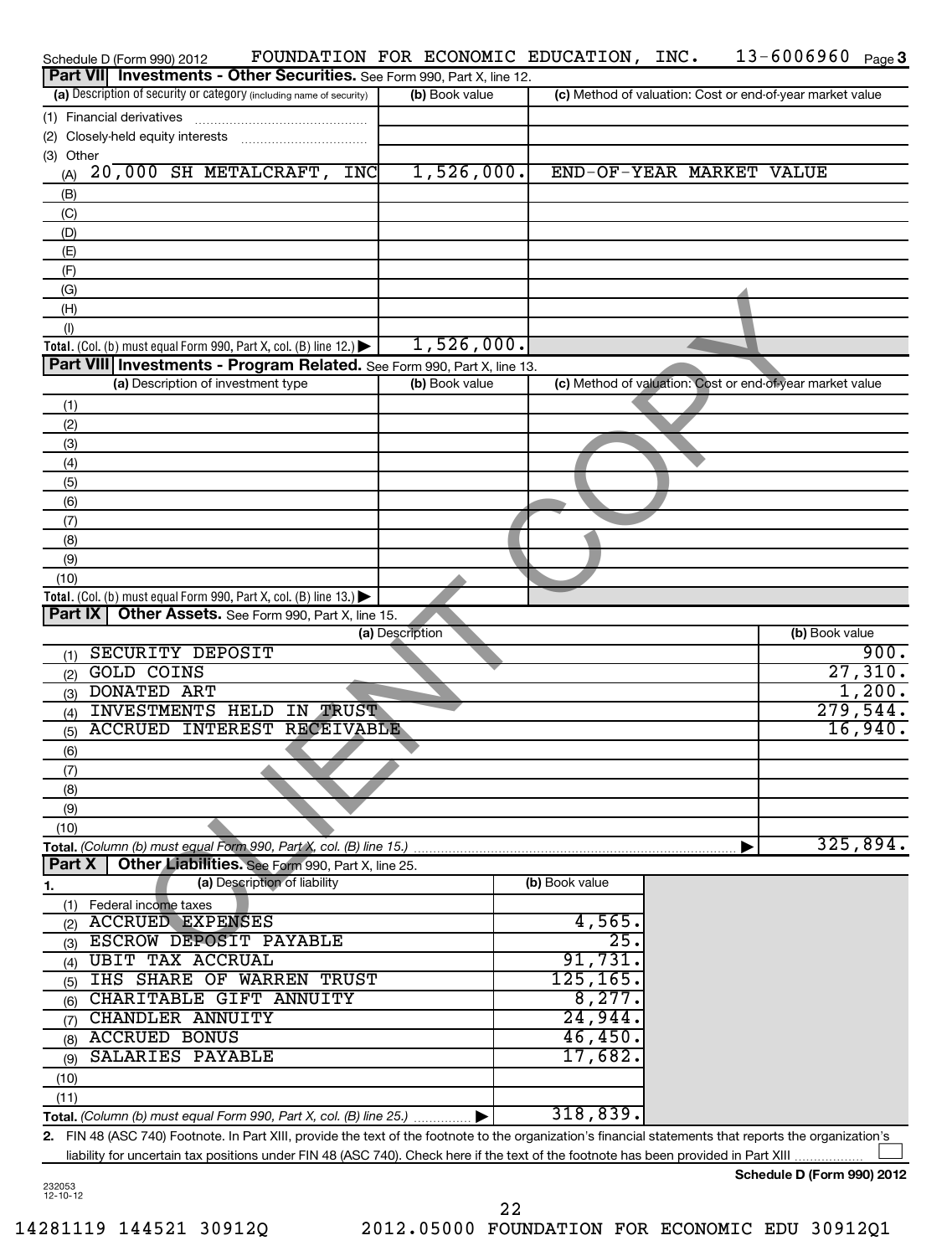Schedule D (Form 990) 2012 FOUNDATION FOR ECONOMIC EDUCATION, INC. 13-6006960 Page 3

## Part VII Investments - Other Securities. See Form 990, Part X, line 12.

| (a) Description of security or category (including name of security) | (b) Book value | (c) Method of valuation: Cost or end-of-year market value |
|---|---|---|
| (1) Financial derivatives | | |
| (2) Closely-held equity interests | | |
| (3) Other | | |
| (A) 20,000 SH METALCRAFT, INC | 1,526,000. | END-OF-YEAR MARKET VALUE |
| (B) | | |
| (C) | | |
| (D) | | |
| (E) | | |
| (F) | | |
| (G) | | |
| (H) | | |
| (I) | | |
| **Total.** (Col. (b) must equal Form 990, Part X, col. (B) line 12.) | 1,526,000. | |

## Part VIII Investments - Program Related. See Form 990, Part X, line 13.

| (a) Description of investment type | (b) Book value | (c) Method of valuation: Cost or end-of-year market value |
|---|---|---|
| (1) | | |
| (2) | | |
| (3) | | |
| (4) | | |
| (5) | | |
| (6) | | |
| (7) | | |
| (8) | | |
| (9) | | |
| (10) | | |
| **Total.** (Col. (b) must equal Form 990, Part X, col. (B) line 13.) | | |

## Part IX Other Assets. See Form 990, Part X, line 15.

| (a) Description | (b) Book value |
|---|---|
| (1) SECURITY DEPOSIT | 900. |
| (2) GOLD COINS | 27,310. |
| (3) DONATED ART | 1,200. |
| (4) INVESTMENTS HELD IN TRUST | 279,544. |
| (5) ACCRUED INTEREST RECEIVABLE | 16,940. |
| (6) | |
| (7) | |
| (8) | |
| (9) | |
| (10) | |
| **Total.** *(Column (b) must equal Form 990, Part X, col. (B) line 15.)* | 325,894. |

## Part X Other Liabilities. See Form 990, Part X, line 25.

| 1. (a) Description of liability | (b) Book value |
|---|---|
| (1) Federal income taxes | |
| (2) ACCRUED EXPENSES | 4,565. |
| (3) ESCROW DEPOSIT PAYABLE | 25. |
| (4) UBIT TAX ACCRUAL | 91,731. |
| (5) IHS SHARE OF WARREN TRUST | 125,165. |
| (6) CHARITABLE GIFT ANNUITY | 8,277. |
| (7) CHANDLER ANNUITY | 24,944. |
| (8) ACCRUED BONUS | 46,450. |
| (9) SALARIES PAYABLE | 17,682. |
| (10) | |
| (11) | |
| **Total.** *(Column (b) must equal Form 990, Part X, col. (B) line 25.)* | 318,839. |

**2.** FIN 48 (ASC 740) Footnote. In Part XIII, provide the text of the footnote to the organization's financial statements that reports the organization's liability for uncertain tax positions under FIN 48 (ASC 740). Check here if the text of the footnote has been provided in Part XIII ☐

**Schedule D (Form 990) 2012**

232053 12-10-12

14281119 144521 30912Q 2012.05000 FOUNDATION FOR ECONOMIC EDU 30912Q1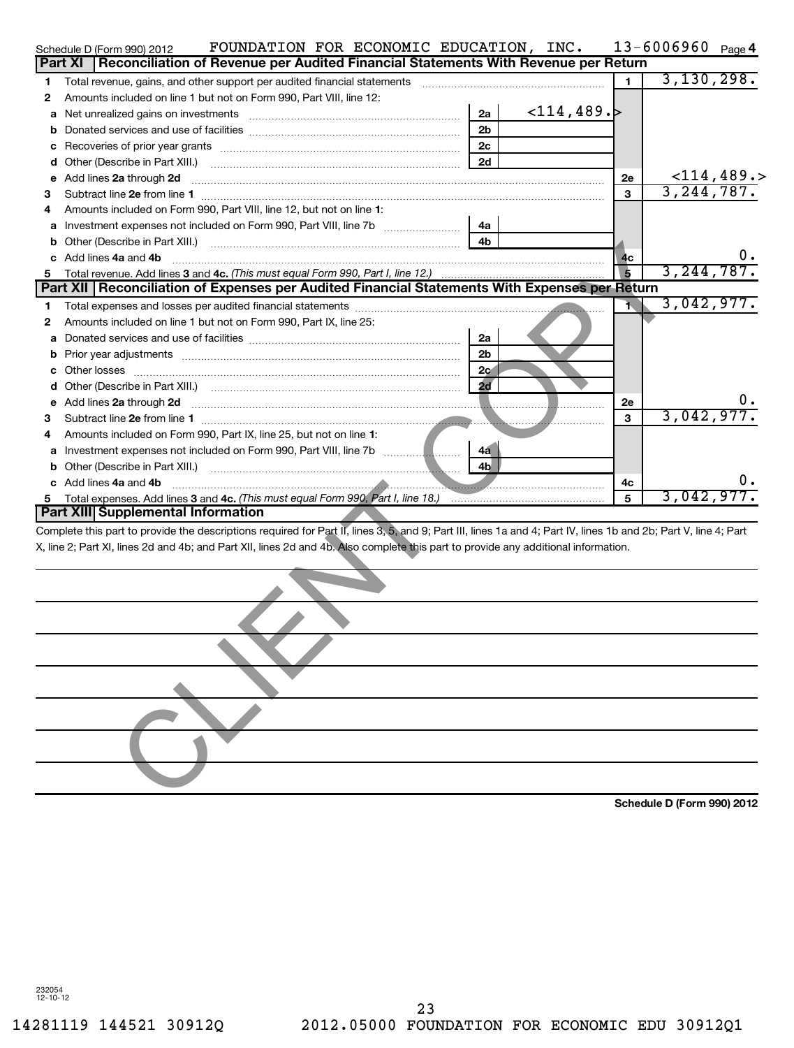Schedule D (Form 990) 2012 FOUNDATION FOR ECONOMIC EDUCATION, INC. 13-6006960 Page 4

## Part XI Reconciliation of Revenue per Audited Financial Statements With Revenue per Return

| | | | | | |
|---|---|---|---|---|---|
| 1 | Total revenue, gains, and other support per audited financial statements | | | 1 | 3,130,298. |
| 2 | Amounts included on line 1 but not on Form 990, Part VIII, line 12: | | | | |
| a | Net unrealized gains on investments | 2a | <114,489.> | | |
| b | Donated services and use of facilities | 2b | | | |
| c | Recoveries of prior year grants | 2c | | | |
| d | Other (Describe in Part XIII.) | 2d | | | |
| e | Add lines **2a** through **2d** | | | 2e | <114,489.> |
| 3 | Subtract line **2e** from line **1** | | | 3 | 3,244,787. |
| 4 | Amounts included on Form 990, Part VIII, line 12, but not on line **1**: | | | | |
| a | Investment expenses not included on Form 990, Part VIII, line 7b | 4a | | | |
| b | Other (Describe in Part XIII.) | 4b | | | |
| c | Add lines **4a** and **4b** | | | 4c | 0. |
| 5 | Total revenue. Add lines **3** and **4c.** *(This must equal Form 990, Part I, line 12.)* | | | 5 | 3,244,787. |

## Part XII Reconciliation of Expenses per Audited Financial Statements With Expenses per Return

| | | | | | |
|---|---|---|---|---|---|
| 1 | Total expenses and losses per audited financial statements | | | 1 | 3,042,977. |
| 2 | Amounts included on line 1 but not on Form 990, Part IX, line 25: | | | | |
| a | Donated services and use of facilities | 2a | | | |
| b | Prior year adjustments | 2b | | | |
| c | Other losses | 2c | | | |
| d | Other (Describe in Part XIII.) | 2d | | | |
| e | Add lines **2a** through **2d** | | | 2e | 0. |
| 3 | Subtract line **2e** from line **1** | | | 3 | 3,042,977. |
| 4 | Amounts included on Form 990, Part IX, line 25, but not on line **1**: | | | | |
| a | Investment expenses not included on Form 990, Part VIII, line 7b | 4a | | | |
| b | Other (Describe in Part XIII.) | 4b | | | |
| c | Add lines **4a** and **4b** | | | 4c | 0. |
| 5 | Total expenses. Add lines **3** and **4c.** *(This must equal Form 990, Part I, line 18.)* | | | 5 | 3,042,977. |

## Part XIII Supplemental Information

Complete this part to provide the descriptions required for Part II, lines 3, 5, and 9; Part III, lines 1a and 4; Part IV, lines 1b and 2b; Part V, line 4; Part X, line 2; Part XI, lines 2d and 4b; and Part XII, lines 2d and 4b. Also complete this part to provide any additional information.

CLIENT COPY

**Schedule D (Form 990) 2012**

232054 12-10-12

14281119 144521 30912Q 2012.05000 FOUNDATION FOR ECONOMIC EDU 30912Q1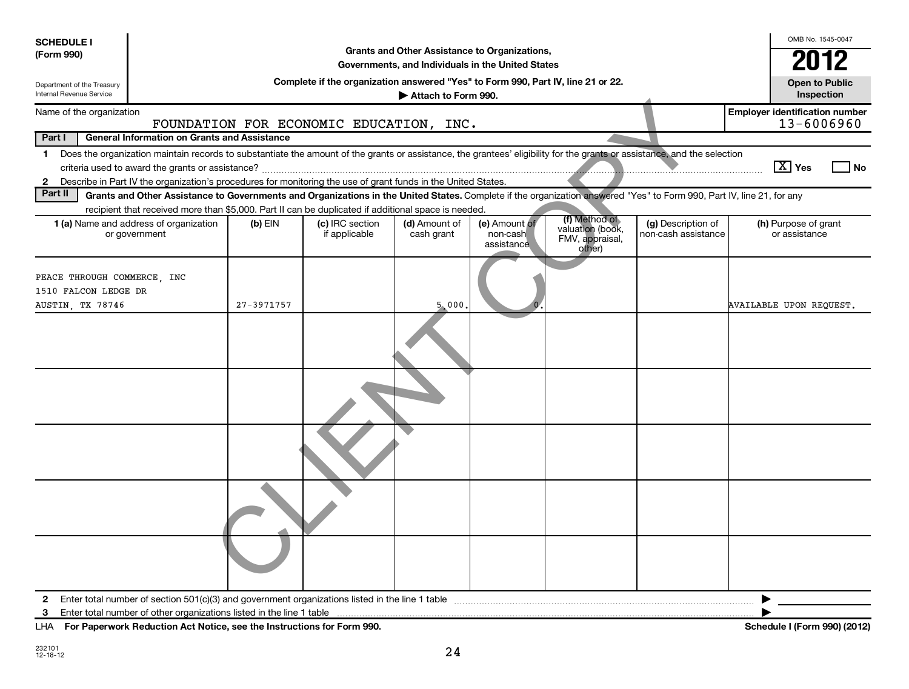**SCHEDULE I (Form 990)**

Department of the Treasury
Internal Revenue Service

# Grants and Other Assistance to Organizations, Governments, and Individuals in the United States

**Complete if the organization answered "Yes" to Form 990, Part IV, line 21 or 22.**

**▶ Attach to Form 990.**

OMB No. 1545-0047

**2012**

**Open to Public Inspection**

Name of the organization: FOUNDATION FOR ECONOMIC EDUCATION, INC.

Employer identification number: 13-6006960

**Part I — General Information on Grants and Assistance**

1 Does the organization maintain records to substantiate the amount of the grants or assistance, the grantees' eligibility for the grants or assistance, and the selection criteria used to award the grants or assistance? [X] Yes [ ] No

2 Describe in Part IV the organization's procedures for monitoring the use of grant funds in the United States.

**Part II — Grants and Other Assistance to Governments and Organizations in the United States.** Complete if the organization answered "Yes" to Form 990, Part IV, line 21, for any recipient that received more than $5,000. Part II can be duplicated if additional space is needed.

| 1 (a) Name and address of organization or government | (b) EIN | (c) IRC section if applicable | (d) Amount of cash grant | (e) Amount of non-cash assistance | (f) Method of valuation (book, FMV, appraisal, other) | (g) Description of non-cash assistance | (h) Purpose of grant or assistance |
|---|---|---|---|---|---|---|---|
| PEACE THROUGH COMMERCE, INC<br>1510 FALCON LEDGE DR<br>AUSTIN, TX 78746 | 27-3971757 | | 5,000. | 0. | | | AVAILABLE UPON REQUEST. |
| | | | | | | | |
| | | | | | | | |
| | | | | | | | |
| | | | | | | | |
| | | | | | | | |

2 Enter total number of section 501(c)(3) and government organizations listed in the line 1 table ▶

3 Enter total number of other organizations listed in the line 1 table ▶

LHA **For Paperwork Reduction Act Notice, see the Instructions for Form 990.** **Schedule I (Form 990) (2012)**

232101
12-18-12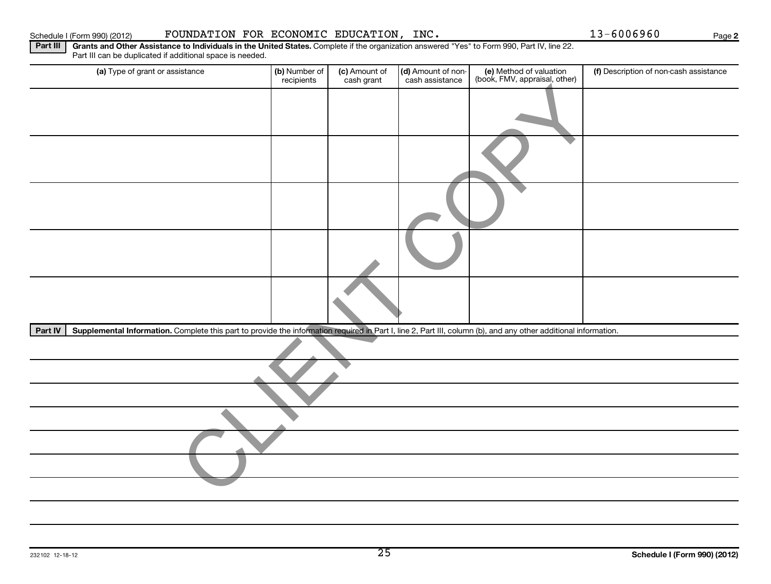Schedule I (Form 990) (2012) FOUNDATION FOR ECONOMIC EDUCATION, INC. 13-6006960

**Part III** **Grants and Other Assistance to Individuals in the United States.** Complete if the organization answered "Yes" to Form 990, Part IV, line 22. Part III can be duplicated if additional space is needed.

| (a) Type of grant or assistance | (b) Number of recipients | (c) Amount of cash grant | (d) Amount of non-cash assistance | (e) Method of valuation (book, FMV, appraisal, other) | (f) Description of non-cash assistance |
|---|---|---|---|---|---|
| | | | | | |
| | | | | | |
| | | | | | |
| | | | | | |
| | | | | | |

**Part IV** **Supplemental Information.** Complete this part to provide the information required in Part I, line 2, Part III, column (b), and any other additional information.

CLIENT COPY

232102 12-18-12

**Schedule I (Form 990) (2012)**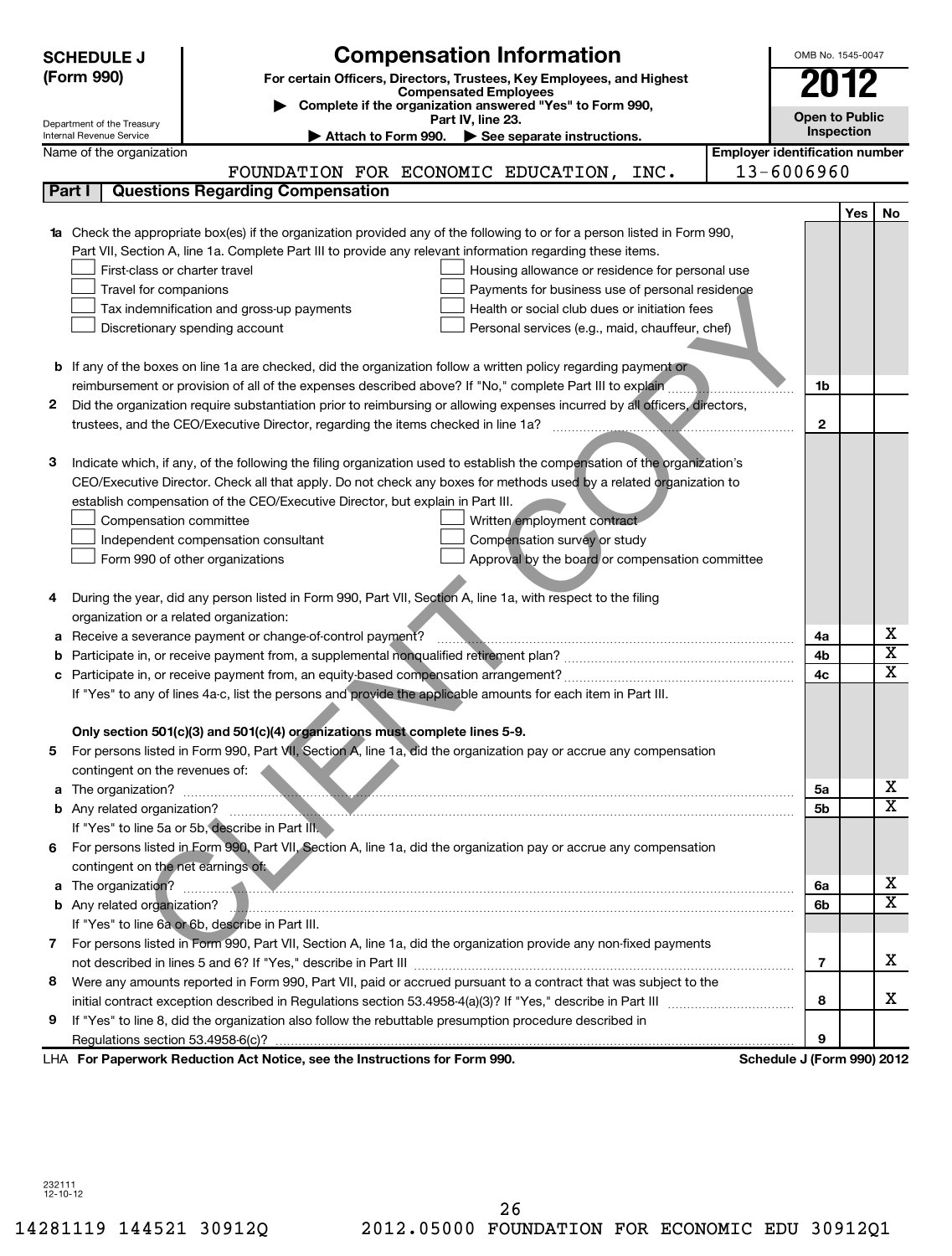**SCHEDULE J (Form 990)**

Department of the Treasury
Internal Revenue Service

# Compensation Information

**For certain Officers, Directors, Trustees, Key Employees, and Highest Compensated Employees**

▶ **Complete if the organization answered "Yes" to Form 990, Part IV, line 23.**

▶ **Attach to Form 990.** ▶ **See separate instructions.**

OMB No. 1545-0047

**2012**

**Open to Public Inspection**

Name of the organization: FOUNDATION FOR ECONOMIC EDUCATION, INC.

Employer identification number: 13-6006960

## Part I — Questions Regarding Compensation

| | | Line | Yes | No |
|---|---|---|---|---|
| **1a** | Check the appropriate box(es) if the organization provided any of the following to or for a person listed in Form 990, Part VII, Section A, line 1a. Complete Part III to provide any relevant information regarding these items.<br>☐ First-class or charter travel ☐ Housing allowance or residence for personal use<br>☐ Travel for companions ☐ Payments for business use of personal residence<br>☐ Tax indemnification and gross-up payments ☐ Health or social club dues or initiation fees<br>☐ Discretionary spending account ☐ Personal services (e.g., maid, chauffeur, chef) | | | |
| **b** | If any of the boxes on line 1a are checked, did the organization follow a written policy regarding payment or reimbursement or provision of all of the expenses described above? If "No," complete Part III to explain | 1b | | |
| **2** | Did the organization require substantiation prior to reimbursing or allowing expenses incurred by all officers, directors, trustees, and the CEO/Executive Director, regarding the items checked in line 1a? | 2 | | |
| **3** | Indicate which, if any, of the following the filing organization used to establish the compensation of the organization's CEO/Executive Director. Check all that apply. Do not check any boxes for methods used by a related organization to establish compensation of the CEO/Executive Director, but explain in Part III.<br>☐ Compensation committee ☐ Written employment contract<br>☐ Independent compensation consultant ☐ Compensation survey or study<br>☐ Form 990 of other organizations ☐ Approval by the board or compensation committee | | | |
| **4** | During the year, did any person listed in Form 990, Part VII, Section A, line 1a, with respect to the filing organization or a related organization: | | | |
| **a** | Receive a severance payment or change-of-control payment? | 4a | | X |
| **b** | Participate in, or receive payment from, a supplemental nonqualified retirement plan? | 4b | | X |
| **c** | Participate in, or receive payment from, an equity-based compensation arrangement? | 4c | | X |
| | If "Yes" to any of lines 4a-c, list the persons and provide the applicable amounts for each item in Part III. | | | |
| | **Only section 501(c)(3) and 501(c)(4) organizations must complete lines 5-9.** | | | |
| **5** | For persons listed in Form 990, Part VII, Section A, line 1a, did the organization pay or accrue any compensation contingent on the revenues of: | | | |
| **a** | The organization? | 5a | | X |
| **b** | Any related organization? | 5b | | X |
| | If "Yes" to line 5a or 5b, describe in Part III. | | | |
| **6** | For persons listed in Form 990, Part VII, Section A, line 1a, did the organization pay or accrue any compensation contingent on the net earnings of: | | | |
| **a** | The organization? | 6a | | X |
| **b** | Any related organization? | 6b | | X |
| | If "Yes" to line 6a or 6b, describe in Part III. | | | |
| **7** | For persons listed in Form 990, Part VII, Section A, line 1a, did the organization provide any non-fixed payments not described in lines 5 and 6? If "Yes," describe in Part III | 7 | | X |
| **8** | Were any amounts reported in Form 990, Part VII, paid or accrued pursuant to a contract that was subject to the initial contract exception described in Regulations section 53.4958-4(a)(3)? If "Yes," describe in Part III | 8 | | X |
| **9** | If "Yes" to line 8, did the organization also follow the rebuttable presumption procedure described in Regulations section 53.4958-6(c)? | 9 | | |

LHA **For Paperwork Reduction Act Notice, see the Instructions for Form 990.** **Schedule J (Form 990) 2012**

232111 12-10-12

CLIENT COPY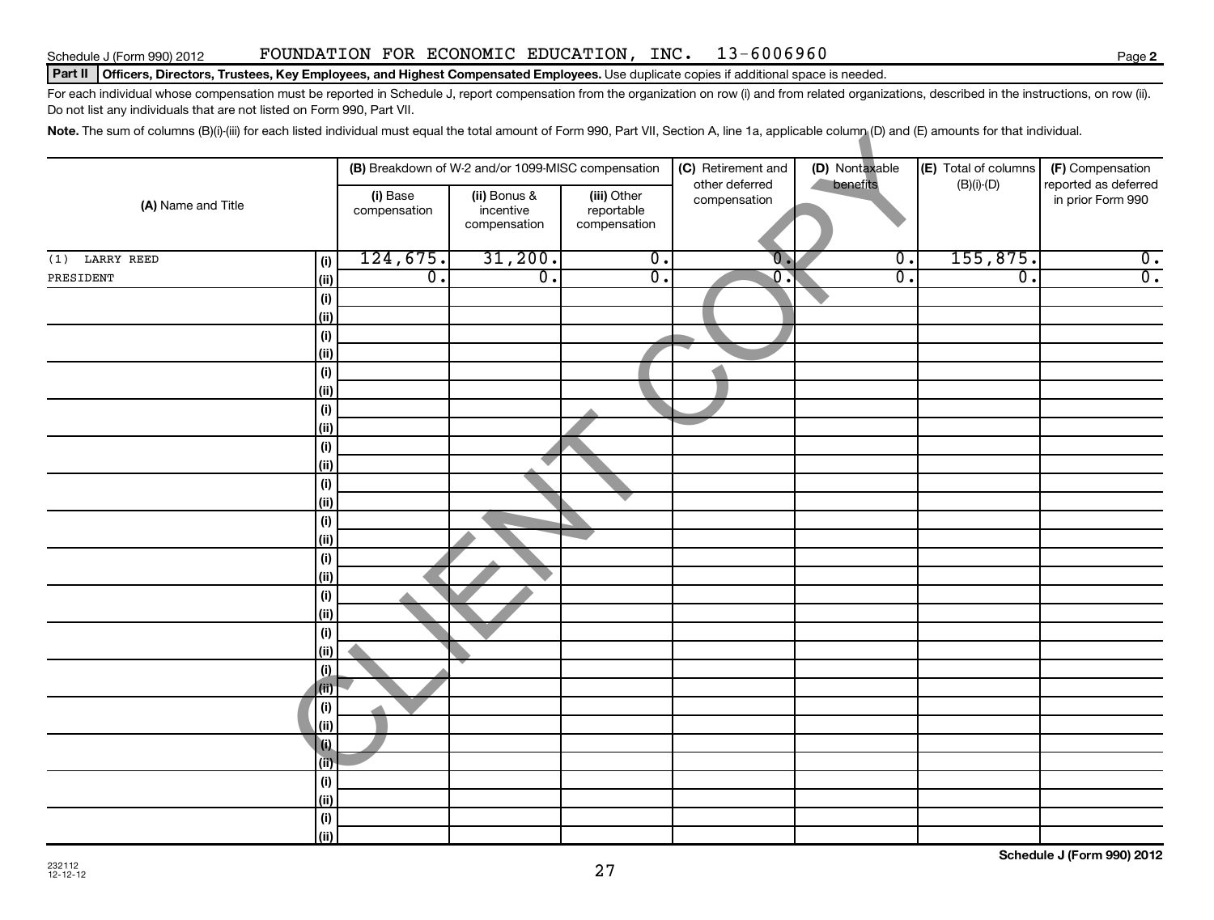Schedule J (Form 990) 2012 FOUNDATION FOR ECONOMIC EDUCATION, INC. 13-6006960

**Part II Officers, Directors, Trustees, Key Employees, and Highest Compensated Employees.** Use duplicate copies if additional space is needed.

For each individual whose compensation must be reported in Schedule J, report compensation from the organization on row (i) and from related organizations, described in the instructions, on row (ii). Do not list any individuals that are not listed on Form 990, Part VII.

**Note.** The sum of columns (B)(i)-(iii) for each listed individual must equal the total amount of Form 990, Part VII, Section A, line 1a, applicable column (D) and (E) amounts for that individual.

| (A) Name and Title | | (B) Breakdown of W-2 and/or 1099-MISC compensation | | | (C) Retirement and other deferred compensation | (D) Nontaxable benefits | (E) Total of columns (B)(i)-(D) | (F) Compensation reported as deferred in prior Form 990 |
|---|---|---|---|---|---|---|---|---|
| | | (i) Base compensation | (ii) Bonus & incentive compensation | (iii) Other reportable compensation | | | | |
| (1) LARRY REED | (i) | 124,675. | 31,200. | 0. | 0. | 0. | 155,875. | 0. |
| PRESIDENT | (ii) | 0. | 0. | 0. | 0. | 0. | 0. | 0. |
| | (i) | | | | | | | |
| | (ii) | | | | | | | |
| | (i) | | | | | | | |
| | (ii) | | | | | | | |
| | (i) | | | | | | | |
| | (ii) | | | | | | | |
| | (i) | | | | | | | |
| | (ii) | | | | | | | |
| | (i) | | | | | | | |
| | (ii) | | | | | | | |
| | (i) | | | | | | | |
| | (ii) | | | | | | | |
| | (i) | | | | | | | |
| | (ii) | | | | | | | |
| | (i) | | | | | | | |
| | (ii) | | | | | | | |
| | (i) | | | | | | | |
| | (ii) | | | | | | | |
| | (i) | | | | | | | |
| | (ii) | | | | | | | |
| | (i) | | | | | | | |
| | (ii) | | | | | | | |
| | (i) | | | | | | | |
| | (ii) | | | | | | | |
| | (i) | | | | | | | |
| | (ii) | | | | | | | |
| | (i) | | | | | | | |
| | (ii) | | | | | | | |
| | (i) | | | | | | | |
| | (ii) | | | | | | | |

CLIENT COPY

Schedule J (Form 990) 2012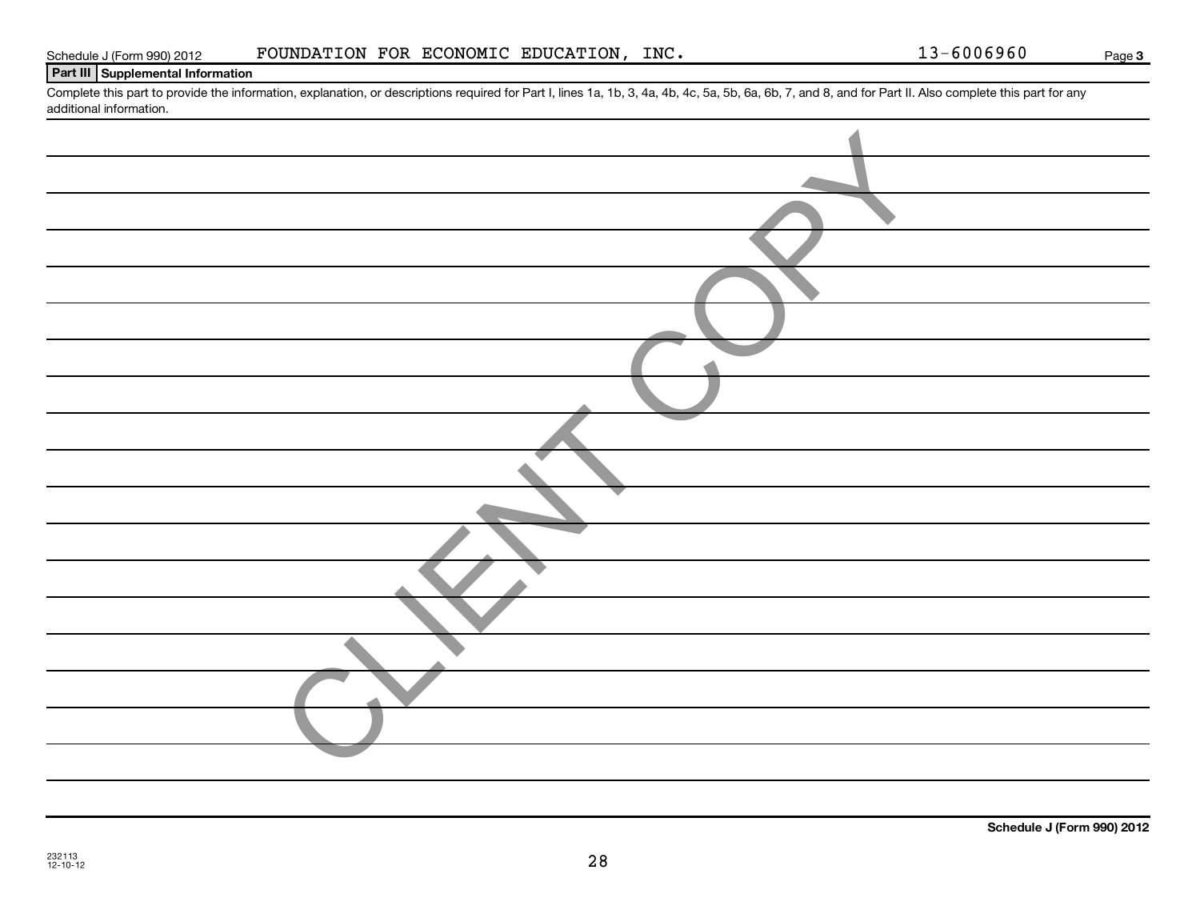Schedule J (Form 990) 2012 FOUNDATION FOR ECONOMIC EDUCATION, INC. 13-6006960

## Part III Supplemental Information

Complete this part to provide the information, explanation, or descriptions required for Part I, lines 1a, 1b, 3, 4a, 4b, 4c, 5a, 5b, 6a, 6b, 7, and 8, and for Part II. Also complete this part for any additional information.

CLIENT COPY

**Schedule J (Form 990) 2012**

232113
12-10-12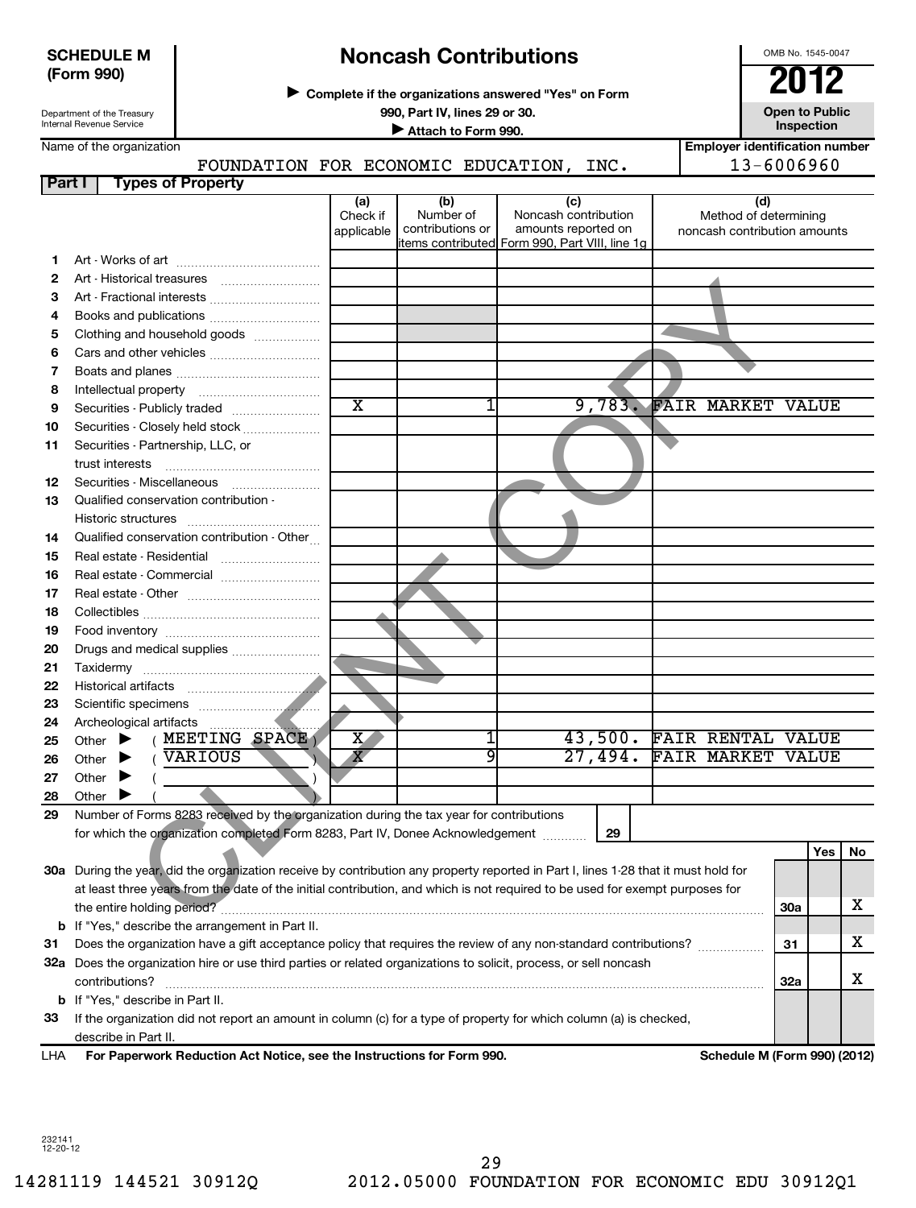**SCHEDULE M (Form 990)**

Department of the Treasury
Internal Revenue Service

# Noncash Contributions

▶ Complete if the organizations answered "Yes" on Form 990, Part IV, lines 29 or 30.

▶ Attach to Form 990.

OMB No. 1545-0047

**2012**

**Open to Public Inspection**

Name of the organization: FOUNDATION FOR ECONOMIC EDUCATION, INC.

Employer identification number: 13-6006960

## Part I Types of Property

| | | (a) Check if applicable | (b) Number of contributions or items contributed | (c) Noncash contribution amounts reported on Form 990, Part VIII, line 1g | (d) Method of determining noncash contribution amounts |
|---|---|---|---|---|---|
| 1 | Art - Works of art | | | | |
| 2 | Art - Historical treasures | | | | |
| 3 | Art - Fractional interests | | | | |
| 4 | Books and publications | | | | |
| 5 | Clothing and household goods | | | | |
| 6 | Cars and other vehicles | | | | |
| 7 | Boats and planes | | | | |
| 8 | Intellectual property | | | | |
| 9 | Securities - Publicly traded | X | 1 | 9,783. | FAIR MARKET VALUE |
| 10 | Securities - Closely held stock | | | | |
| 11 | Securities - Partnership, LLC, or trust interests | | | | |
| 12 | Securities - Miscellaneous | | | | |
| 13 | Qualified conservation contribution - Historic structures | | | | |
| 14 | Qualified conservation contribution - Other | | | | |
| 15 | Real estate - Residential | | | | |
| 16 | Real estate - Commercial | | | | |
| 17 | Real estate - Other | | | | |
| 18 | Collectibles | | | | |
| 19 | Food inventory | | | | |
| 20 | Drugs and medical supplies | | | | |
| 21 | Taxidermy | | | | |
| 22 | Historical artifacts | | | | |
| 23 | Scientific specimens | | | | |
| 24 | Archeological artifacts | | | | |
| 25 | Other ▶ ( MEETING SPACE ) | X | 1 | 43,500. | FAIR RENTAL VALUE |
| 26 | Other ▶ ( VARIOUS ) | X | 9 | 27,494. | FAIR MARKET VALUE |
| 27 | Other ▶ ( ) | | | | |
| 28 | Other ▶ ( ) | | | | |

29 Number of Forms 8283 received by the organization during the tax year for contributions for which the organization completed Form 8283, Part IV, Donee Acknowledgement ..... **29**

| | | | Yes | No |
|---|---|---|---|---|
| 30a | During the year, did the organization receive by contribution any property reported in Part I, lines 1-28 that it must hold for at least three years from the date of the initial contribution, and which is not required to be used for exempt purposes for the entire holding period? | 30a | | X |
| b | If "Yes," describe the arrangement in Part II. | | | |
| 31 | Does the organization have a gift acceptance policy that requires the review of any non-standard contributions? | 31 | | X |
| 32a | Does the organization hire or use third parties or related organizations to solicit, process, or sell noncash contributions? | 32a | | X |
| b | If "Yes," describe in Part II. | | | |
| 33 | If the organization did not report an amount in column (c) for a type of property for which column (a) is checked, describe in Part II. | | | |

LHA **For Paperwork Reduction Act Notice, see the Instructions for Form 990.** **Schedule M (Form 990) (2012)**

CLIENT COPY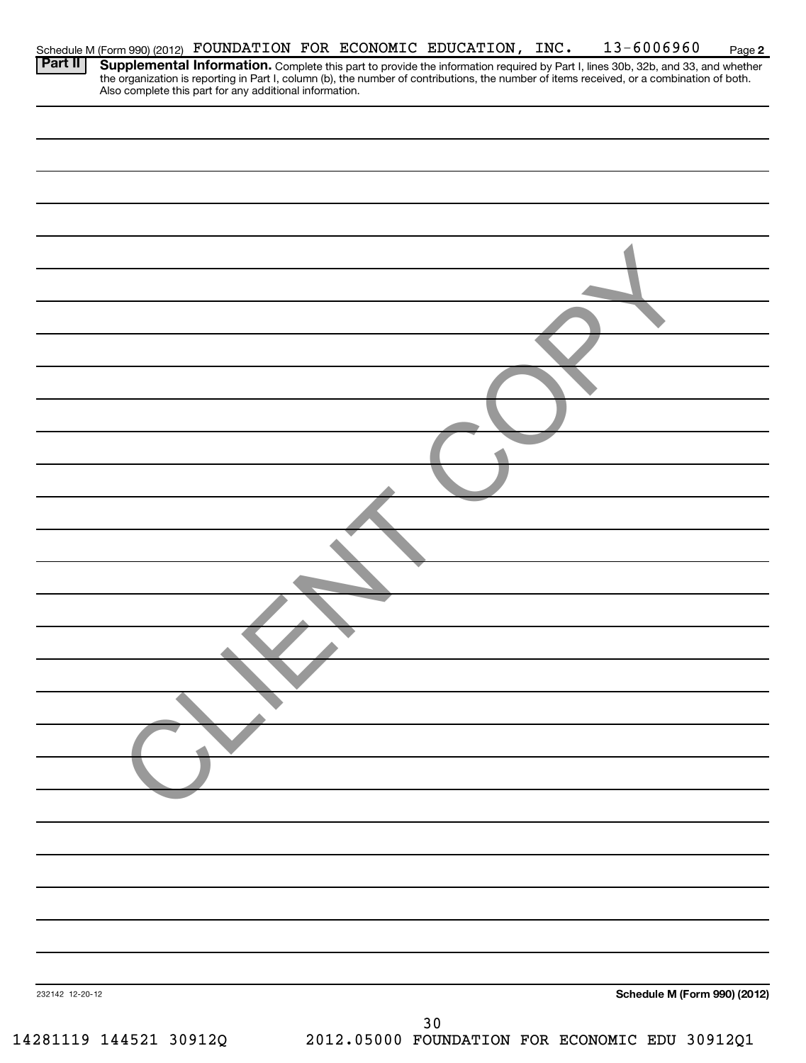Schedule M (Form 990) (2012) FOUNDATION FOR ECONOMIC EDUCATION, INC. 13-6006960 Page 2

**Part II** **Supplemental Information.** Complete this part to provide the information required by Part I, lines 30b, 32b, and 33, and whether the organization is reporting in Part I, column (b), the number of contributions, the number of items received, or a combination of both. Also complete this part for any additional information.

CLIENT COPY

232142 12-20-12

**Schedule M (Form 990) (2012)**

14281119 144521 30912Q 2012.05000 FOUNDATION FOR ECONOMIC EDU 30912Q1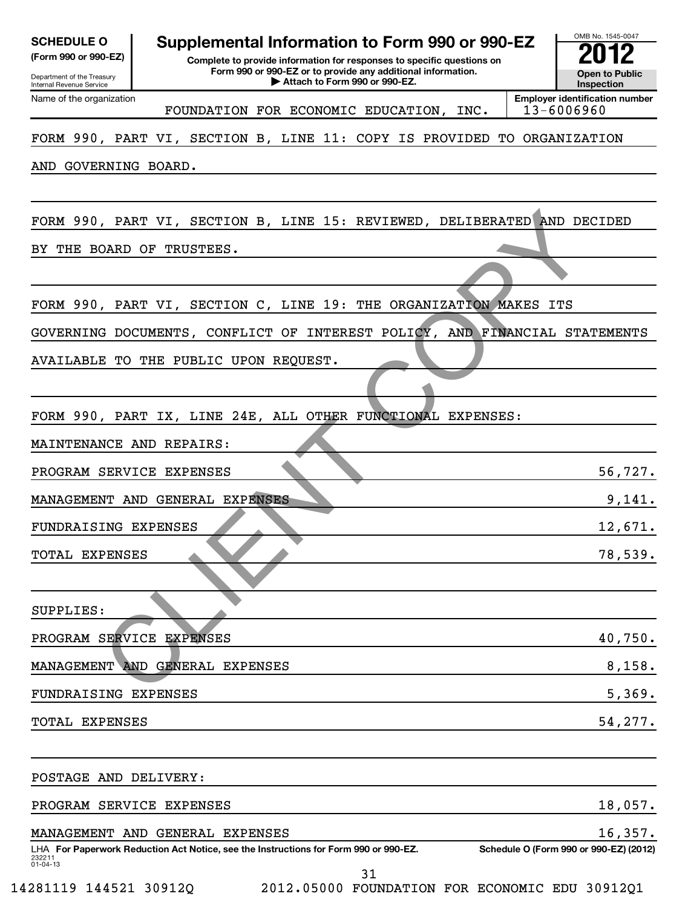**SCHEDULE O** (Form 990 or 990-EZ)

Department of the Treasury
Internal Revenue Service

# Supplemental Information to Form 990 or 990-EZ

**Complete to provide information for responses to specific questions on Form 990 or 990-EZ or to provide any additional information.**
**▶ Attach to Form 990 or 990-EZ.**

OMB No. 1545-0047

**2012**

**Open to Public Inspection**

Name of the organization: FOUNDATION FOR ECONOMIC EDUCATION, INC.

Employer identification number: 13-6006960

FORM 990, PART VI, SECTION B, LINE 11: COPY IS PROVIDED TO ORGANIZATION AND GOVERNING BOARD.

FORM 990, PART VI, SECTION B, LINE 15: REVIEWED, DELIBERATED AND DECIDED BY THE BOARD OF TRUSTEES.

FORM 990, PART VI, SECTION C, LINE 19: THE ORGANIZATION MAKES ITS GOVERNING DOCUMENTS, CONFLICT OF INTEREST POLICY, AND FINANCIAL STATEMENTS AVAILABLE TO THE PUBLIC UPON REQUEST.

FORM 990, PART IX, LINE 24E, ALL OTHER FUNCTIONAL EXPENSES:

MAINTENANCE AND REPAIRS:

| | |
|---|---|
| PROGRAM SERVICE EXPENSES | 56,727. |
| MANAGEMENT AND GENERAL EXPENSES | 9,141. |
| FUNDRAISING EXPENSES | 12,671. |
| TOTAL EXPENSES | 78,539. |

SUPPLIES:

| | |
|---|---|
| PROGRAM SERVICE EXPENSES | 40,750. |
| MANAGEMENT AND GENERAL EXPENSES | 8,158. |
| FUNDRAISING EXPENSES | 5,369. |
| TOTAL EXPENSES | 54,277. |

POSTAGE AND DELIVERY:

| | |
|---|---|
| PROGRAM SERVICE EXPENSES | 18,057. |
| MANAGEMENT AND GENERAL EXPENSES | 16,357. |

LHA **For Paperwork Reduction Act Notice, see the Instructions for Form 990 or 990-EZ.** **Schedule O (Form 990 or 990-EZ) (2012)**

232211 01-04-13

14281119 144521 30912Q 2012.05000 FOUNDATION FOR ECONOMIC EDU 30912Q1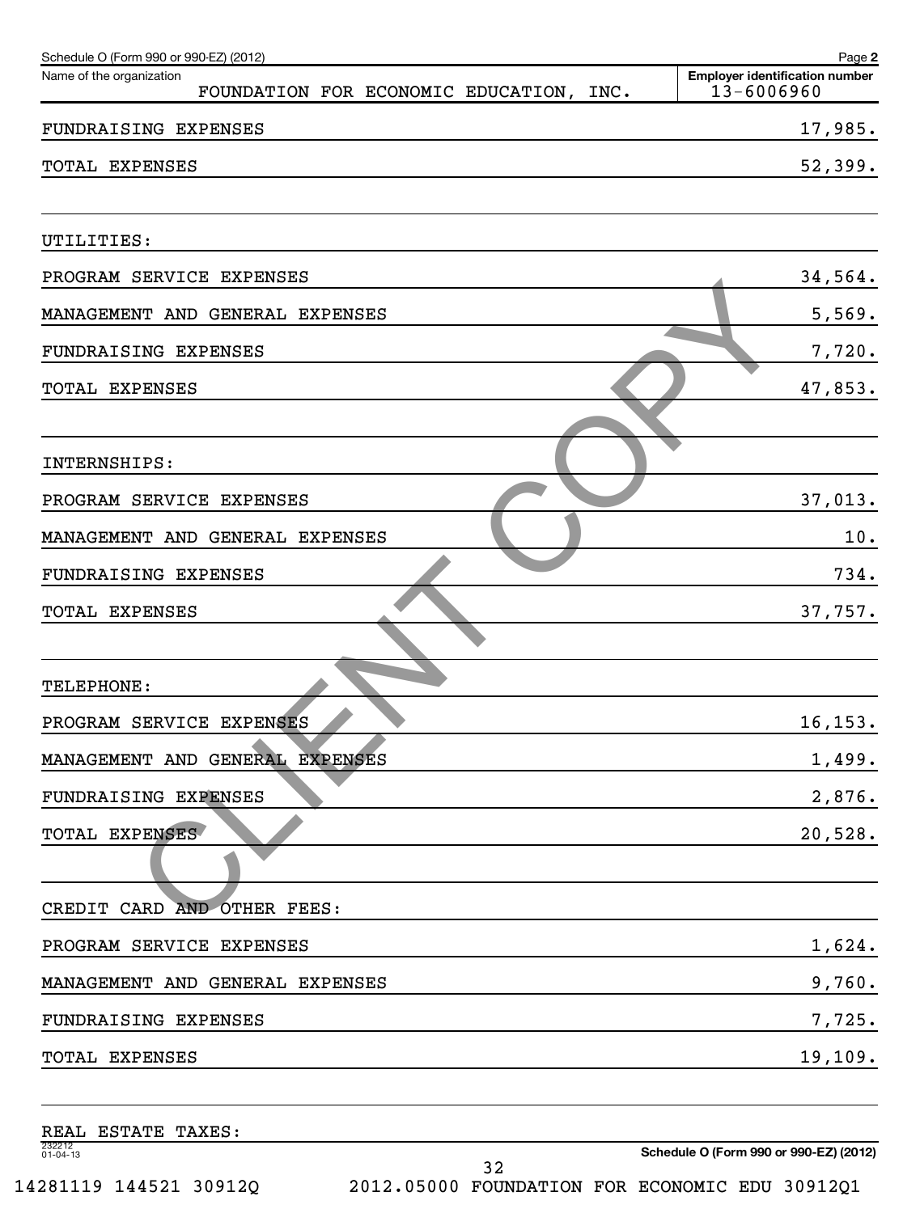Schedule O (Form 990 or 990-EZ) (2012) Page 2

| Name of the organization | Employer identification number |
|---|---|
| FOUNDATION FOR ECONOMIC EDUCATION, INC. | 13-6006960 |

| | |
|---|---|
| FUNDRAISING EXPENSES | 17,985. |
| TOTAL EXPENSES | 52,399. |
| | |
| UTILITIES: | |
| PROGRAM SERVICE EXPENSES | 34,564. |
| MANAGEMENT AND GENERAL EXPENSES | 5,569. |
| FUNDRAISING EXPENSES | 7,720. |
| TOTAL EXPENSES | 47,853. |
| | |
| INTERNSHIPS: | |
| PROGRAM SERVICE EXPENSES | 37,013. |
| MANAGEMENT AND GENERAL EXPENSES | 10. |
| FUNDRAISING EXPENSES | 734. |
| TOTAL EXPENSES | 37,757. |
| | |
| TELEPHONE: | |
| PROGRAM SERVICE EXPENSES | 16,153. |
| MANAGEMENT AND GENERAL EXPENSES | 1,499. |
| FUNDRAISING EXPENSES | 2,876. |
| TOTAL EXPENSES | 20,528. |
| | |
| CREDIT CARD AND OTHER FEES: | |
| PROGRAM SERVICE EXPENSES | 1,624. |
| MANAGEMENT AND GENERAL EXPENSES | 9,760. |
| FUNDRAISING EXPENSES | 7,725. |
| TOTAL EXPENSES | 19,109. |
| | |
| REAL ESTATE TAXES: | |

CLIENT COPY

232212 01-04-13

Schedule O (Form 990 or 990-EZ) (2012)

14281119 144521 30912Q 2012.05000 FOUNDATION FOR ECONOMIC EDU 30912Q1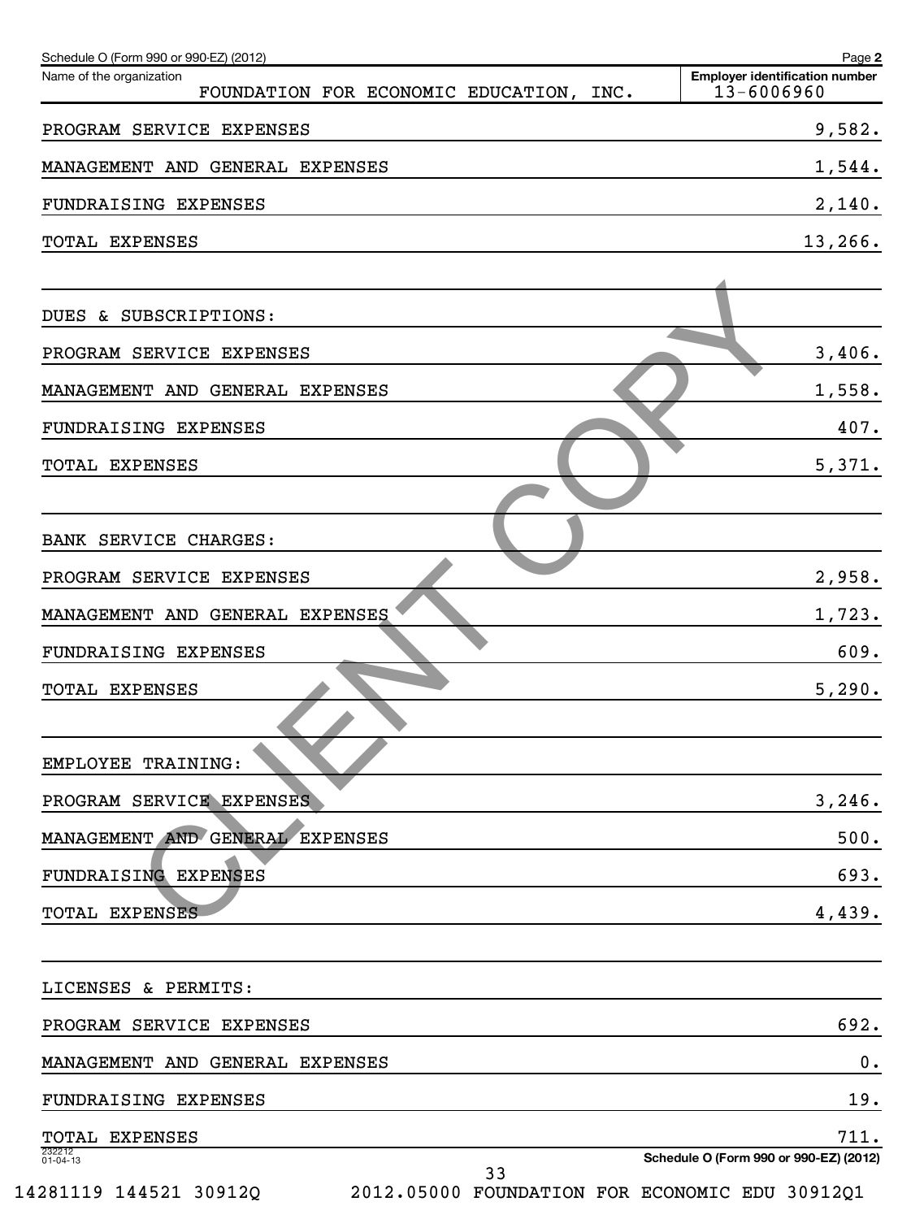Name of the organization: FOUNDATION FOR ECONOMIC EDUCATION, INC.

Employer identification number: 13-6006960

| | |
|---|---|
| PROGRAM SERVICE EXPENSES | 9,582. |
| MANAGEMENT AND GENERAL EXPENSES | 1,544. |
| FUNDRAISING EXPENSES | 2,140. |
| TOTAL EXPENSES | 13,266. |

DUES & SUBSCRIPTIONS:

| | |
|---|---|
| PROGRAM SERVICE EXPENSES | 3,406. |
| MANAGEMENT AND GENERAL EXPENSES | 1,558. |
| FUNDRAISING EXPENSES | 407. |
| TOTAL EXPENSES | 5,371. |

BANK SERVICE CHARGES:

| | |
|---|---|
| PROGRAM SERVICE EXPENSES | 2,958. |
| MANAGEMENT AND GENERAL EXPENSES | 1,723. |
| FUNDRAISING EXPENSES | 609. |
| TOTAL EXPENSES | 5,290. |

EMPLOYEE TRAINING:

| | |
|---|---|
| PROGRAM SERVICE EXPENSES | 3,246. |
| MANAGEMENT AND GENERAL EXPENSES | 500. |
| FUNDRAISING EXPENSES | 693. |
| TOTAL EXPENSES | 4,439. |

LICENSES & PERMITS:

| | |
|---|---|
| PROGRAM SERVICE EXPENSES | 692. |
| MANAGEMENT AND GENERAL EXPENSES | 0. |
| FUNDRAISING EXPENSES | 19. |
| TOTAL EXPENSES | 711. |

CLIENT COPY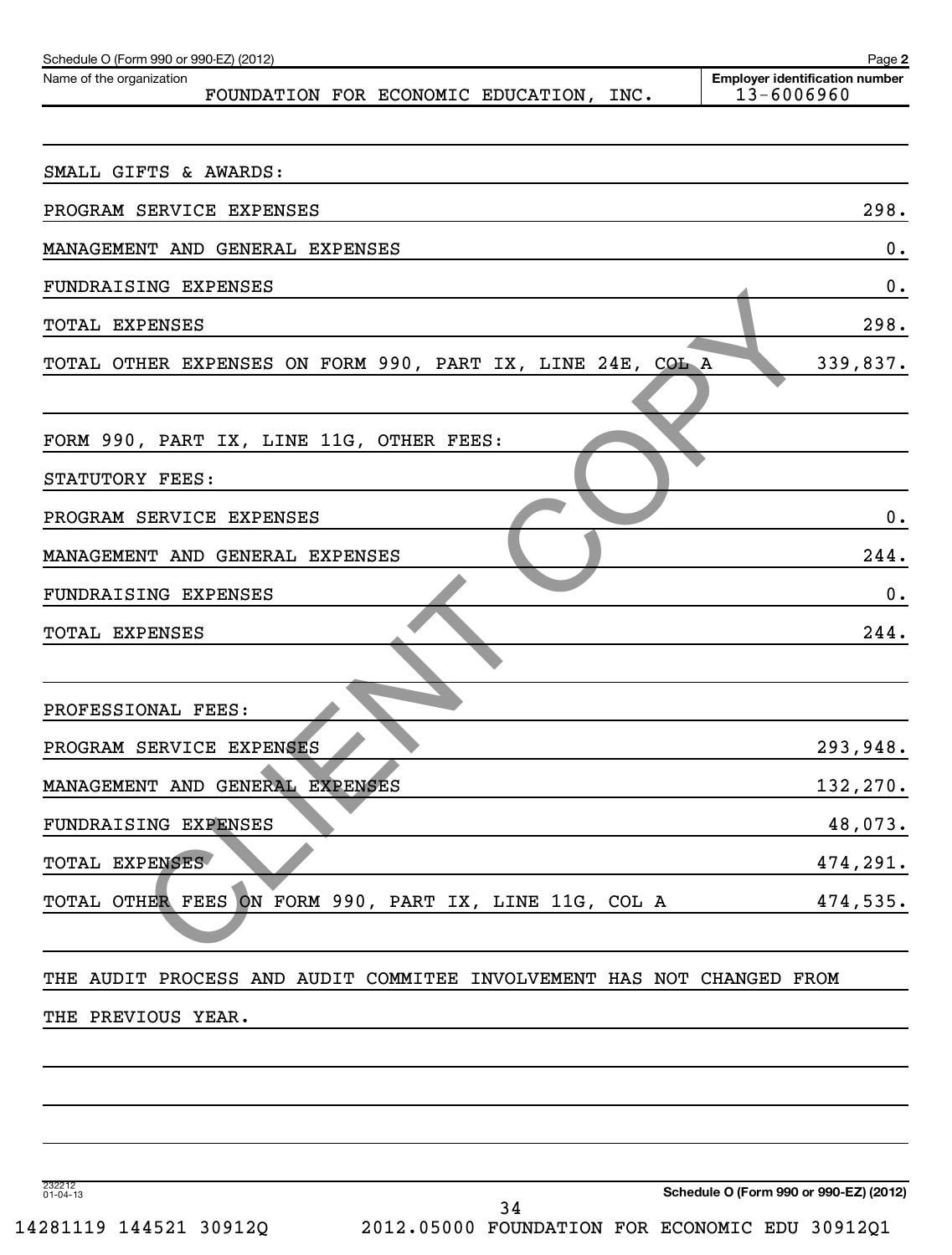Schedule O (Form 990 or 990-EZ) (2012)

| Name of the organization | Employer identification number |
|---|---|
| FOUNDATION FOR ECONOMIC EDUCATION, INC. | 13-6006960 |

SMALL GIFTS & AWARDS:

| | |
|---|---|
| PROGRAM SERVICE EXPENSES | 298. |
| MANAGEMENT AND GENERAL EXPENSES | 0. |
| FUNDRAISING EXPENSES | 0. |
| TOTAL EXPENSES | 298. |
| TOTAL OTHER EXPENSES ON FORM 990, PART IX, LINE 24E, COL A | 339,837. |

FORM 990, PART IX, LINE 11G, OTHER FEES:

STATUTORY FEES:

| | |
|---|---|
| PROGRAM SERVICE EXPENSES | 0. |
| MANAGEMENT AND GENERAL EXPENSES | 244. |
| FUNDRAISING EXPENSES | 0. |
| TOTAL EXPENSES | 244. |

PROFESSIONAL FEES:

| | |
|---|---|
| PROGRAM SERVICE EXPENSES | 293,948. |
| MANAGEMENT AND GENERAL EXPENSES | 132,270. |
| FUNDRAISING EXPENSES | 48,073. |
| TOTAL EXPENSES | 474,291. |
| TOTAL OTHER FEES ON FORM 990, PART IX, LINE 11G, COL A | 474,535. |

THE AUDIT PROCESS AND AUDIT COMMITEE INVOLVEMENT HAS NOT CHANGED FROM THE PREVIOUS YEAR.

CLIENT COPY

232212 01-04-13

Schedule O (Form 990 or 990-EZ) (2012)

14281119 144521 30912Q 2012.05000 FOUNDATION FOR ECONOMIC EDU 30912Q1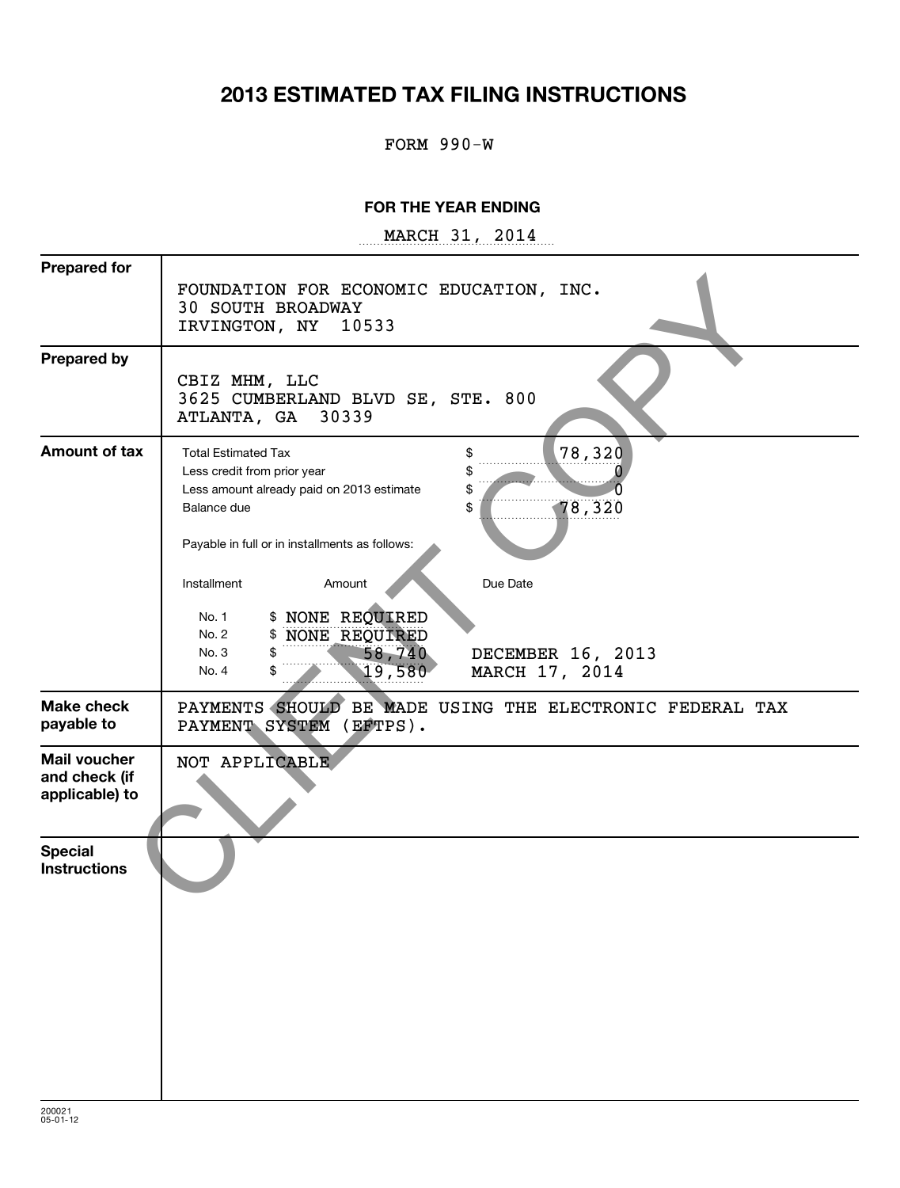# 2013 ESTIMATED TAX FILING INSTRUCTIONS

FORM 990-W

**FOR THE YEAR ENDING**

MARCH 31, 2014

| | |
|---|---|
| **Prepared for** | FOUNDATION FOR ECONOMIC EDUCATION, INC.<br>30 SOUTH BROADWAY<br>IRVINGTON, NY 10533 |
| **Prepared by** | CBIZ MHM, LLC<br>3625 CUMBERLAND BLVD SE, STE. 800<br>ATLANTA, GA 30339 |
| **Amount of tax** | Total Estimated Tax $ 78,320<br>Less credit from prior year $ 0<br>Less amount already paid on 2013 estimate $ 0<br>Balance due $ 78,320<br><br>Payable in full or in installments as follows: |
| **Make check payable to** | PAYMENTS SHOULD BE MADE USING THE ELECTRONIC FEDERAL TAX PAYMENT SYSTEM (EFTPS). |
| **Mail voucher and check (if applicable) to** | NOT APPLICABLE |
| **Special Instructions** | |

| Installment | Amount | Due Date |
|---|---|---|
| No. 1 | $ NONE REQUIRED | |
| No. 2 | $ NONE REQUIRED | |
| No. 3 | $ 58,740 | DECEMBER 16, 2013 |
| No. 4 | $ 19,580 | MARCH 17, 2014 |

CLIENT COPY

200021
05-01-12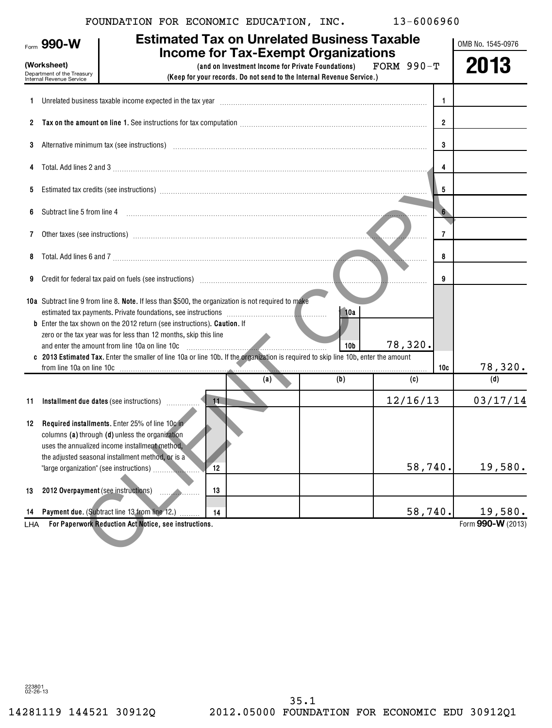FOUNDATION FOR ECONOMIC EDUCATION, INC. 13-6006960

# Form 990-W (Worksheet)

## Estimated Tax on Unrelated Business Taxable Income for Tax-Exempt Organizations

(and on Investment Income for Private Foundations) FORM 990-T

(Keep for your records. Do not send to the Internal Revenue Service.)

Department of the Treasury Internal Revenue Service

OMB No. 1545-0976

**2013**

| | | | |
|---|---|---|---|
| 1 | Unrelated business taxable income expected in the tax year | 1 | |
| 2 | **Tax on the amount on line 1.** See instructions for tax computation | 2 | |
| 3 | Alternative minimum tax (see instructions) | 3 | |
| 4 | Total. Add lines 2 and 3 | 4 | |
| 5 | Estimated tax credits (see instructions) | 5 | |
| 6 | Subtract line 5 from line 4 | 6 | |
| 7 | Other taxes (see instructions) | 7 | |
| 8 | Total. Add lines 6 and 7 | 8 | |
| 9 | Credit for federal tax paid on fuels (see instructions) | 9 | |
| 10a | Subtract line 9 from line 8. **Note.** If less than $500, the organization is not required to make estimated tax payments. Private foundations, see instructions | 10a | |
| b | Enter the tax shown on the 2012 return (see instructions). **Caution.** If zero or the tax year was for less than 12 months, skip this line and enter the amount from line 10a on line 10c | 10b | 78,320. |
| c | **2013 Estimated Tax.** Enter the smaller of line 10a or line 10b. If the organization is required to skip line 10b, enter the amount from line 10a on line 10c | 10c | 78,320. |

| | | | (a) | (b) | (c) | (d) |
|---|---|---|---|---|---|---|
| 11 | **Installment due dates** (see instructions) | 11 | | | 12/16/13 | 03/17/14 |
| 12 | **Required installments.** Enter 25% of line 10c in columns **(a)** through **(d)** unless the organization uses the annualized income installment method, the adjusted seasonal installment method, or is a "large organization" (see instructions) | 12 | | | 58,740. | 19,580. |
| 13 | **2012 Overpayment** (see instructions) | 13 | | | | |
| 14 | **Payment due.** (Subtract line 13 from line 12.) | 14 | | | 58,740. | 19,580. |

LHA **For Paperwork Reduction Act Notice, see instructions.** Form **990-W** (2013)

CLIENT COPY

223801 02-26-13

35.1

14281119 144521 30912Q 2012.05000 FOUNDATION FOR ECONOMIC EDU 30912Q1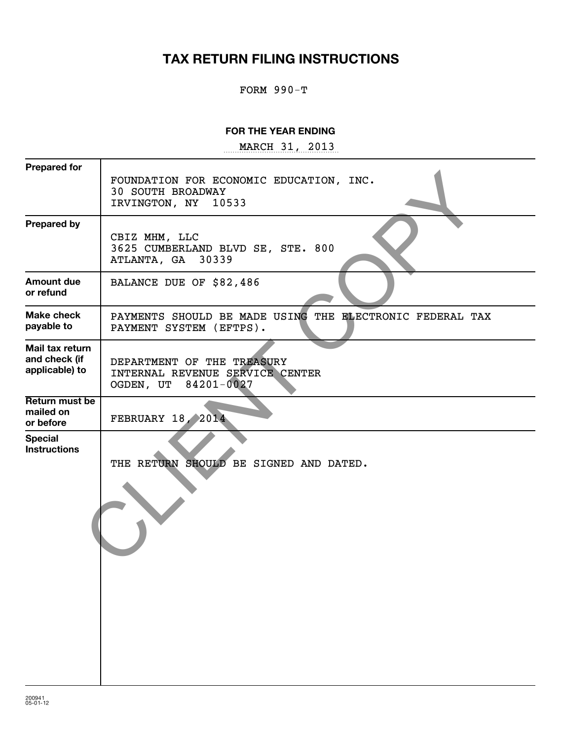# TAX RETURN FILING INSTRUCTIONS

FORM 990-T

**FOR THE YEAR ENDING**

MARCH 31, 2013

| | |
|---|---|
| **Prepared for** | FOUNDATION FOR ECONOMIC EDUCATION, INC.<br>30 SOUTH BROADWAY<br>IRVINGTON, NY 10533 |
| **Prepared by** | CBIZ MHM, LLC<br>3625 CUMBERLAND BLVD SE, STE. 800<br>ATLANTA, GA 30339 |
| **Amount due or refund** | BALANCE DUE OF $82,486 |
| **Make check payable to** | PAYMENTS SHOULD BE MADE USING THE ELECTRONIC FEDERAL TAX PAYMENT SYSTEM (EFTPS). |
| **Mail tax return and check (if applicable) to** | DEPARTMENT OF THE TREASURY<br>INTERNAL REVENUE SERVICE CENTER<br>OGDEN, UT 84201-0027 |
| **Return must be mailed on or before** | FEBRUARY 18, 2014 |
| **Special Instructions** | THE RETURN SHOULD BE SIGNED AND DATED. |

CLIENT COPY

200941
05-01-12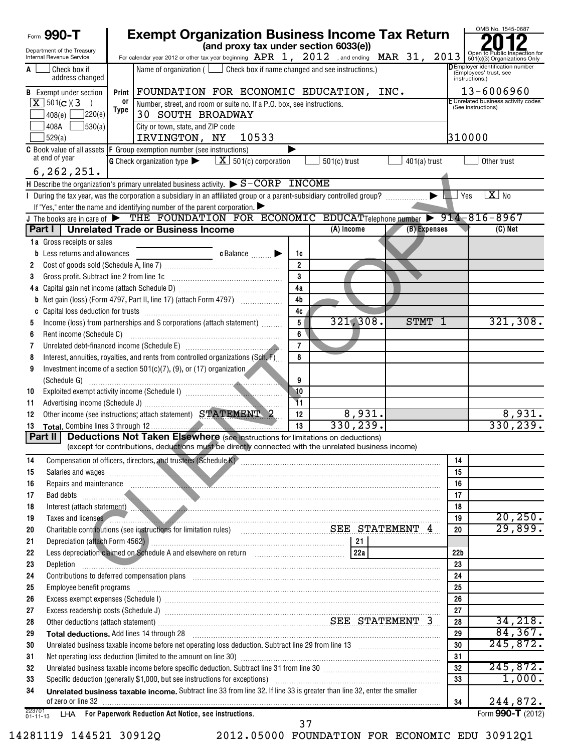Form **990-T**

Department of the Treasury
Internal Revenue Service

# Exempt Organization Business Income Tax Return

**(and proxy tax under section 6033(e))**

For calendar year 2012 or other tax year beginning APR 1, 2012, and ending MAR 31, 2013

OMB No. 1545-0687

**2012**

Open to Public Inspection for 501(c)(3) Organizations Only

| | | |
|---|---|---|
| **A** ☐ Check box if address changed | Name of organization ( ☐ Check box if name changed and see instructions.) | **D** Employer identification number (Employees' trust, see instructions.) |
| **B** Exempt under section [X] 501(C)(3) ☐ 408(e) ☐ 220(e) ☐ 408A ☐ 530(a) ☐ 529(a) | FOUNDATION FOR ECONOMIC EDUCATION, INC. | 13-6006960 |
| Print or Type | Number, street, and room or suite no. If a P.O. box, see instructions. 30 SOUTH BROADWAY | **E** Unrelated business activity codes (See instructions) |
| | City or town, state, and ZIP code IRVINGTON, NY 10533 | 310000 |
| **C** Book value of all assets at end of year 6,262,251. | **F** Group exemption number (see instructions) | |
| | **G** Check organization type ▶ [X] 501(c) corporation ☐ 501(c) trust ☐ 401(a) trust ☐ Other trust | |

**H** Describe the organization's primary unrelated business activity. ▶ S-CORP INCOME

**I** During the tax year, was the corporation a subsidiary in an affiliated group or a parent-subsidiary controlled group? ▶ ☐ Yes [X] No

If "Yes," enter the name and identifying number of the parent corporation. ▶

**J** The books are in care of ▶ THE FOUNDATION FOR ECONOMIC EDUCAT Telephone number ▶ 914-816-8967

## Part I Unrelated Trade or Business Income

| | | | (A) Income | (B) Expenses | (C) Net |
|---|---|---|---|---|---|
| 1a | Gross receipts or sales | | | | |
| b | Less returns and allowances — c Balance ▶ | 1c | | | |
| 2 | Cost of goods sold (Schedule A, line 7) | 2 | | | |
| 3 | Gross profit. Subtract line 2 from line 1c | 3 | | | |
| 4a | Capital gain net income (attach Schedule D) | 4a | | | |
| b | Net gain (loss) (Form 4797, Part II, line 17) (attach Form 4797) | 4b | | | |
| c | Capital loss deduction for trusts | 4c | | | |
| 5 | Income (loss) from partnerships and S corporations (attach statement) | 5 | 321,308. | STMT 1 | 321,308. |
| 6 | Rent income (Schedule C) | 6 | | | |
| 7 | Unrelated debt-financed income (Schedule E) | 7 | | | |
| 8 | Interest, annuities, royalties, and rents from controlled organizations (Sch. F) | 8 | | | |
| 9 | Investment income of a section 501(c)(7), (9), or (17) organization (Schedule G) | 9 | | | |
| 10 | Exploited exempt activity income (Schedule I) | 10 | | | |
| 11 | Advertising income (Schedule J) | 11 | | | |
| 12 | Other income (see instructions; attach statement) STATEMENT 2 | 12 | 8,931. | | 8,931. |
| 13 | **Total.** Combine lines 3 through 12 | 13 | 330,239. | | 330,239. |

## Part II Deductions Not Taken Elsewhere (see instructions for limitations on deductions)

(except for contributions, deductions must be directly connected with the unrelated business income)

| | | | |
|---|---|---|---|
| 14 | Compensation of officers, directors, and trustees (Schedule K) | 14 | |
| 15 | Salaries and wages | 15 | |
| 16 | Repairs and maintenance | 16 | |
| 17 | Bad debts | 17 | |
| 18 | Interest (attach statement) | 18 | |
| 19 | Taxes and licenses | 19 | 20,250. |
| 20 | Charitable contributions (see instructions for limitation rules) SEE STATEMENT 4 | 20 | 29,899. |
| 21 | Depreciation (attach Form 4562) — 21 | | |
| 22 | Less depreciation claimed on Schedule A and elsewhere on return — 22a | 22b | |
| 23 | Depletion | 23 | |
| 24 | Contributions to deferred compensation plans | 24 | |
| 25 | Employee benefit programs | 25 | |
| 26 | Excess exempt expenses (Schedule I) | 26 | |
| 27 | Excess readership costs (Schedule J) | 27 | |
| 28 | Other deductions (attach statement) SEE STATEMENT 3 | 28 | 34,218. |
| 29 | **Total deductions.** Add lines 14 through 28 | 29 | 84,367. |
| 30 | Unrelated business taxable income before net operating loss deduction. Subtract line 29 from line 13 | 30 | 245,872. |
| 31 | Net operating loss deduction (limited to the amount on line 30) | 31 | |
| 32 | Unrelated business taxable income before specific deduction. Subtract line 31 from line 30 | 32 | 245,872. |
| 33 | Specific deduction (generally $1,000, but see instructions for exceptions) | 33 | 1,000. |
| 34 | **Unrelated business taxable income.** Subtract line 33 from line 32. If line 33 is greater than line 32, enter the smaller of zero or line 32 | 34 | 244,872. |

223701 01-11-13 LHA **For Paperwork Reduction Act Notice, see instructions.** Form **990-T** (2012)

14281119 144521 30912Q 2012.05000 FOUNDATION FOR ECONOMIC EDU 30912Q1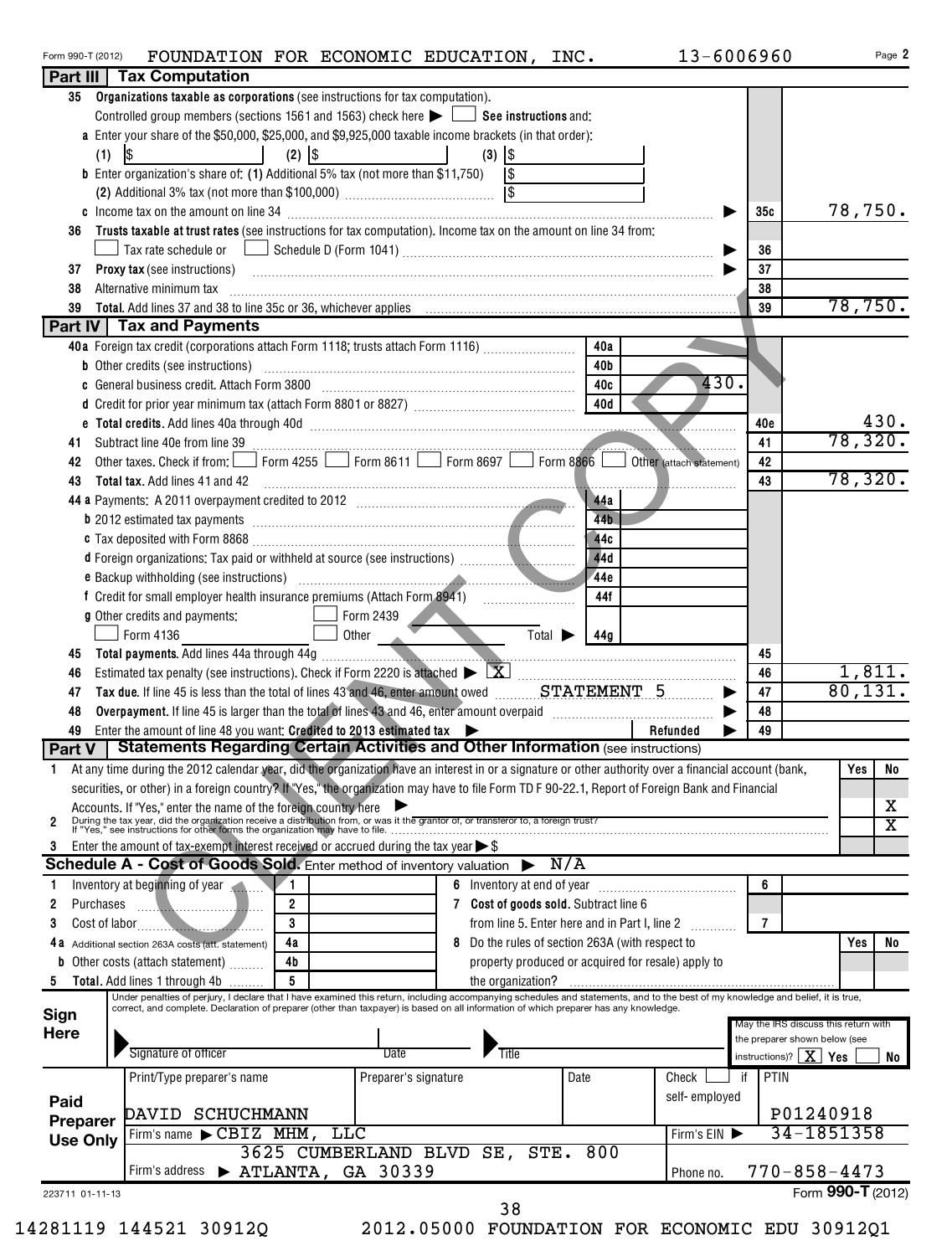Form 990-T (2012) FOUNDATION FOR ECONOMIC EDUCATION, INC. 13-6006960 Page 2

## Part III Tax Computation

| | | | |
|---|---|---|---|
| 35 | **Organizations taxable as corporations** (see instructions for tax computation). Controlled group members (sections 1561 and 1563) check here ☐ **See instructions** and: | | |
| | a Enter your share of the \$50,000, \$25,000, and \$9,925,000 taxable income brackets (in that order): (1) \$ (2) \$ (3) \$ | | |
| | b Enter organization's share of: (1) Additional 5% tax (not more than \$11,750) \$ (2) Additional 3% tax (not more than \$100,000) \$ | | |
| | c Income tax on the amount on line 34 | 35c | 78,750. |
| 36 | **Trusts taxable at trust rates** (see instructions for tax computation). Income tax on the amount on line 34 from: ☐ Tax rate schedule or ☐ Schedule D (Form 1041) | 36 | |
| 37 | **Proxy tax** (see instructions) | 37 | |
| 38 | Alternative minimum tax | 38 | |
| 39 | **Total.** Add lines 37 and 38 to line 35c or 36, whichever applies | 39 | 78,750. |

## Part IV Tax and Payments

| | | | | | |
|---|---|---|---|---|---|
| 40a | Foreign tax credit (corporations attach Form 1118; trusts attach Form 1116) | 40a | | | |
| b | Other credits (see instructions) | 40b | | | |
| c | General business credit. Attach Form 3800 | 40c | 430. | | |
| d | Credit for prior year minimum tax (attach Form 8801 or 8827) | 40d | | | |
| e | **Total credits.** Add lines 40a through 40d | | | 40e | 430. |
| 41 | Subtract line 40e from line 39 | | | 41 | 78,320. |
| 42 | Other taxes. Check if from: ☐ Form 4255 ☐ Form 8611 ☐ Form 8697 ☐ Form 8866 ☐ Other (attach statement) | | | 42 | |
| 43 | **Total tax.** Add lines 41 and 42 | | | 43 | 78,320. |
| 44a | Payments: A 2011 overpayment credited to 2012 | 44a | | | |
| b | 2012 estimated tax payments | 44b | | | |
| c | Tax deposited with Form 8868 | 44c | | | |
| d | Foreign organizations: Tax paid or withheld at source (see instructions) | 44d | | | |
| e | Backup withholding (see instructions) | 44e | | | |
| f | Credit for small employer health insurance premiums (Attach Form 8941) | 44f | | | |
| g | Other credits and payments: ☐ Form 2439 ☐ Form 4136 ☐ Other Total ▶ | 44g | | | |
| 45 | **Total payments.** Add lines 44a through 44g | | | 45 | |
| 46 | Estimated tax penalty (see instructions). Check if Form 2220 is attached ▶ ☒ | | | 46 | 1,811. |
| 47 | **Tax due.** If line 45 is less than the total of lines 43 and 46, enter amount owed STATEMENT 5 | | | 47 | 80,131. |
| 48 | **Overpayment.** If line 45 is larger than the total of lines 43 and 46, enter amount overpaid | | | 48 | |
| 49 | Enter the amount of line 48 you want: **Credited to 2013 estimated tax** ▶ Refunded ▶ | | | 49 | |

## Part V Statements Regarding Certain Activities and Other Information (see instructions)

| | | Yes | No |
|---|---|---|---|
| 1 | At any time during the 2012 calendar year, did the organization have an interest in or a signature or other authority over a financial account (bank, securities, or other) in a foreign country? If "Yes," the organization may have to file Form TD F 90-22.1, Report of Foreign Bank and Financial Accounts. If "Yes," enter the name of the foreign country here ▶ | | X |
| 2 | During the tax year, did the organization receive a distribution from, or was it the grantor of, or transferor to, a foreign trust? If "Yes," see instructions for other forms the organization may have to file. | | X |
| 3 | Enter the amount of tax-exempt interest received or accrued during the tax year ▶ \$ | | |

## Schedule A - Cost of Goods Sold. Enter method of inventory valuation ▶ N/A

| | | | | | | | |
|---|---|---|---|---|---|---|---|
| 1 | Inventory at beginning of year | 1 | | 6 | Inventory at end of year | 6 | |
| 2 | Purchases | 2 | | 7 | **Cost of goods sold.** Subtract line 6 from line 5. Enter here and in Part I, line 2 | 7 | |
| 3 | Cost of labor | 3 | | 8 | Do the rules of section 263A (with respect to property produced or acquired for resale) apply to the organization? | Yes | No |
| 4a | Additional section 263A costs (att. statement) | 4a | | | | | |
| b | Other costs (attach statement) | 4b | | | | | |
| 5 | **Total.** Add lines 1 through 4b | 5 | | | | | |

**Sign Here**

Under penalties of perjury, I declare that I have examined this return, including accompanying schedules and statements, and to the best of my knowledge and belief, it is true, correct, and complete. Declaration of preparer (other than taxpayer) is based on all information of which preparer has any knowledge.

Signature of officer | Date | Title

May the IRS discuss this return with the preparer shown below (see instructions)? ☒ Yes ☐ No

**Paid Preparer Use Only**

| Print/Type preparer's name | Preparer's signature | Date | Check ☐ if self-employed | PTIN |
|---|---|---|---|---|
| DAVID SCHUCHMANN | | | | P01240918 |
| Firm's name ▶ CBIZ MHM, LLC | | | Firm's EIN ▶ | 34-1851358 |
| Firm's address ▶ 3625 CUMBERLAND BLVD SE, STE. 800 ATLANTA, GA 30339 | | | Phone no. | 770-858-4473 |

223711 01-11-13 Form **990-T** (2012)

14281119 144521 30912Q 2012.05000 FOUNDATION FOR ECONOMIC EDU 30912Q1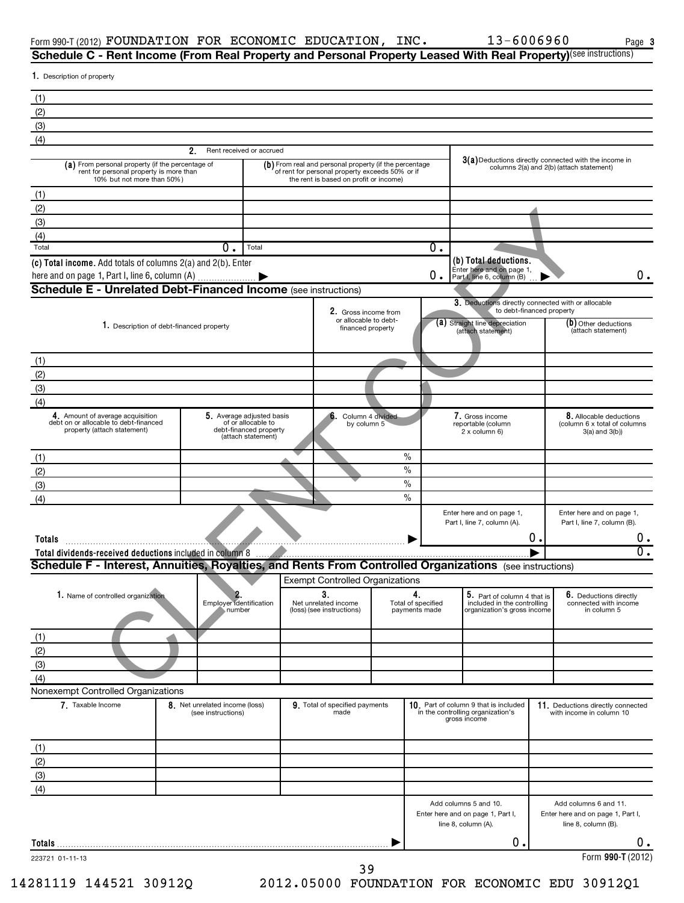Form 990-T (2012) FOUNDATION FOR ECONOMIC EDUCATION, INC. 13-6006960 Page 3

## Schedule C - Rent Income (From Real Property and Personal Property Leased With Real Property) (see instructions)

1. Description of property

| |
|---|
| (1) |
| (2) |
| (3) |
| (4) |

| | 2. Rent received or accrued | | 3(a) Deductions directly connected with the income in columns 2(a) and 2(b) (attach statement) |
|---|---|---|---|
| | (a) From personal property (if the percentage of rent for personal property is more than 10% but not more than 50%) | (b) From real and personal property (if the percentage of rent for personal property exceeds 50% or if the rent is based on profit or income) | |
| (1) | | | |
| (2) | | | |
| (3) | | | |
| (4) | | | |
| Total | 0. | Total 0. | |

(c) Total income. Add totals of columns 2(a) and 2(b). Enter here and on page 1, Part I, line 6, column (A) ▶ 0.

(b) Total deductions. Enter here and on page 1, Part I, line 6, column (B) ▶ 0.

## Schedule E - Unrelated Debt-Financed Income (see instructions)

| 1. Description of debt-financed property | 2. Gross income from or allocable to debt-financed property | 3. Deductions directly connected with or allocable to debt-financed property (a) Straight line depreciation (attach statement) | (b) Other deductions (attach statement) |
|---|---|---|---|
| (1) | | | |
| (2) | | | |
| (3) | | | |
| (4) | | | |

| | 4. Amount of average acquisition debt on or allocable to debt-financed property (attach statement) | 5. Average adjusted basis of or allocable to debt-financed property (attach statement) | 6. Column 4 divided by column 5 | 7. Gross income reportable (column 2 x column 6) | 8. Allocable deductions (column 6 x total of columns 3(a) and 3(b)) |
|---|---|---|---|---|---|
| (1) | | | % | | |
| (2) | | | % | | |
| (3) | | | % | | |
| (4) | | | % | | |
| | | | | Enter here and on page 1, Part I, line 7, column (A). | Enter here and on page 1, Part I, line 7, column (B). |
| Totals ▶ | | | | 0. | 0. |
| Total dividends-received deductions included in column 8 ▶ | | | | | 0. |

## Schedule F - Interest, Annuities, Royalties, and Rents From Controlled Organizations (see instructions)

Exempt Controlled Organizations

| 1. Name of controlled organization | 2. Employer identification number | 3. Net unrelated income (loss) (see instructions) | 4. Total of specified payments made | 5. Part of column 4 that is included in the controlling organization's gross income | 6. Deductions directly connected with income in column 5 |
|---|---|---|---|---|---|
| (1) | | | | | |
| (2) | | | | | |
| (3) | | | | | |
| (4) | | | | | |

Nonexempt Controlled Organizations

| 7. Taxable Income | 8. Net unrelated income (loss) (see instructions) | 9. Total of specified payments made | 10. Part of column 9 that is included in the controlling organization's gross income | 11. Deductions directly connected with income in column 10 |
|---|---|---|---|---|
| (1) | | | | |
| (2) | | | | |
| (3) | | | | |
| (4) | | | | |
| | | | Add columns 5 and 10. Enter here and on page 1, Part I, line 8, column (A). | Add columns 6 and 11. Enter here and on page 1, Part I, line 8, column (B). |
| Totals ▶ | | | 0. | 0. |

223721 01-11-13 Form **990-T** (2012)

14281119 144521 30912Q 2012.05000 FOUNDATION FOR ECONOMIC EDU 30912Q1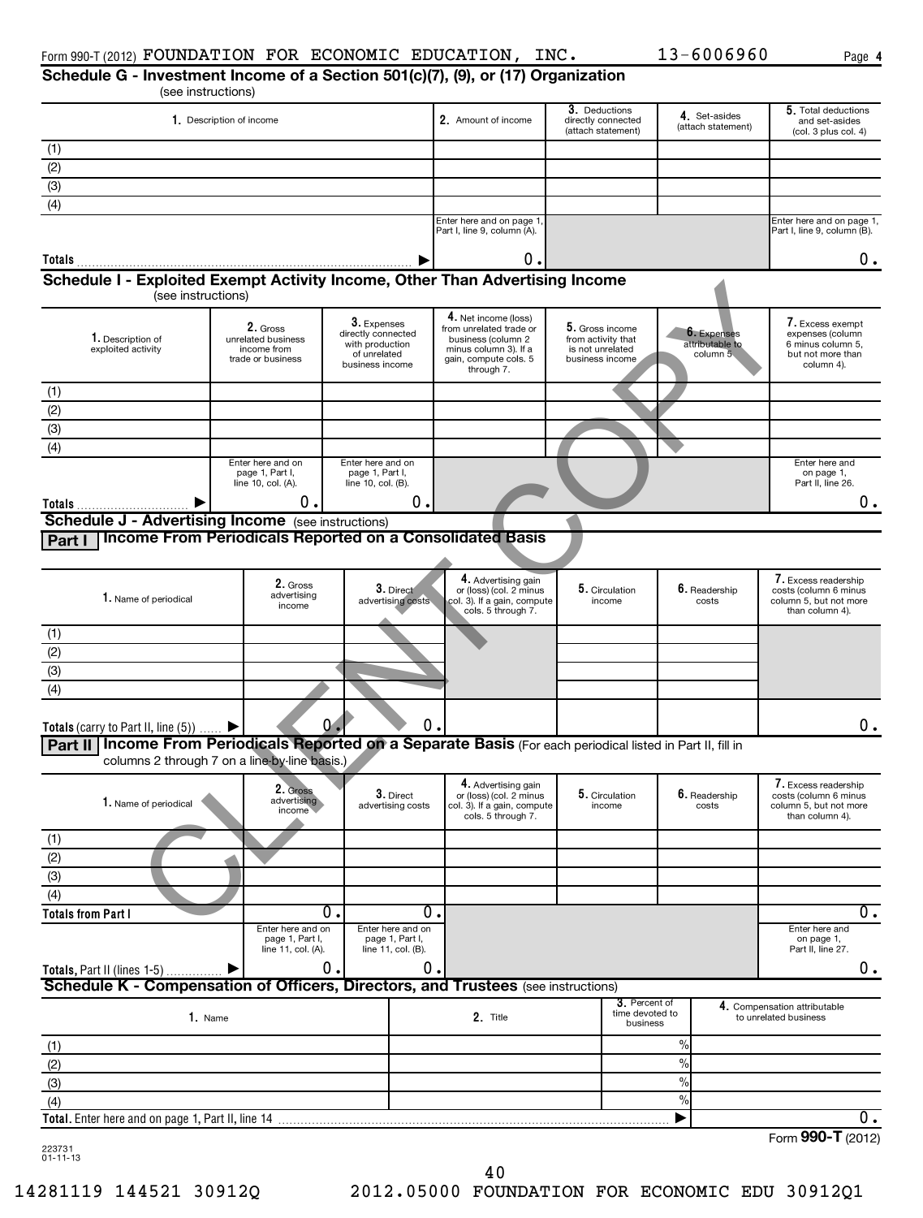Form 990-T (2012) FOUNDATION FOR ECONOMIC EDUCATION, INC. 13-6006960 Page 4

## Schedule G - Investment Income of a Section 501(c)(7), (9), or (17) Organization

(see instructions)

| 1. Description of income | 2. Amount of income | 3. Deductions directly connected (attach statement) | 4. Set-asides (attach statement) | 5. Total deductions and set-asides (col. 3 plus col. 4) |
|---|---|---|---|---|
| (1) | | | | |
| (2) | | | | |
| (3) | | | | |
| (4) | | | | |
| | Enter here and on page 1, Part I, line 9, column (A). | | | Enter here and on page 1, Part I, line 9, column (B). |
| Totals ▶ | 0. | | | 0. |

## Schedule I - Exploited Exempt Activity Income, Other Than Advertising Income

(see instructions)

| 1. Description of exploited activity | 2. Gross unrelated business income from trade or business | 3. Expenses directly connected with production of unrelated business income | 4. Net income (loss) from unrelated trade or business (column 2 minus column 3). If a gain, compute cols. 5 through 7. | 5. Gross income from activity that is not unrelated business income | 6. Expenses attributable to column 5 | 7. Excess exempt expenses (column 6 minus column 5, but not more than column 4). |
|---|---|---|---|---|---|---|
| (1) | | | | | | |
| (2) | | | | | | |
| (3) | | | | | | |
| (4) | | | | | | |
| | Enter here and on page 1, Part I, line 10, col. (A). | Enter here and on page 1, Part I, line 10, col. (B). | | | | Enter here and on page 1, Part II, line 26. |
| Totals ▶ | 0. | 0. | | | | 0. |

## Schedule J - Advertising Income (see instructions)

### Part I Income From Periodicals Reported on a Consolidated Basis

| 1. Name of periodical | 2. Gross advertising income | 3. Direct advertising costs | 4. Advertising gain or (loss) (col. 2 minus col. 3). If a gain, compute cols. 5 through 7. | 5. Circulation income | 6. Readership costs | 7. Excess readership costs (column 6 minus column 5, but not more than column 4). |
|---|---|---|---|---|---|---|
| (1) | | | | | | |
| (2) | | | | | | |
| (3) | | | | | | |
| (4) | | | | | | |
| Totals (carry to Part II, line (5)) ▶ | 0. | 0. | | | | 0. |

### Part II Income From Periodicals Reported on a Separate Basis (For each periodical listed in Part II, fill in columns 2 through 7 on a line-by-line basis.)

| 1. Name of periodical | 2. Gross advertising income | 3. Direct advertising costs | 4. Advertising gain or (loss) (col. 2 minus col. 3). If a gain, compute cols. 5 through 7. | 5. Circulation income | 6. Readership costs | 7. Excess readership costs (column 6 minus column 5, but not more than column 4). |
|---|---|---|---|---|---|---|
| (1) | | | | | | |
| (2) | | | | | | |
| (3) | | | | | | |
| (4) | | | | | | |
| Totals from Part I | 0. | 0. | | | | 0. |
| | Enter here and on page 1, Part I, line 11, col. (A). | Enter here and on page 1, Part I, line 11, col. (B). | | | | Enter here and on page 1, Part II, line 27. |
| Totals, Part II (lines 1-5) ▶ | 0. | 0. | | | | 0. |

## Schedule K - Compensation of Officers, Directors, and Trustees (see instructions)

| 1. Name | 2. Title | 3. Percent of time devoted to business | 4. Compensation attributable to unrelated business |
|---|---|---|---|
| (1) | | % | |
| (2) | | % | |
| (3) | | % | |
| (4) | | % | |
| Total. Enter here and on page 1, Part II, line 14 ▶ | | | 0. |

Form **990-T** (2012)

223731 01-11-13

14281119 144521 30912Q 2012.05000 FOUNDATION FOR ECONOMIC EDU 30912Q1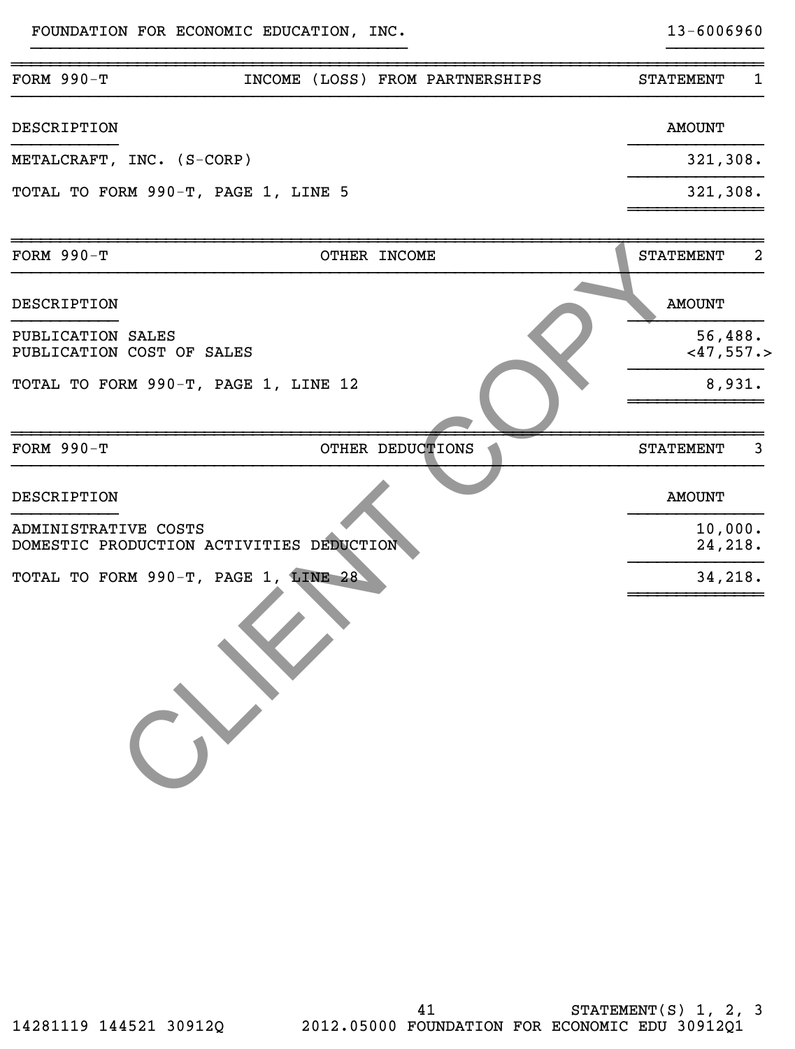FOUNDATION FOR ECONOMIC EDUCATION, INC. 13-6006960

| FORM 990-T | INCOME (LOSS) FROM PARTNERSHIPS | STATEMENT 1 |
|---|---|---|
| DESCRIPTION | | AMOUNT |
| METALCRAFT, INC. (S-CORP) | | 321,308. |
| TOTAL TO FORM 990-T, PAGE 1, LINE 5 | | 321,308. |

| FORM 990-T | OTHER INCOME | STATEMENT 2 |
|---|---|---|
| DESCRIPTION | | AMOUNT |
| PUBLICATION SALES | | 56,488. |
| PUBLICATION COST OF SALES | | <47,557.> |
| TOTAL TO FORM 990-T, PAGE 1, LINE 12 | | 8,931. |

| FORM 990-T | OTHER DEDUCTIONS | STATEMENT 3 |
|---|---|---|
| DESCRIPTION | | AMOUNT |
| ADMINISTRATIVE COSTS | | 10,000. |
| DOMESTIC PRODUCTION ACTIVITIES DEDUCTION | | 24,218. |
| TOTAL TO FORM 990-T, PAGE 1, LINE 28 | | 34,218. |

CLIENT COPY

STATEMENT(S) 1, 2, 3

14281119 144521 30912Q 2012.05000 FOUNDATION FOR ECONOMIC EDU 30912Q1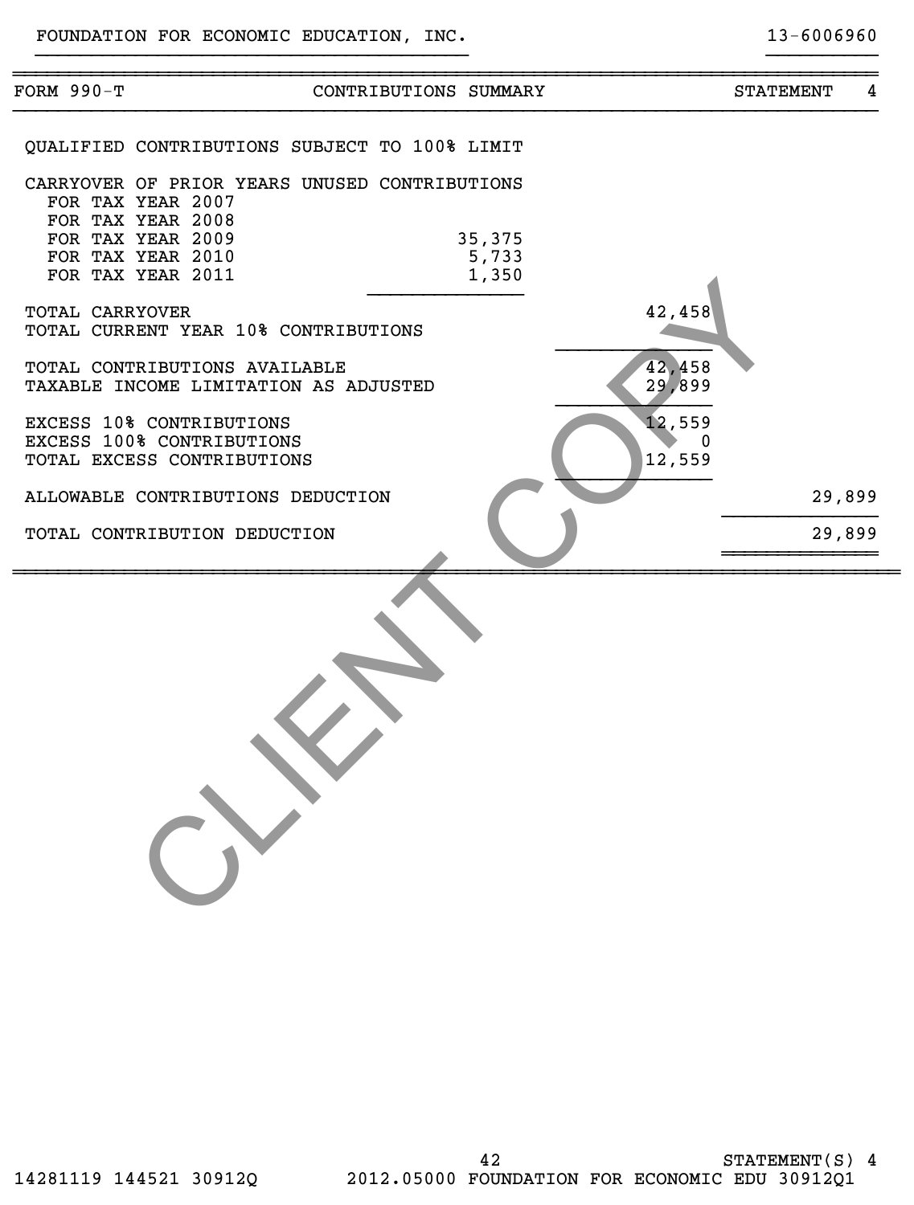FOUNDATION FOR ECONOMIC EDUCATION, INC. 13-6006960

## FORM 990-T — CONTRIBUTIONS SUMMARY — STATEMENT 4

| | | | |
|---|---|---|---|
| QUALIFIED CONTRIBUTIONS SUBJECT TO 100% LIMIT | | | |
| CARRYOVER OF PRIOR YEARS UNUSED CONTRIBUTIONS | | | |
| FOR TAX YEAR 2007 | | | |
| FOR TAX YEAR 2008 | | | |
| FOR TAX YEAR 2009 | 35,375 | | |
| FOR TAX YEAR 2010 | 5,733 | | |
| FOR TAX YEAR 2011 | 1,350 | | |
| TOTAL CARRYOVER | | 42,458 | |
| TOTAL CURRENT YEAR 10% CONTRIBUTIONS | | | |
| TOTAL CONTRIBUTIONS AVAILABLE | | 42,458 | |
| TAXABLE INCOME LIMITATION AS ADJUSTED | | 29,899 | |
| EXCESS 10% CONTRIBUTIONS | | 12,559 | |
| EXCESS 100% CONTRIBUTIONS | | 0 | |
| TOTAL EXCESS CONTRIBUTIONS | | 12,559 | |
| ALLOWABLE CONTRIBUTIONS DEDUCTION | | | 29,899 |
| TOTAL CONTRIBUTION DEDUCTION | | | 29,899 |

CLIENT COPY

STATEMENT(S) 4

14281119 144521 30912Q 2012.05000 FOUNDATION FOR ECONOMIC EDU 30912Q1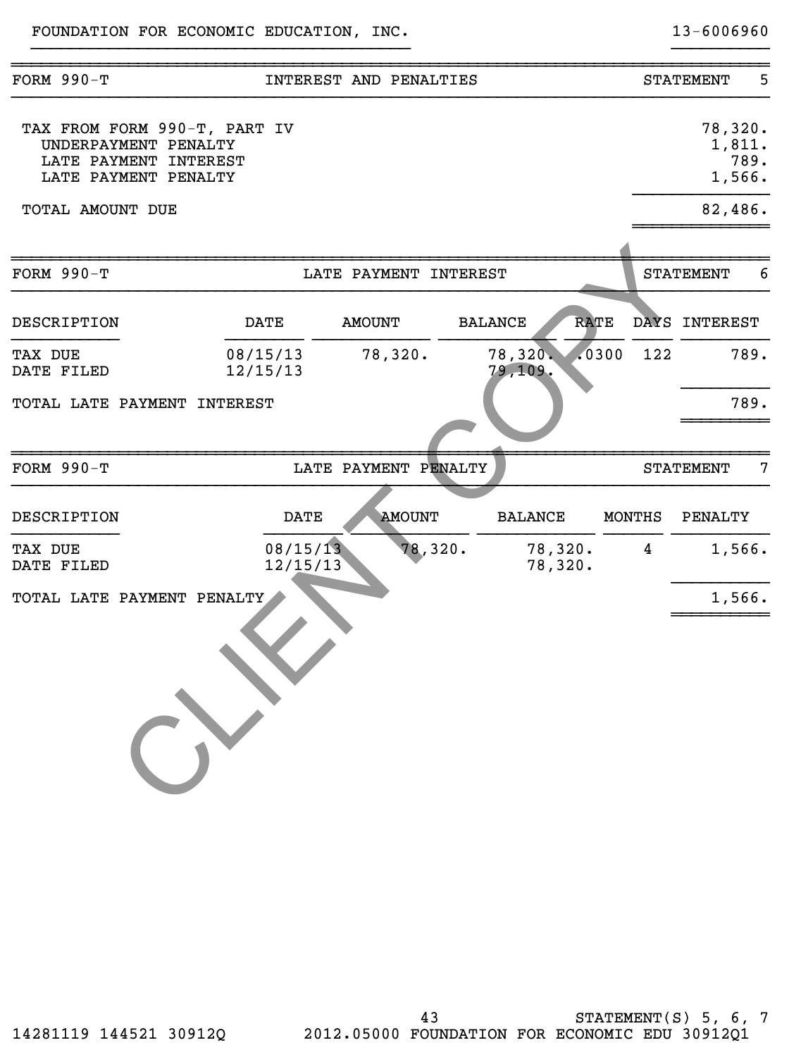FOUNDATION FOR ECONOMIC EDUCATION, INC. 13-6006960

## FORM 990-T — INTEREST AND PENALTIES — STATEMENT 5

| Description | Amount |
|---|---|
| TAX FROM FORM 990-T, PART IV | 78,320. |
| UNDERPAYMENT PENALTY | 1,811. |
| LATE PAYMENT INTEREST | 789. |
| LATE PAYMENT PENALTY | 1,566. |
| TOTAL AMOUNT DUE | 82,486. |

## FORM 990-T — LATE PAYMENT INTEREST — STATEMENT 6

| DESCRIPTION | DATE | AMOUNT | BALANCE | RATE | DAYS | INTEREST |
|---|---|---|---|---|---|---|
| TAX DUE | 08/15/13 | 78,320. | 78,320. | .0300 | 122 | 789. |
| DATE FILED | 12/15/13 | | 79,109. | | | |
| TOTAL LATE PAYMENT INTEREST | | | | | | 789. |

## FORM 990-T — LATE PAYMENT PENALTY — STATEMENT 7

| DESCRIPTION | DATE | AMOUNT | BALANCE | MONTHS | PENALTY |
|---|---|---|---|---|---|
| TAX DUE | 08/15/13 | 78,320. | 78,320. | 4 | 1,566. |
| DATE FILED | 12/15/13 | | 78,320. | | |
| TOTAL LATE PAYMENT PENALTY | | | | | 1,566. |

CLIENT COPY

STATEMENT(S) 5, 6, 7

14281119 144521 30912Q 2012.05000 FOUNDATION FOR ECONOMIC EDU 30912Q1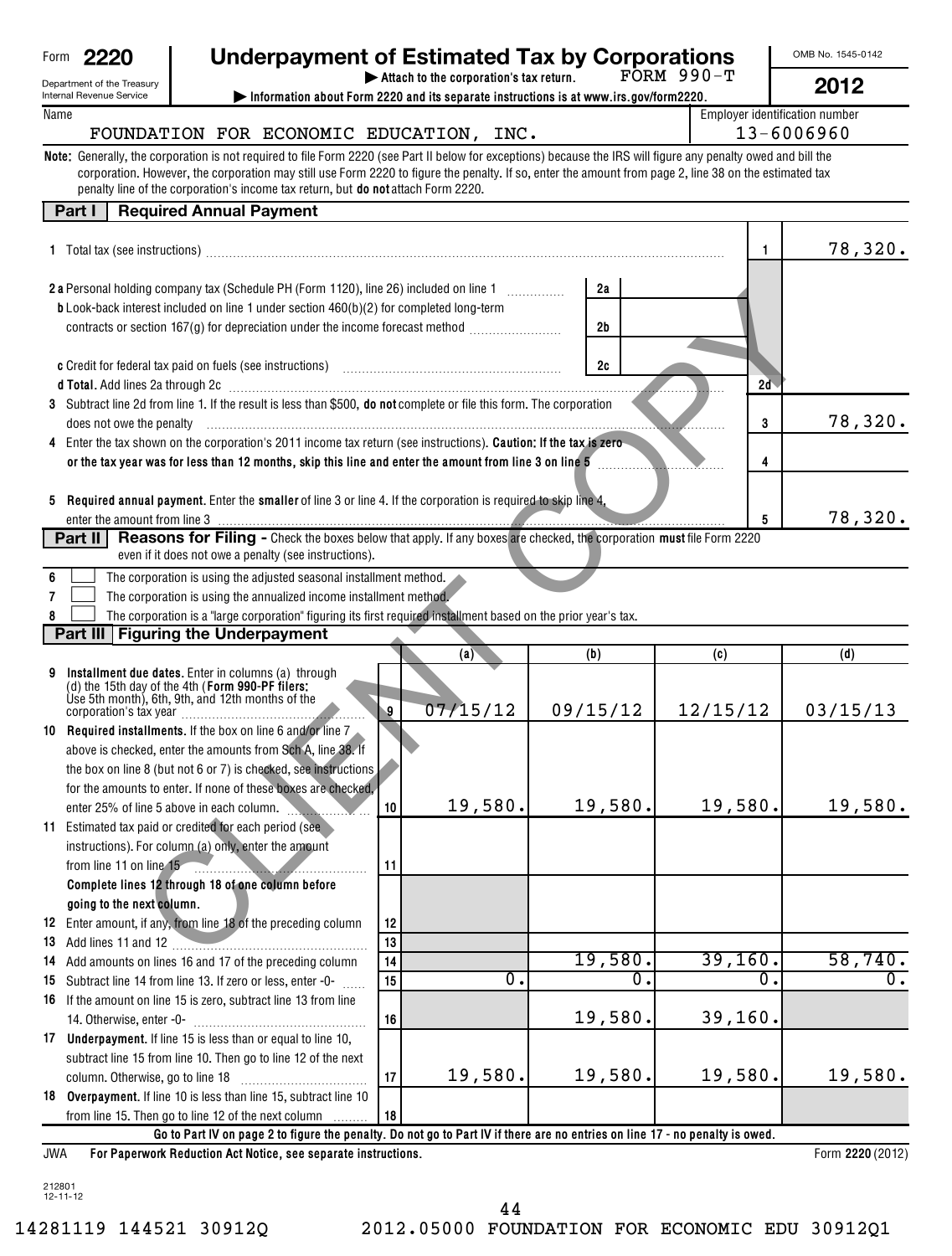Form **2220**

Department of the Treasury
Internal Revenue Service

# Underpayment of Estimated Tax by Corporations

▶ Attach to the corporation's tax return. FORM 990-T

▶ Information about Form 2220 and its separate instructions is at www.irs.gov/form2220.

OMB No. 1545-0142

**2012**

Name: FOUNDATION FOR ECONOMIC EDUCATION, INC.

Employer identification number: 13-6006960

**Note:** Generally, the corporation is not required to file Form 2220 (see Part II below for exceptions) because the IRS will figure any penalty owed and bill the corporation. However, the corporation may still use Form 2220 to figure the penalty. If so, enter the amount from page 2, line 38 on the estimated tax penalty line of the corporation's income tax return, but **do not** attach Form 2220.

## Part I Required Annual Payment

| | | | |
|---|---|---|---|
| **1** Total tax (see instructions) | | 1 | 78,320. |
| **2a** Personal holding company tax (Schedule PH (Form 1120), line 26) included on line 1 | 2a | | |
| **b** Look-back interest included on line 1 under section 460(b)(2) for completed long-term contracts or section 167(g) for depreciation under the income forecast method | 2b | | |
| **c** Credit for federal tax paid on fuels (see instructions) | 2c | | |
| **d Total.** Add lines 2a through 2c | | 2d | |
| **3** Subtract line 2d from line 1. If the result is less than $500, **do not** complete or file this form. The corporation does not owe the penalty | | 3 | 78,320. |
| **4** Enter the tax shown on the corporation's 2011 income tax return (see instructions). **Caution: If the tax is zero or the tax year was for less than 12 months, skip this line and enter the amount from line 3 on line 5** | | 4 | |
| **5 Required annual payment.** Enter the **smaller** of line 3 or line 4. If the corporation is required to skip line 4, enter the amount from line 3 | | 5 | 78,320. |

## Part II Reasons for Filing - Check the boxes below that apply. If any boxes are checked, the corporation **must** file Form 2220 even if it does not owe a penalty (see instructions).

6 ☐ The corporation is using the adjusted seasonal installment method.

7 ☐ The corporation is using the annualized income installment method.

8 ☐ The corporation is a "large corporation" figuring its first required installment based on the prior year's tax.

## Part III Figuring the Underpayment

| | | (a) | (b) | (c) | (d) |
|---|---|---|---|---|---|
| **9 Installment due dates.** Enter in columns (a) through (d) the 15th day of the 4th (**Form 990-PF filers:** Use 5th month), 6th, 9th, and 12th months of the corporation's tax year | 9 | 07/15/12 | 09/15/12 | 12/15/12 | 03/15/13 |
| **10 Required installments.** If the box on line 6 and/or line 7 above is checked, enter the amounts from Sch A, line 38. If the box on line 8 (but not 6 or 7) is checked, see instructions for the amounts to enter. If none of these boxes are checked, enter 25% of line 5 above in each column. | 10 | 19,580. | 19,580. | 19,580. | 19,580. |
| **11** Estimated tax paid or credited for each period (see instructions). For column (a) only, enter the amount from line 11 on line 15 | 11 | | | | |
| **Complete lines 12 through 18 of one column before going to the next column.** | | | | | |
| **12** Enter amount, if any, from line 18 of the preceding column | 12 | | | | |
| **13** Add lines 11 and 12 | 13 | | | | |
| **14** Add amounts on lines 16 and 17 of the preceding column | 14 | | 19,580. | 39,160. | 58,740. |
| **15** Subtract line 14 from line 13. If zero or less, enter -0- | 15 | 0. | 0. | 0. | 0. |
| **16** If the amount on line 15 is zero, subtract line 13 from line 14. Otherwise, enter -0- | 16 | | 19,580. | 39,160. | |
| **17 Underpayment.** If line 15 is less than or equal to line 10, subtract line 15 from line 10. Then go to line 12 of the next column. Otherwise, go to line 18 | 17 | 19,580. | 19,580. | 19,580. | 19,580. |
| **18 Overpayment.** If line 10 is less than line 15, subtract line 10 from line 15. Then go to line 12 of the next column | 18 | | | | |

**Go to Part IV on page 2 to figure the penalty. Do not go to Part IV if there are no entries on line 17 - no penalty is owed.**

JWA **For Paperwork Reduction Act Notice, see separate instructions.** Form **2220** (2012)

212801
12-11-12

14281119 144521 30912Q 2012.05000 FOUNDATION FOR ECONOMIC EDU 30912Q1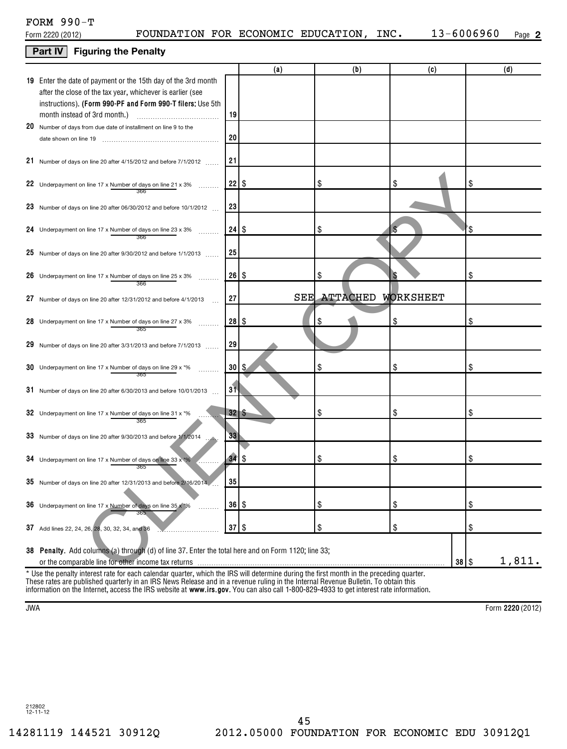FORM 990-T

Form 2220 (2012) FOUNDATION FOR ECONOMIC EDUCATION, INC. 13-6006960 Page **2**

## Part IV Figuring the Penalty

| | | (a) | (b) | (c) | (d) |
|---|---|---|---|---|---|
| **19** Enter the date of payment or the 15th day of the 3rd month after the close of the tax year, whichever is earlier (see instructions). **(Form 990-PF and Form 990-T filers:** Use 5th month instead of 3rd month.) | 19 | | | | |
| **20** Number of days from due date of installment on line 9 to the date shown on line 19 | 20 | | | | |
| **21** Number of days on line 20 after 4/15/2012 and before 7/1/2012 | 21 | | | | |
| **22** Underpayment on line 17 x Number of days on line 21 / 366 x 3% | 22 | $ | $ | $ | $ |
| **23** Number of days on line 20 after 06/30/2012 and before 10/1/2012 | 23 | | | | |
| **24** Underpayment on line 17 x Number of days on line 23 / 366 x 3% | 24 | $ | $ | $ | $ |
| **25** Number of days on line 20 after 9/30/2012 and before 1/1/2013 | 25 | | | | |
| **26** Underpayment on line 17 x Number of days on line 25 / 366 x 3% | 26 | $ | $ | $ | $ |
| **27** Number of days on line 20 after 12/31/2012 and before 4/1/2013 | 27 | SEE ATTACHED WORKSHEET | | | |
| **28** Underpayment on line 17 x Number of days on line 27 / 365 x 3% | 28 | $ | $ | $ | $ |
| **29** Number of days on line 20 after 3/31/2013 and before 7/1/2013 | 29 | | | | |
| **30** Underpayment on line 17 x Number of days on line 29 / 365 x *% | 30 | $ | $ | $ | $ |
| **31** Number of days on line 20 after 6/30/2013 and before 10/01/2013 | 31 | | | | |
| **32** Underpayment on line 17 x Number of days on line 31 / 365 x *% | 32 | $ | $ | $ | $ |
| **33** Number of days on line 20 after 9/30/2013 and before 1/1/2014 | 33 | | | | |
| **34** Underpayment on line 17 x Number of days on line 33 / 365 x *% | 34 | $ | $ | $ | $ |
| **35** Number of days on line 20 after 12/31/2013 and before 2/16/2014 | 35 | | | | |
| **36** Underpayment on line 17 x Number of days on line 35 / 365 x *% | 36 | $ | $ | $ | $ |
| **37** Add lines 22, 24, 26, 28, 30, 32, 34, and 36 | 37 | $ | $ | $ | $ |

**38 Penalty.** Add columns (a) through (d) of line 37. Enter the total here and on Form 1120; line 33; or the comparable line for other income tax returns ..... **38** $ 1,811.

\* Use the penalty interest rate for each calendar quarter, which the IRS will determine during the first month in the preceding quarter. These rates are published quarterly in an IRS News Release and in a revenue ruling in the Internal Revenue Bulletin. To obtain this information on the Internet, access the IRS website at **www.irs.gov**. You can also call 1-800-829-4933 to get interest rate information.

CLIENT COPY

JWA Form **2220** (2012)

212802
12-11-12

14281119 144521 30912Q 2012.05000 FOUNDATION FOR ECONOMIC EDU 30912Q1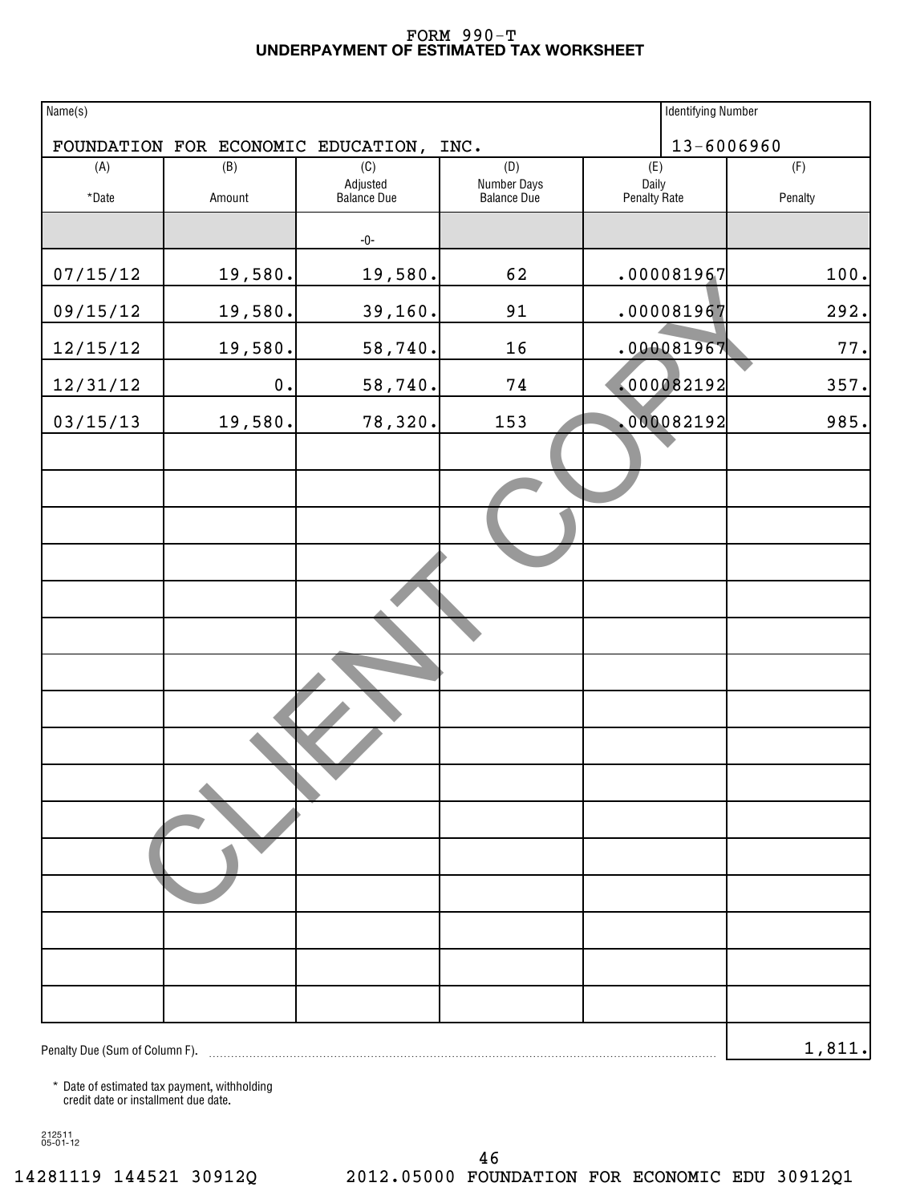# FORM 990-T
## UNDERPAYMENT OF ESTIMATED TAX WORKSHEET

| Name(s) | Identifying Number |
|---|---|
| FOUNDATION FOR ECONOMIC EDUCATION, INC. | 13-6006960 |

| (A) *Date | (B) Amount | (C) Adjusted Balance Due | (D) Number Days Balance Due | (E) Daily Penalty Rate | (F) Penalty |
|---|---|---|---|---|---|
| | | -0- | | | |
| 07/15/12 | 19,580. | 19,580. | 62 | .000081967 | 100. |
| 09/15/12 | 19,580. | 39,160. | 91 | .000081967 | 292. |
| 12/15/12 | 19,580. | 58,740. | 16 | .000081967 | 77. |
| 12/31/12 | 0. | 58,740. | 74 | .000082192 | 357. |
| 03/15/13 | 19,580. | 78,320. | 153 | .000082192 | 985. |

Penalty Due (Sum of Column F). 1,811.

\* Date of estimated tax payment, withholding credit date or installment due date.

CLIENT COPY

212511 05-01-12

14281119 144521 30912Q 2012.05000 FOUNDATION FOR ECONOMIC EDU 30912Q1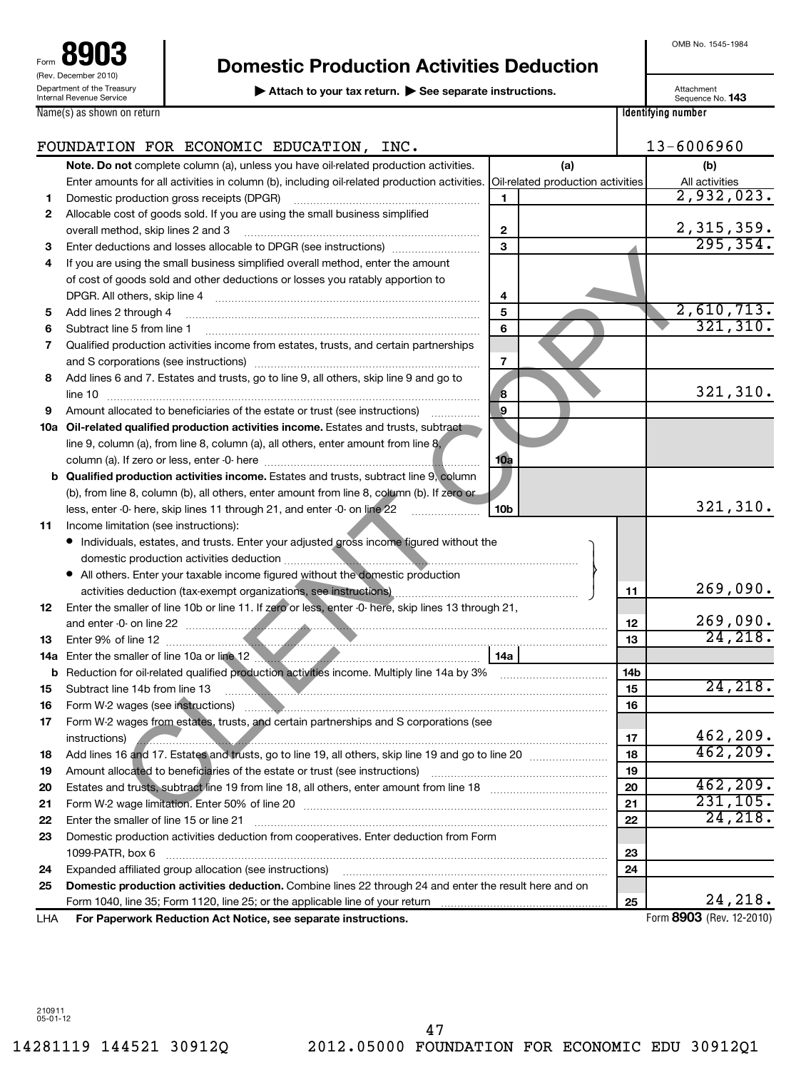Form **8903** (Rev. December 2010) Department of the Treasury Internal Revenue Service

# Domestic Production Activities Deduction

▶ Attach to your tax return. ▶ See separate instructions.

OMB No. 1545-1984

Attachment Sequence No. **143**

Name(s) as shown on return: FOUNDATION FOR ECONOMIC EDUCATION, INC.

Identifying number: 13-6006960

**Note. Do not** complete column (a), unless you have oil-related production activities. Enter amounts for all activities in column (b), including oil-related production activities.

| | | | (a) Oil-related production activities | (b) All activities |
|---|---|---|---|---|
| 1 | Domestic production gross receipts (DPGR) | 1 | | 2,932,023. |
| 2 | Allocable cost of goods sold. If you are using the small business simplified overall method, skip lines 2 and 3 | 2 | | 2,315,359. |
| 3 | Enter deductions and losses allocable to DPGR (see instructions) | 3 | | 295,354. |
| 4 | If you are using the small business simplified overall method, enter the amount of cost of goods sold and other deductions or losses you ratably apportion to DPGR. All others, skip line 4 | 4 | | |
| 5 | Add lines 2 through 4 | 5 | | 2,610,713. |
| 6 | Subtract line 5 from line 1 | 6 | | 321,310. |
| 7 | Qualified production activities income from estates, trusts, and certain partnerships and S corporations (see instructions) | 7 | | |
| 8 | Add lines 6 and 7. Estates and trusts, go to line 9, all others, skip line 9 and go to line 10 | 8 | | 321,310. |
| 9 | Amount allocated to beneficiaries of the estate or trust (see instructions) | 9 | | |
| 10a | **Oil-related qualified production activities income.** Estates and trusts, subtract line 9, column (a), from line 8, column (a), all others, enter amount from line 8, column (a). If zero or less, enter -0- here | 10a | | |
| b | **Qualified production activities income.** Estates and trusts, subtract line 9, column (b), from line 8, column (b), all others, enter amount from line 8, column (b). If zero or less, enter -0- here, skip lines 11 through 21, and enter -0- on line 22 | 10b | | 321,310. |
| 11 | Income limitation (see instructions): • Individuals, estates, and trusts. Enter your adjusted gross income figured without the domestic production activities deduction • All others. Enter your taxable income figured without the domestic production activities deduction (tax-exempt organizations, see instructions) | | 11 | 269,090. |
| 12 | Enter the smaller of line 10b or line 11. If zero or less, enter -0- here, skip lines 13 through 21, and enter -0- on line 22 | | 12 | 269,090. |
| 13 | Enter 9% of line 12 | | 13 | 24,218. |
| 14a | Enter the smaller of line 10a or line 12 | 14a | | |
| b | Reduction for oil-related qualified production activities income. Multiply line 14a by 3% | | 14b | |
| 15 | Subtract line 14b from line 13 | | 15 | 24,218. |
| 16 | Form W-2 wages (see instructions) | | 16 | |
| 17 | Form W-2 wages from estates, trusts, and certain partnerships and S corporations (see instructions) | | 17 | 462,209. |
| 18 | Add lines 16 and 17. Estates and trusts, go to line 19, all others, skip line 19 and go to line 20 | | 18 | 462,209. |
| 19 | Amount allocated to beneficiaries of the estate or trust (see instructions) | | 19 | |
| 20 | Estates and trusts, subtract line 19 from line 18, all others, enter amount from line 18 | | 20 | 462,209. |
| 21 | Form W-2 wage limitation. Enter 50% of line 20 | | 21 | 231,105. |
| 22 | Enter the smaller of line 15 or line 21 | | 22 | 24,218. |
| 23 | Domestic production activities deduction from cooperatives. Enter deduction from Form 1099-PATR, box 6 | | 23 | |
| 24 | Expanded affiliated group allocation (see instructions) | | 24 | |
| 25 | **Domestic production activities deduction.** Combine lines 22 through 24 and enter the result here and on Form 1040, line 35; Form 1120, line 25; or the applicable line of your return | | 25 | 24,218. |

LHA **For Paperwork Reduction Act Notice, see separate instructions.** Form **8903** (Rev. 12-2010)

210911 05-01-12

14281119 144521 30912Q 2012.05000 FOUNDATION FOR ECONOMIC EDU 30912Q1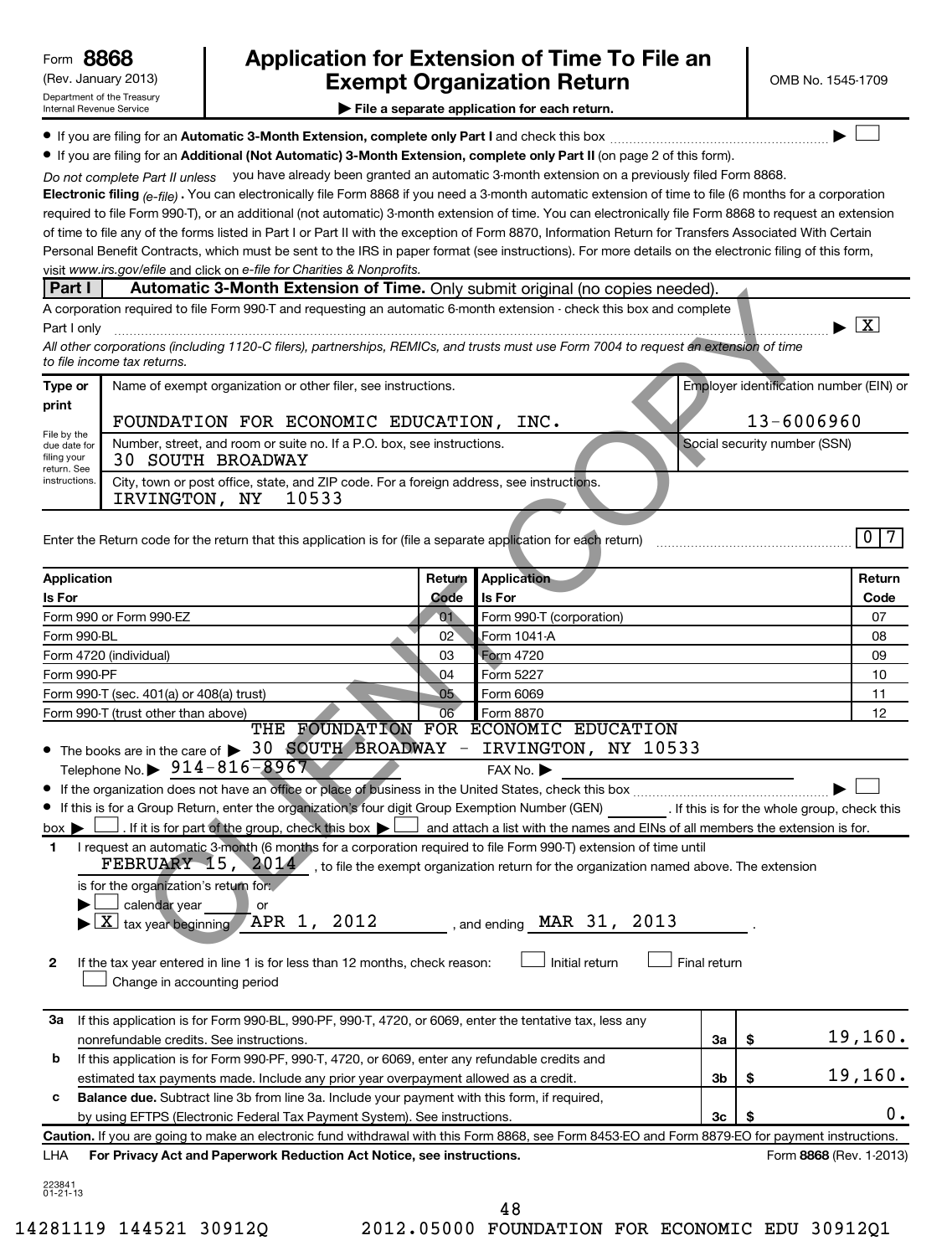Form **8868** (Rev. January 2013)
Department of the Treasury
Internal Revenue Service

# Application for Extension of Time To File an Exempt Organization Return

OMB No. 1545-1709

**▶ File a separate application for each return.**

- If you are filing for an **Automatic 3-Month Extension, complete only Part I** and check this box ▶ ☐
- If you are filing for an **Additional (Not Automatic) 3-Month Extension, complete only Part II** (on page 2 of this form).

*Do not complete Part II unless* you have already been granted an automatic 3-month extension on a previously filed Form 8868.

**Electronic filing** *(e-file)*. You can electronically file Form 8868 if you need a 3-month automatic extension of time to file (6 months for a corporation required to file Form 990-T), or an additional (not automatic) 3-month extension of time. You can electronically file Form 8868 to request an extension of time to file any of the forms listed in Part I or Part II with the exception of Form 8870, Information Return for Transfers Associated With Certain Personal Benefit Contracts, which must be sent to the IRS in paper format (see instructions). For more details on the electronic filing of this form, visit *www.irs.gov/efile* and click on *e-file for Charities & Nonprofits.*

## Part I — Automatic 3-Month Extension of Time. Only submit original (no copies needed).

A corporation required to file Form 990-T and requesting an automatic 6-month extension - check this box and complete Part I only ▶ ☒

*All other corporations (including 1120-C filers), partnerships, REMICs, and trusts must use Form 7004 to request an extension of time to file income tax returns.*

| Type or print | | |
|---|---|---|
| File by the due date for filing your return. See instructions. | Name of exempt organization or other filer, see instructions.<br>FOUNDATION FOR ECONOMIC EDUCATION, INC. | Employer identification number (EIN) or<br>13-6006960 |
| | Number, street, and room or suite no. If a P.O. box, see instructions.<br>30 SOUTH BROADWAY | Social security number (SSN) |
| | City, town or post office, state, and ZIP code. For a foreign address, see instructions.<br>IRVINGTON, NY 10533 | |

Enter the Return code for the return that this application is for (file a separate application for each return) 0 7

| Application Is For | Return Code | Application Is For | Return Code |
|---|---|---|---|
| Form 990 or Form 990-EZ | 01 | Form 990-T (corporation) | 07 |
| Form 990-BL | 02 | Form 1041-A | 08 |
| Form 4720 (individual) | 03 | Form 4720 | 09 |
| Form 990-PF | 04 | Form 5227 | 10 |
| Form 990-T (sec. 401(a) or 408(a) trust) | 05 | Form 6069 | 11 |
| Form 990-T (trust other than above) | 06 | Form 8870 | 12 |

- The books are in the care of ▶ THE FOUNDATION FOR ECONOMIC EDUCATION 30 SOUTH BROADWAY - IRVINGTON, NY 10533
  Telephone No. ▶ 914-816-8967 FAX No. ▶
- If the organization does not have an office or place of business in the United States, check this box ▶ ☐
- If this is for a Group Return, enter the organization's four digit Group Exemption Number (GEN) ______ . If this is for the whole group, check this box ▶ ☐ . If it is for part of the group, check this box ▶ ☐ and attach a list with the names and EINs of all members the extension is for.

**1** I request an automatic 3-month (6 months for a corporation required to file Form 990-T) extension of time until FEBRUARY 15, 2014 , to file the exempt organization return for the organization named above. The extension is for the organization's return for:
▶ ☐ calendar year ______ or
▶ ☒ tax year beginning APR 1, 2012 , and ending MAR 31, 2013 .

**2** If the tax year entered in line 1 is for less than 12 months, check reason: ☐ Initial return ☐ Final return ☐ Change in accounting period

| | | | |
|---|---|---|---|
| **3a** | If this application is for Form 990-BL, 990-PF, 990-T, 4720, or 6069, enter the tentative tax, less any nonrefundable credits. See instructions. | 3a | $ 19,160. |
| **b** | If this application is for Form 990-PF, 990-T, 4720, or 6069, enter any refundable credits and estimated tax payments made. Include any prior year overpayment allowed as a credit. | 3b | $ 19,160. |
| **c** | **Balance due.** Subtract line 3b from line 3a. Include your payment with this form, if required, by using EFTPS (Electronic Federal Tax Payment System). See instructions. | 3c | $ 0. |

**Caution.** If you are going to make an electronic fund withdrawal with this Form 8868, see Form 8453-EO and Form 8879-EO for payment instructions.

LHA **For Privacy Act and Paperwork Reduction Act Notice, see instructions.** Form **8868** (Rev. 1-2013)

223841 01-21-13

CLIENT COPY

14281119 144521 30912Q 2012.05000 FOUNDATION FOR ECONOMIC EDU 30912Q1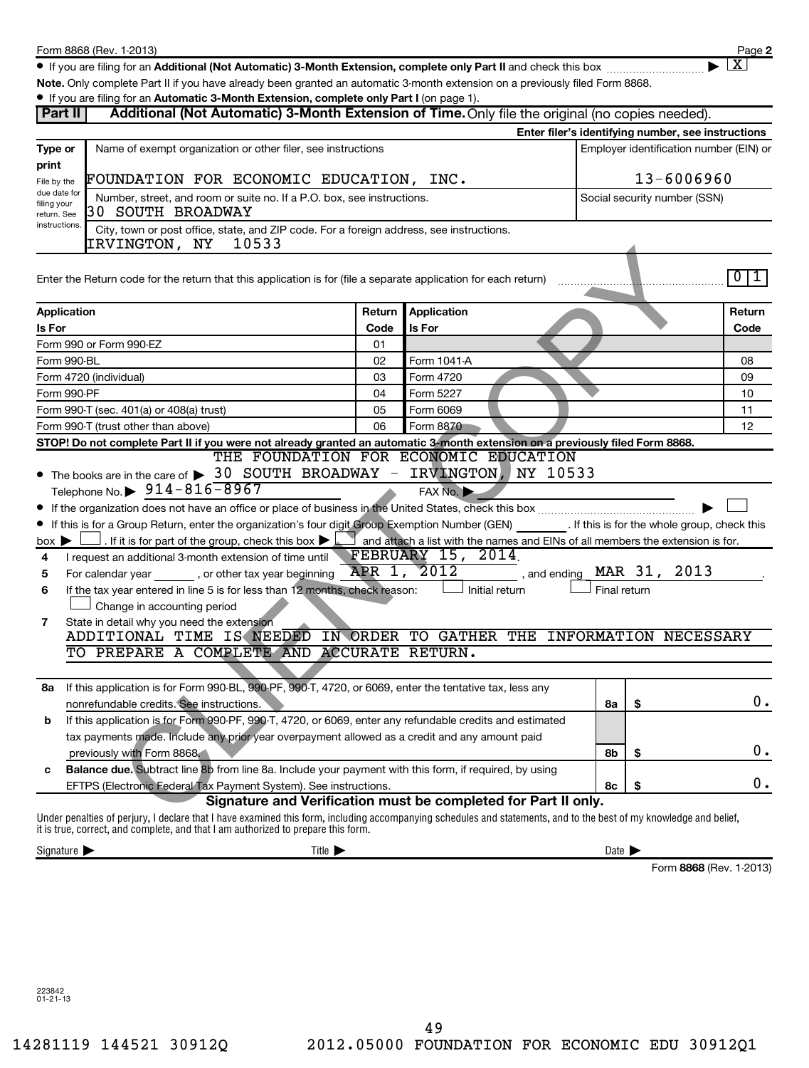Form 8868 (Rev. 1-2013)

- If you are filing for an **Additional (Not Automatic) 3-Month Extension, complete only Part II** and check this box ▶ [X]

**Note.** Only complete Part II if you have already been granted an automatic 3-month extension on a previously filed Form 8868.

- If you are filing for an **Automatic 3-Month Extension, complete only Part I** (on page 1).

## Part II Additional (Not Automatic) 3-Month Extension of Time. Only file the original (no copies needed).

**Enter filer's identifying number, see instructions**

| Type or print | Name of exempt organization or other filer, see instructions | Employer identification number (EIN) or |
|---|---|---|
| File by the due date for filing your return. See instructions. | FOUNDATION FOR ECONOMIC EDUCATION, INC. | 13-6006960 |
| | Number, street, and room or suite no. If a P.O. box, see instructions. 30 SOUTH BROADWAY | Social security number (SSN) |
| | City, town or post office, state, and ZIP code. For a foreign address, see instructions. IRVINGTON, NY 10533 | |

Enter the Return code for the return that this application is for (file a separate application for each return) 0 1

| Application Is For | Return Code | Application Is For | Return Code |
|---|---|---|---|
| Form 990 or Form 990-EZ | 01 | | |
| Form 990-BL | 02 | Form 1041-A | 08 |
| Form 4720 (individual) | 03 | Form 4720 | 09 |
| Form 990-PF | 04 | Form 5227 | 10 |
| Form 990-T (sec. 401(a) or 408(a) trust) | 05 | Form 6069 | 11 |
| Form 990-T (trust other than above) | 06 | Form 8870 | 12 |

**STOP! Do not complete Part II if you were not already granted an automatic 3-month extension on a previously filed Form 8868.**

- The books are in the care of ▶ THE FOUNDATION FOR ECONOMIC EDUCATION 30 SOUTH BROADWAY - IRVINGTON, NY 10533

  Telephone No. ▶ 914-816-8967 FAX No. ▶

- If the organization does not have an office or place of business in the United States, check this box ▶ [ ]
- If this is for a Group Return, enter the organization's four digit Group Exemption Number (GEN) \_\_\_\_\_\_. If this is for the whole group, check this box ▶ [ ]. If it is for part of the group, check this box ▶ [ ] and attach a list with the names and EINs of all members the extension is for.

4 I request an additional 3-month extension of time until FEBRUARY 15, 2014.

5 For calendar year \_\_\_\_\_\_, or other tax year beginning APR 1, 2012, and ending MAR 31, 2013.

6 If the tax year entered in line 5 is for less than 12 months, check reason: [ ] Initial return [ ] Final return [ ] Change in accounting period

7 State in detail why you need the extension
ADDITIONAL TIME IS NEEDED IN ORDER TO GATHER THE INFORMATION NECESSARY TO PREPARE A COMPLETE AND ACCURATE RETURN.

| | | | |
|---|---|---|---|
| **8a** | If this application is for Form 990-BL, 990-PF, 990-T, 4720, or 6069, enter the tentative tax, less any nonrefundable credits. See instructions. | 8a | $ 0. |
| **b** | If this application is for Form 990-PF, 990-T, 4720, or 6069, enter any refundable credits and estimated tax payments made. Include any prior year overpayment allowed as a credit and any amount paid previously with Form 8868. | 8b | $ 0. |
| **c** | **Balance due.** Subtract line 8b from line 8a. Include your payment with this form, if required, by using EFTPS (Electronic Federal Tax Payment System). See instructions. | 8c | $ 0. |

**Signature and Verification must be completed for Part II only.**

Under penalties of perjury, I declare that I have examined this form, including accompanying schedules and statements, and to the best of my knowledge and belief, it is true, correct, and complete, and that I am authorized to prepare this form.

Signature ▶ Title ▶ Date ▶

Form **8868** (Rev. 1-2013)

223842 01-21-13

CLIENT COPY

14281119 144521 30912Q 2012.05000 FOUNDATION FOR ECONOMIC EDU 30912Q1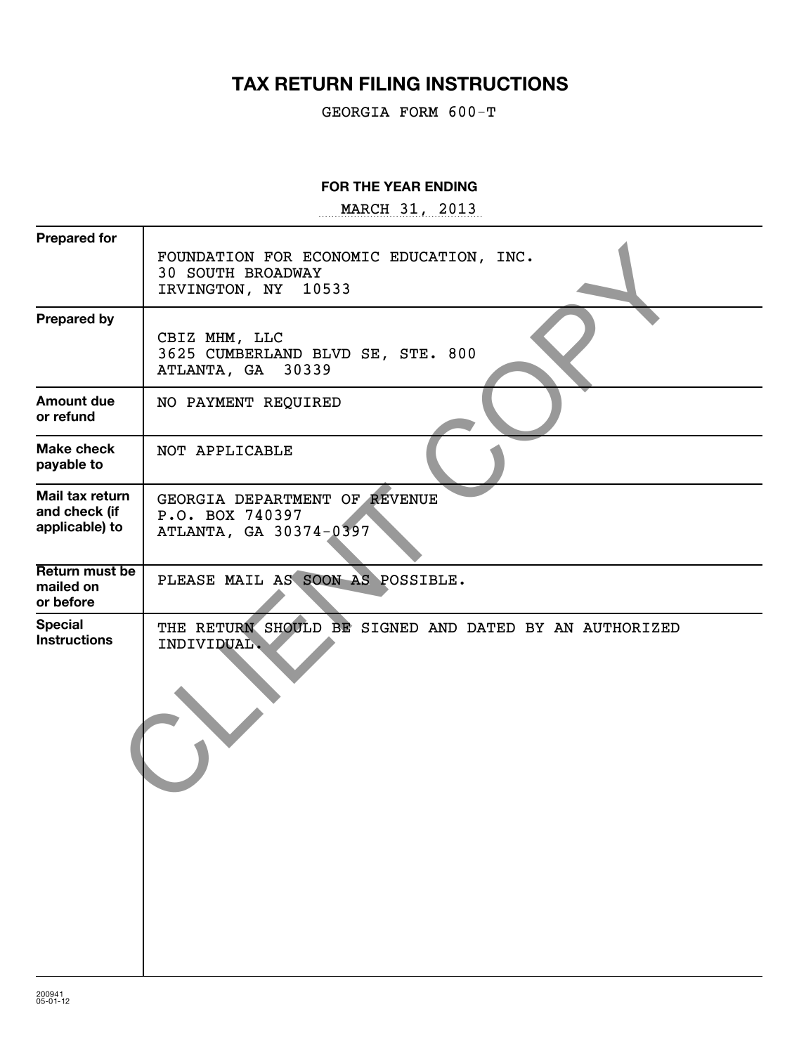# TAX RETURN FILING INSTRUCTIONS

GEORGIA FORM 600-T

**FOR THE YEAR ENDING**

MARCH 31, 2013

| | |
|---|---|
| **Prepared for** | FOUNDATION FOR ECONOMIC EDUCATION, INC.<br>30 SOUTH BROADWAY<br>IRVINGTON, NY 10533 |
| **Prepared by** | CBIZ MHM, LLC<br>3625 CUMBERLAND BLVD SE, STE. 800<br>ATLANTA, GA 30339 |
| **Amount due or refund** | NO PAYMENT REQUIRED |
| **Make check payable to** | NOT APPLICABLE |
| **Mail tax return and check (if applicable) to** | GEORGIA DEPARTMENT OF REVENUE<br>P.O. BOX 740397<br>ATLANTA, GA 30374-0397 |
| **Return must be mailed on or before** | PLEASE MAIL AS SOON AS POSSIBLE. |
| **Special Instructions** | THE RETURN SHOULD BE SIGNED AND DATED BY AN AUTHORIZED INDIVIDUAL. |

CLIENT COPY

200941
05-01-12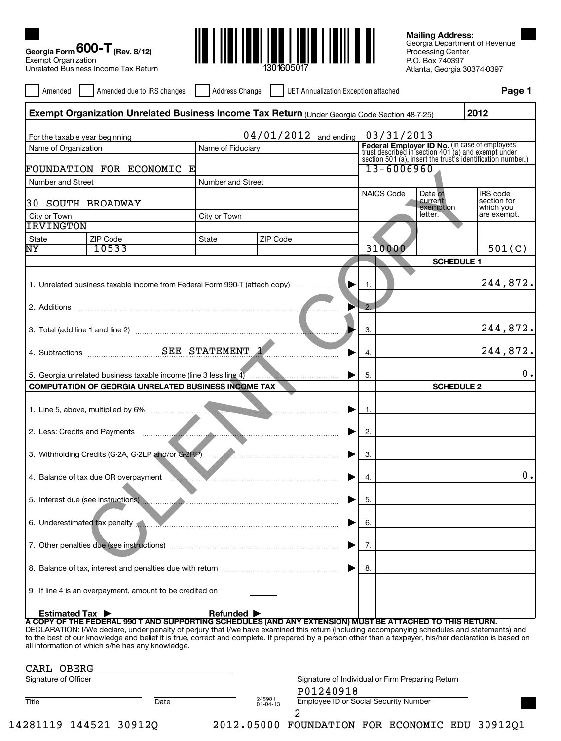Georgia Form **600-T** (Rev. 8/12)
Exempt Organization
Unrelated Business Income Tax Return

1301605017

**Mailing Address:**
Georgia Department of Revenue
Processing Center
P.O. Box 740397
Atlanta, Georgia 30374-0397

☐ Amended ☐ Amended due to IRS changes ☐ Address Change ☐ UET Annualization Exception attached

**Page 1**

**Exempt Organization Unrelated Business Income Tax Return** (Under Georgia Code Section 48-7-25) **2012**

For the taxable year beginning 04/01/2012 and ending 03/31/2013

| Name of Organization | Name of Fiduciary | Federal Employer ID No. (In case of employees' trust described in section 401 (a) and exempt under section 501 (a), insert the trust's identification number.) | | |
|---|---|---|---|---|
| FOUNDATION FOR ECONOMIC E | | 13-6006960 | | |
| Number and Street | Number and Street | NAICS Code | Date of current exemption letter. | IRS code section for which you are exempt. |
| 30 SOUTH BROADWAY | | | | |
| City or Town | City or Town | | | |
| IRVINGTON | | | | |
| State: NY / ZIP Code: 10533 | State / ZIP Code | 310000 | | 501(C) |

**SCHEDULE 1**

| | | |
|---|---|---|
| 1. Unrelated business taxable income from Federal Form 990-T (attach copy) | 1. | 244,872. |
| 2. Additions | 2. | |
| 3. Total (add line 1 and line 2) | 3. | 244,872. |
| 4. Subtractions SEE STATEMENT 1 | 4. | 244,872. |
| 5. Georgia unrelated business taxable income (line 3 less line 4) | 5. | 0. |

**COMPUTATION OF GEORGIA UNRELATED BUSINESS INCOME TAX**

**SCHEDULE 2**

| | | |
|---|---|---|
| 1. Line 5, above, multiplied by 6% | 1. | |
| 2. Less: Credits and Payments | 2. | |
| 3. Withholding Credits (G-2A, G-2LP and/or G-2RP) | 3. | |
| 4. Balance of tax due OR overpayment | 4. | 0. |
| 5. Interest due (see instructions) | 5. | |
| 6. Underestimated tax penalty | 6. | |
| 7. Other penalties due (see instructions) | 7. | |
| 8. Balance of tax, interest and penalties due with return | 8. | |
| 9 If line 4 is an overpayment, amount to be credited on Estimated Tax ▶ Refunded ▶ | | |

**A COPY OF THE FEDERAL 990 T AND SUPPORTING SCHEDULES (AND ANY EXTENSION) MUST BE ATTACHED TO THIS RETURN.**

DECLARATION: I/We declare, under penalty of perjury that I/we have examined this return (including accompanying schedules and statements) and to the best of our knowledge and belief it is true, correct and complete. If prepared by a person other than a taxpayer, his/her declaration is based on all information of which s/he has any knowledge.

CARL OBERG
Signature of Officer

Signature of Individual or Firm Preparing Return

P01240918
Employee ID or Social Security Number

Title Date

245981 01-04-13

CLIENT COPY

14281119 144521 30912Q 2012.05000 FOUNDATION FOR ECONOMIC EDU 30912Q1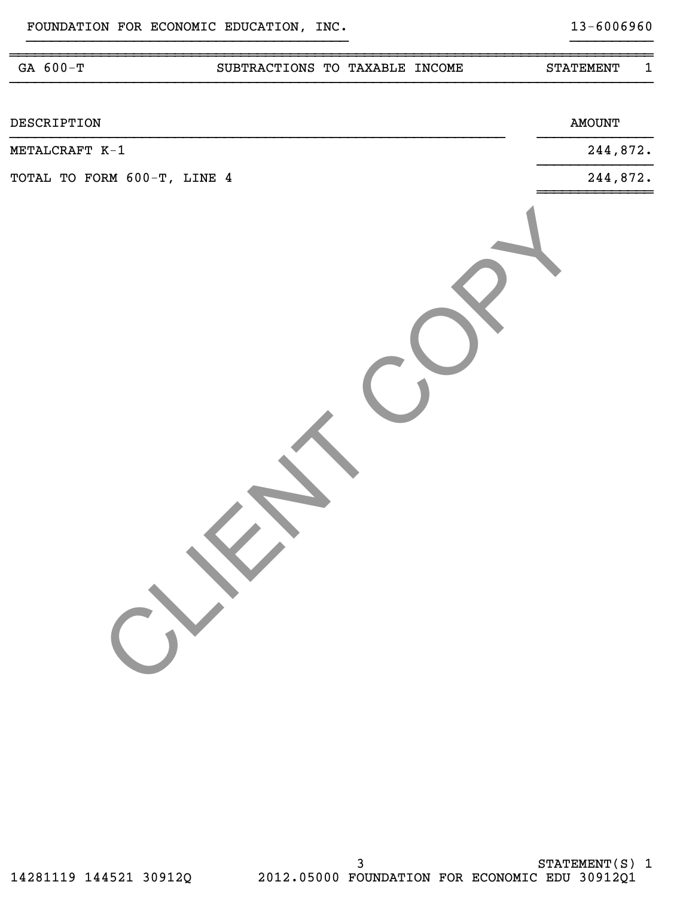FOUNDATION FOR ECONOMIC EDUCATION, INC. 13-6006960

| GA 600-T | SUBTRACTIONS TO TAXABLE INCOME | STATEMENT 1 |
|---|---|---|

| DESCRIPTION | AMOUNT |
|---|---|
| METALCRAFT K-1 | 244,872. |
| TOTAL TO FORM 600-T, LINE 4 | 244,872. |

CLIENT COPY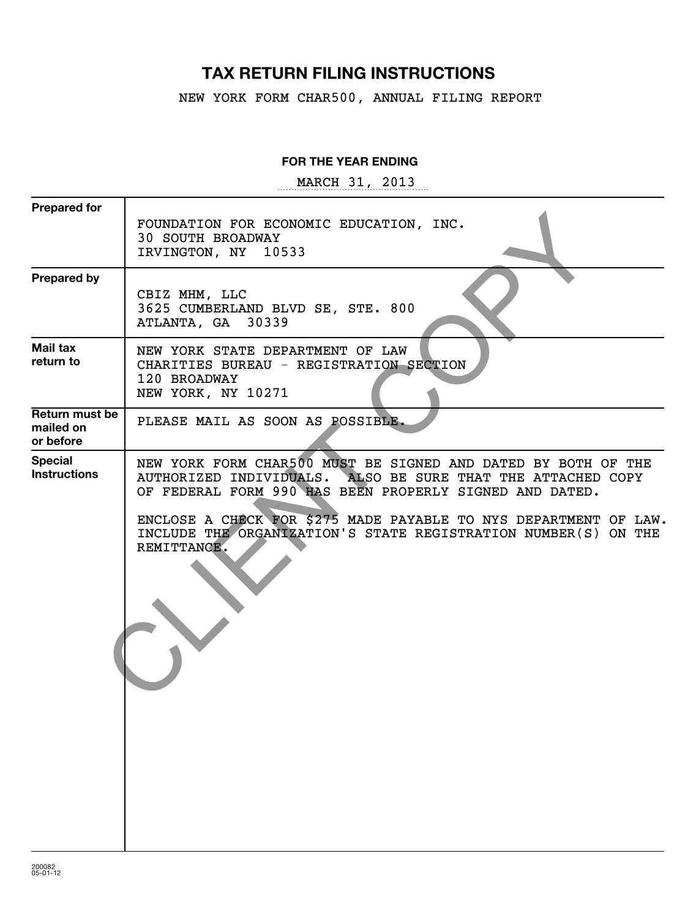# TAX RETURN FILING INSTRUCTIONS

NEW YORK FORM CHAR500, ANNUAL FILING REPORT

**FOR THE YEAR ENDING**

MARCH 31, 2013

| | |
|---|---|
| **Prepared for** | FOUNDATION FOR ECONOMIC EDUCATION, INC.<br>30 SOUTH BROADWAY<br>IRVINGTON, NY 10533 |
| **Prepared by** | CBIZ MHM, LLC<br>3625 CUMBERLAND BLVD SE, STE. 800<br>ATLANTA, GA 30339 |
| **Mail tax return to** | NEW YORK STATE DEPARTMENT OF LAW<br>CHARITIES BUREAU - REGISTRATION SECTION<br>120 BROADWAY<br>NEW YORK, NY 10271 |
| **Return must be mailed on or before** | PLEASE MAIL AS SOON AS POSSIBLE. |
| **Special Instructions** | NEW YORK FORM CHAR500 MUST BE SIGNED AND DATED BY BOTH OF THE AUTHORIZED INDIVIDUALS. ALSO BE SURE THAT THE ATTACHED COPY OF FEDERAL FORM 990 HAS BEEN PROPERLY SIGNED AND DATED.<br><br>ENCLOSE A CHECK FOR $275 MADE PAYABLE TO NYS DEPARTMENT OF LAW. INCLUDE THE ORGANIZATION'S STATE REGISTRATION NUMBER(S) ON THE REMITTANCE. |

CLIENT COPY

200082
05-01-12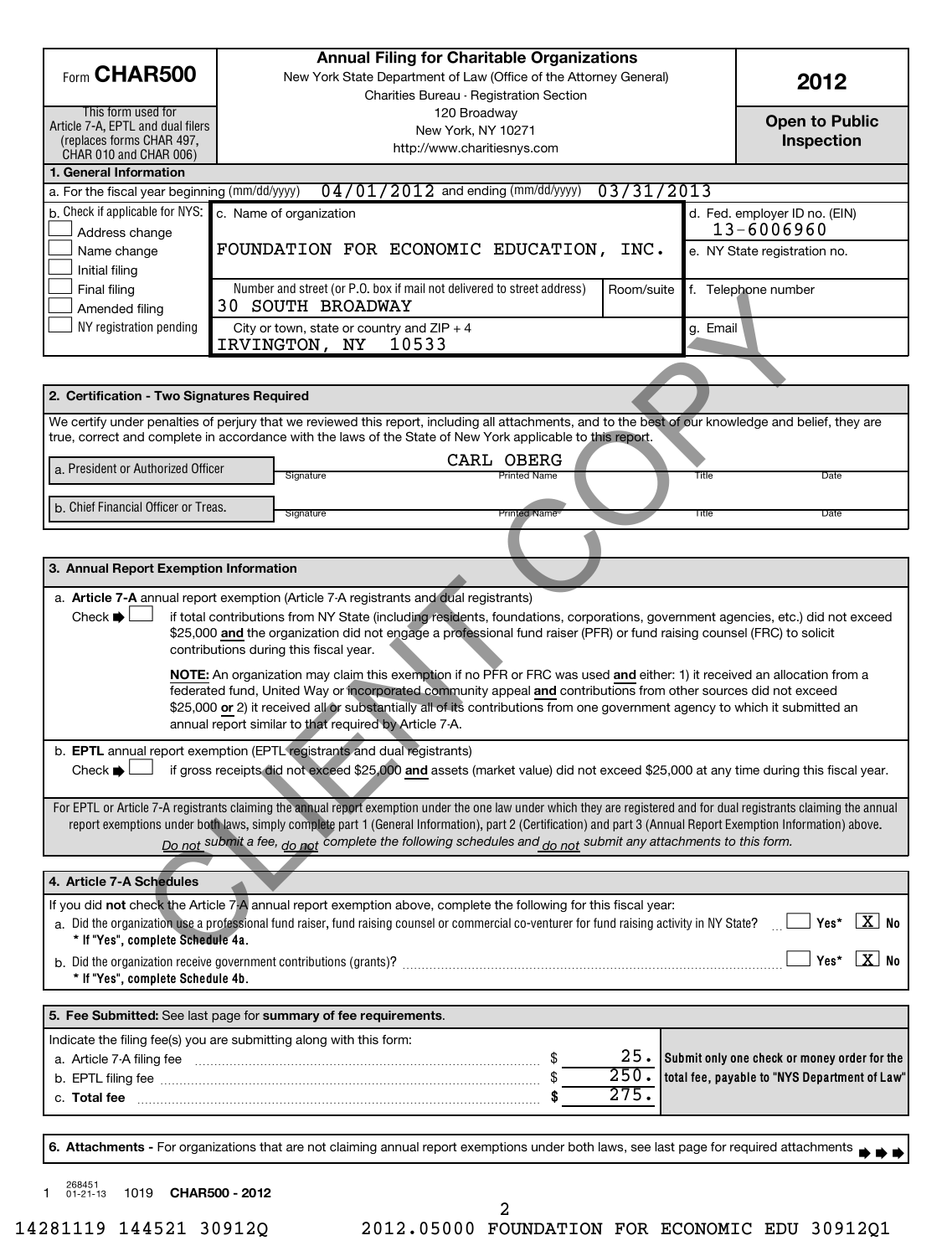# Form CHAR500

**Annual Filing for Charitable Organizations**

New York State Department of Law (Office of the Attorney General)
Charities Bureau - Registration Section
120 Broadway
New York, NY 10271
http://www.charitiesnys.com

**2012**

**Open to Public Inspection**

This form used for Article 7-A, EPTL and dual filers (replaces forms CHAR 497, CHAR 010 and CHAR 006)

## 1. General Information

a. For the fiscal year beginning (mm/dd/yyyy) 04/01/2012 and ending (mm/dd/yyyy) 03/31/2013

b. Check if applicable for NYS:
- ☐ Address change
- ☐ Name change
- ☐ Initial filing
- ☐ Final filing
- ☐ Amended filing
- ☐ NY registration pending

c. Name of organization: FOUNDATION FOR ECONOMIC EDUCATION, INC.

Number and street (or P.O. box if mail not delivered to street address): 30 SOUTH BROADWAY
Room/suite:

City or town, state or country and ZIP + 4: IRVINGTON, NY 10533

d. Fed. employer ID no. (EIN): 13-6006960

e. NY State registration no.

f. Telephone number

g. Email

## 2. Certification - Two Signatures Required

We certify under penalties of perjury that we reviewed this report, including all attachments, and to the best of our knowledge and belief, they are true, correct and complete in accordance with the laws of the State of New York applicable to this report.

| | Signature | Printed Name | Title | Date |
|---|---|---|---|---|
| a. President or Authorized Officer | | CARL OBERG | | |
| b. Chief Financial Officer or Treas. | | | | |

## 3. Annual Report Exemption Information

a. **Article 7-A** annual report exemption (Article 7-A registrants and dual registrants)

Check ➡ ☐ if total contributions from NY State (including residents, foundations, corporations, government agencies, etc.) did not exceed $25,000 **and** the organization did not engage a professional fund raiser (PFR) or fund raising counsel (FRC) to solicit contributions during this fiscal year.

**NOTE:** An organization may claim this exemption if no PFR or FRC was used **and** either: 1) it received an allocation from a federated fund, United Way or incorporated community appeal **and** contributions from other sources did not exceed $25,000 **or** 2) it received all or substantially all of its contributions from one government agency to which it submitted an annual report similar to that required by Article 7-A.

b. **EPTL** annual report exemption (EPTL registrants and dual registrants)

Check ➡ ☐ if gross receipts did not exceed $25,000 **and** assets (market value) did not exceed $25,000 at any time during this fiscal year.

For EPTL or Article 7-A registrants claiming the annual report exemption under the one law under which they are registered and for dual registrants claiming the annual report exemptions under both laws, simply complete part 1 (General Information), part 2 (Certification) and part 3 (Annual Report Exemption Information) above. *Do not submit a fee, do not complete the following schedules and do not submit any attachments to this form.*

## 4. Article 7-A Schedules

If you did **not** check the Article 7-A annual report exemption above, complete the following for this fiscal year:

a. Did the organization use a professional fund raiser, fund raising counsel or commercial co-venturer for fund raising activity in NY State? ☐ Yes* ☒ No
**\* If "Yes", complete Schedule 4a.**

b. Did the organization receive government contributions (grants)? ☐ Yes* ☒ No
**\* If "Yes", complete Schedule 4b.**

## 5. Fee Submitted: See last page for **summary of fee requirements**.

Indicate the filing fee(s) you are submitting along with this form:

| | | |
|---|---|---|
| a. Article 7-A filing fee | $ | 25. |
| b. EPTL filing fee | $ | 250. |
| c. **Total fee** | **$** | 275. |

**Submit only one check or money order for the total fee, payable to "NYS Department of Law"**

## 6. Attachments - For organizations that are not claiming annual report exemptions under both laws, see last page for required attachments ➡ ➡ ➡

268451 01-21-13 1019 **CHAR500 - 2012**

14281119 144521 30912Q 2012.05000 FOUNDATION FOR ECONOMIC EDU 30912Q1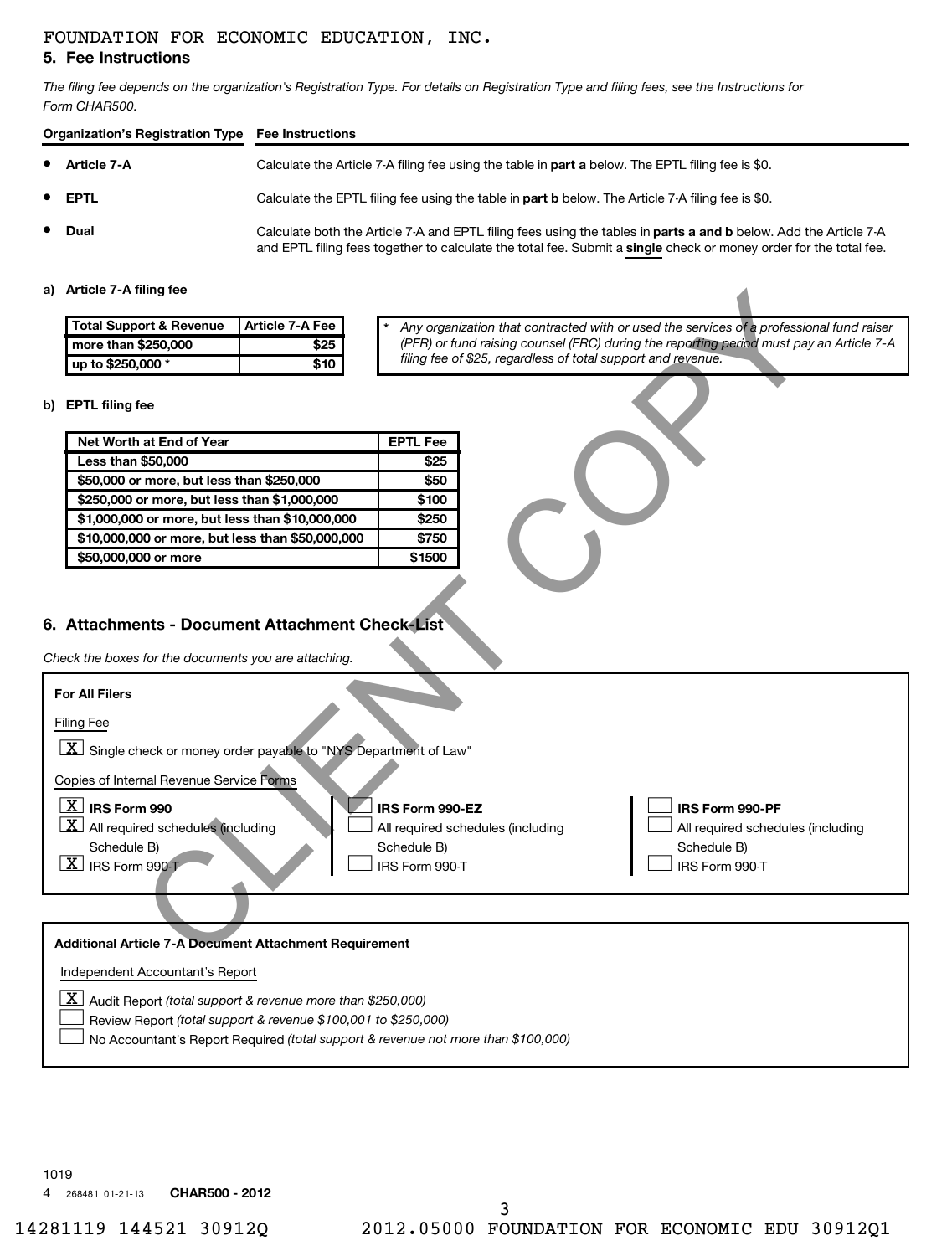FOUNDATION FOR ECONOMIC EDUCATION, INC.

## 5. Fee Instructions

*The filing fee depends on the organization's Registration Type. For details on Registration Type and filing fees, see the Instructions for Form CHAR500.*

| Organization's Registration Type | Fee Instructions |
|---|---|
| • **Article 7-A** | Calculate the Article 7-A filing fee using the table in **part a** below. The EPTL filing fee is $0. |
| • **EPTL** | Calculate the EPTL filing fee using the table in **part b** below. The Article 7-A filing fee is $0. |
| • **Dual** | Calculate both the Article 7-A and EPTL filing fees using the tables in **parts a and b** below. Add the Article 7-A and EPTL filing fees together to calculate the total fee. Submit a **single** check or money order for the total fee. |

**a) Article 7-A filing fee**

| Total Support & Revenue | Article 7-A Fee |
|---|---|
| more than $250,000 | $25 |
| up to $250,000 * | $10 |

\* *Any organization that contracted with or used the services of a professional fund raiser (PFR) or fund raising counsel (FRC) during the reporting period must pay an Article 7-A filing fee of $25, regardless of total support and revenue.*

**b) EPTL filing fee**

| Net Worth at End of Year | EPTL Fee |
|---|---|
| Less than $50,000 | $25 |
| $50,000 or more, but less than $250,000 | $50 |
| $250,000 or more, but less than $1,000,000 | $100 |
| $1,000,000 or more, but less than $10,000,000 | $250 |
| $10,000,000 or more, but less than $50,000,000 | $750 |
| $50,000,000 or more | $1500 |

## 6. Attachments - Document Attachment Check-List

*Check the boxes for the documents you are attaching.*

**For All Filers**

Filing Fee

[X] Single check or money order payable to "NYS Department of Law"

Copies of Internal Revenue Service Forms

| | | |
|---|---|---|
| [X] **IRS Form 990** | [ ] **IRS Form 990-EZ** | [ ] **IRS Form 990-PF** |
| [X] All required schedules (including Schedule B) | [ ] All required schedules (including Schedule B) | [ ] All required schedules (including Schedule B) |
| [X] IRS Form 990-T | [ ] IRS Form 990-T | [ ] IRS Form 990-T |

**Additional Article 7-A Document Attachment Requirement**

Independent Accountant's Report

[X] Audit Report *(total support & revenue more than $250,000)*

[ ] Review Report *(total support & revenue $100,001 to $250,000)*

[ ] No Accountant's Report Required *(total support & revenue not more than $100,000)*

CLIENT COPY

1019

4 268481 01-21-13 **CHAR500 - 2012**

14281119 144521 30912Q 2012.05000 FOUNDATION FOR ECONOMIC EDU 30912Q1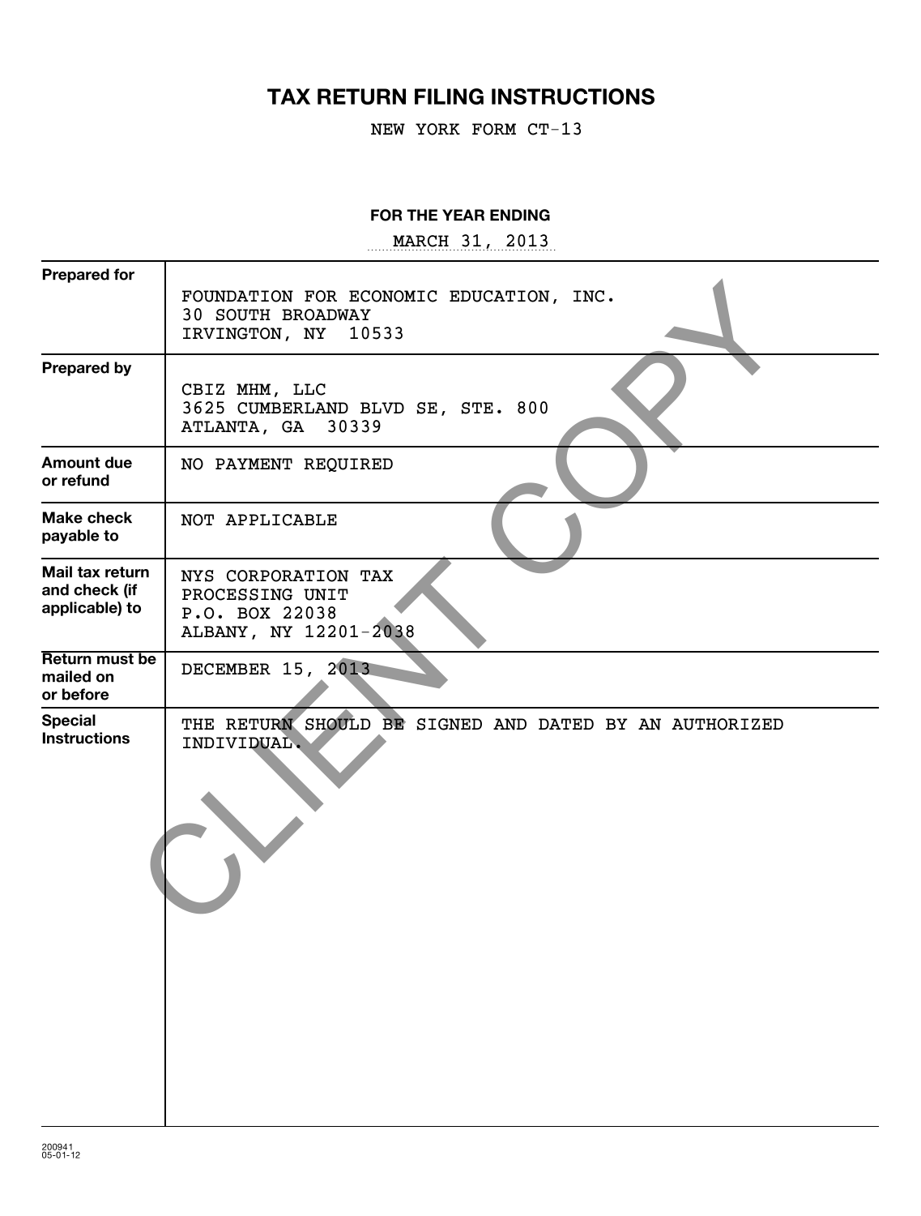# TAX RETURN FILING INSTRUCTIONS

NEW YORK FORM CT-13

**FOR THE YEAR ENDING**

MARCH 31, 2013

| | |
|---|---|
| **Prepared for** | FOUNDATION FOR ECONOMIC EDUCATION, INC.<br>30 SOUTH BROADWAY<br>IRVINGTON, NY 10533 |
| **Prepared by** | CBIZ MHM, LLC<br>3625 CUMBERLAND BLVD SE, STE. 800<br>ATLANTA, GA 30339 |
| **Amount due or refund** | NO PAYMENT REQUIRED |
| **Make check payable to** | NOT APPLICABLE |
| **Mail tax return and check (if applicable) to** | NYS CORPORATION TAX<br>PROCESSING UNIT<br>P.O. BOX 22038<br>ALBANY, NY 12201-2038 |
| **Return must be mailed on or before** | DECEMBER 15, 2013 |
| **Special Instructions** | THE RETURN SHOULD BE SIGNED AND DATED BY AN AUTHORIZED INDIVIDUAL. |

CLIENT COPY

200941
05-01-12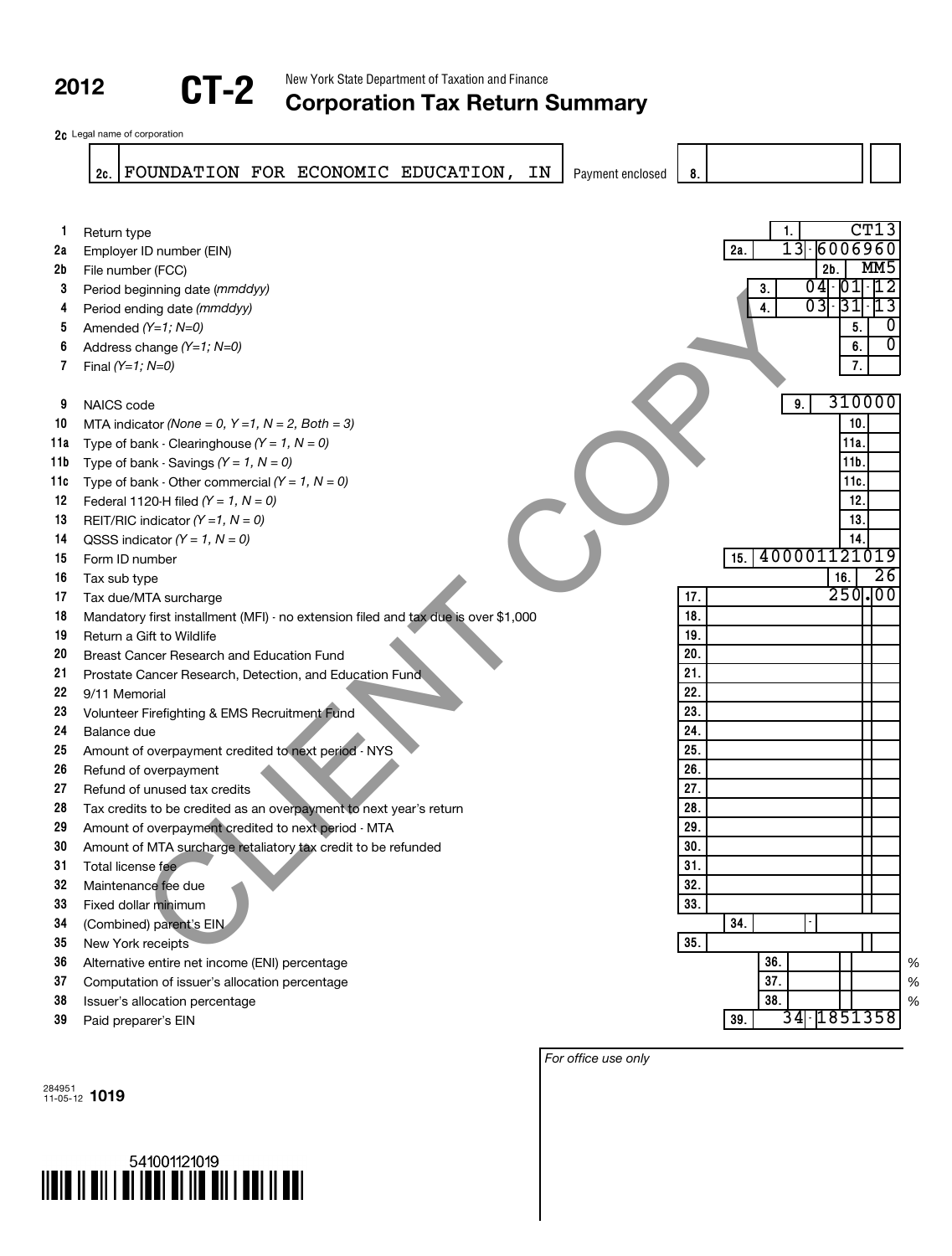**2012** **CT-2** New York State Department of Taxation and Finance

# Corporation Tax Return Summary

2c Legal name of corporation

| | | | |
|---|---|---|---|
| 2c. FOUNDATION FOR ECONOMIC EDUCATION, IN | Payment enclosed | 8. | |

| Line | Description | Box | Value |
|---|---|---|---|
| 1 | Return type | 1. | CT13 |
| 2a | Employer ID number (EIN) | 2a. | 13-6006960 |
| 2b | File number (FCC) | 2b. | MM5 |
| 3 | Period beginning date *(mmddyy)* | 3. | 04-01-12 |
| 4 | Period ending date *(mmddyy)* | 4. | 03-31-13 |
| 5 | Amended *(Y=1; N=0)* | 5. | 0 |
| 6 | Address change *(Y=1; N=0)* | 6. | 0 |
| 7 | Final *(Y=1; N=0)* | 7. | |
| 9 | NAICS code | 9. | 310000 |
| 10 | MTA indicator *(None = 0, Y =1, N = 2, Both = 3)* | 10. | |
| 11a | Type of bank - Clearinghouse *(Y = 1, N = 0)* | 11a. | |
| 11b | Type of bank - Savings *(Y = 1, N = 0)* | 11b. | |
| 11c | Type of bank - Other commercial *(Y = 1, N = 0)* | 11c. | |
| 12 | Federal 1120-H filed *(Y = 1, N = 0)* | 12. | |
| 13 | REIT/RIC indicator *(Y =1, N = 0)* | 13. | |
| 14 | QSSS indicator *(Y = 1, N = 0)* | 14. | |
| 15 | Form ID number | 15. | 400001121019 |
| 16 | Tax sub type | 16. | 26 |
| 17 | Tax due/MTA surcharge | 17. | 250.00 |
| 18 | Mandatory first installment (MFI) - no extension filed and tax due is over $1,000 | 18. | |
| 19 | Return a Gift to Wildlife | 19. | |
| 20 | Breast Cancer Research and Education Fund | 20. | |
| 21 | Prostate Cancer Research, Detection, and Education Fund | 21. | |
| 22 | 9/11 Memorial | 22. | |
| 23 | Volunteer Firefighting & EMS Recruitment Fund | 23. | |
| 24 | Balance due | 24. | |
| 25 | Amount of overpayment credited to next period - NYS | 25. | |
| 26 | Refund of overpayment | 26. | |
| 27 | Refund of unused tax credits | 27. | |
| 28 | Tax credits to be credited as an overpayment to next year's return | 28. | |
| 29 | Amount of overpayment credited to next period - MTA | 29. | |
| 30 | Amount of MTA surcharge retaliatory tax credit to be refunded | 30. | |
| 31 | Total license fee | 31. | |
| 32 | Maintenance fee due | 32. | |
| 33 | Fixed dollar minimum | 33. | |
| 34 | (Combined) parent's EIN | 34. | - |
| 35 | New York receipts | 35. | |
| 36 | Alternative entire net income (ENI) percentage | 36. | % |
| 37 | Computation of issuer's allocation percentage | 37. | % |
| 38 | Issuer's allocation percentage | 38. | % |
| 39 | Paid preparer's EIN | 39. | 34-1851358 |

*For office use only*

CLIENT COPY

284951 11-05-12 **1019**

541001121019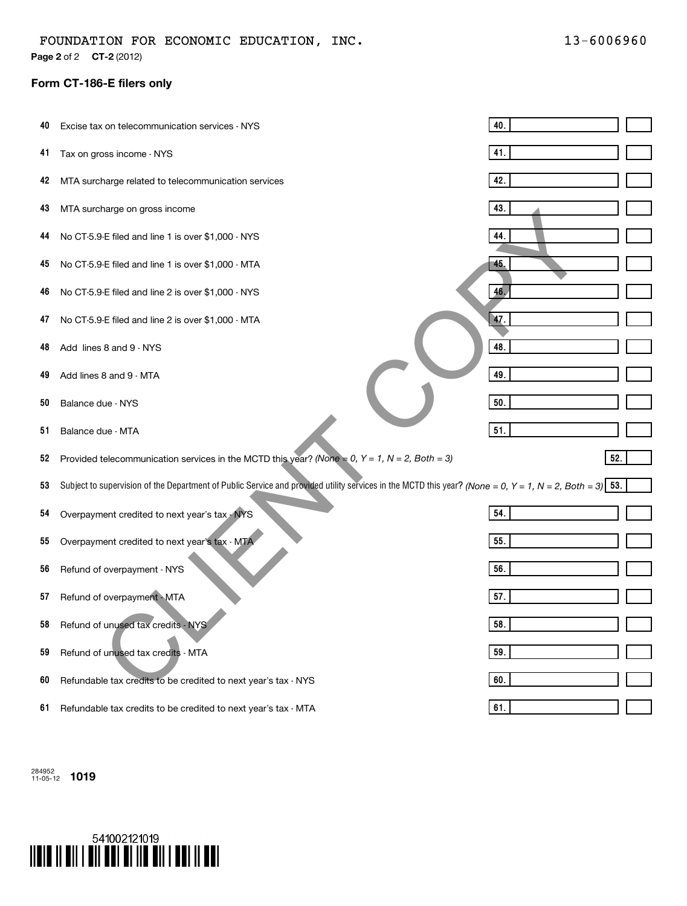FOUNDATION FOR ECONOMIC EDUCATION, INC. 13-6006960

**Page 2** of 2 **CT-2** (2012)

## Form CT-186-E filers only

| Line | Description | Box | Amount | |
|---|---|---|---|---|
| 40 | Excise tax on telecommunication services - NYS | 40. | | |
| 41 | Tax on gross income - NYS | 41. | | |
| 42 | MTA surcharge related to telecommunication services | 42. | | |
| 43 | MTA surcharge on gross income | 43. | | |
| 44 | No CT-5.9-E filed and line 1 is over $1,000 - NYS | 44. | | |
| 45 | No CT-5.9-E filed and line 1 is over $1,000 - MTA | 45. | | |
| 46 | No CT-5.9-E filed and line 2 is over $1,000 - NYS | 46. | | |
| 47 | No CT-5.9-E filed and line 2 is over $1,000 - MTA | 47. | | |
| 48 | Add lines 8 and 9 - NYS | 48. | | |
| 49 | Add lines 8 and 9 - MTA | 49. | | |
| 50 | Balance due - NYS | 50. | | |
| 51 | Balance due - MTA | 51. | | |
| 52 | Provided telecommunication services in the MCTD this year? *(None = 0, Y = 1, N = 2, Both = 3)* | 52. | | |
| 53 | Subject to supervision of the Department of Public Service and provided utility services in the MCTD this year? *(None = 0, Y = 1, N = 2, Both = 3)* | 53. | | |
| 54 | Overpayment credited to next year's tax - NYS | 54. | | |
| 55 | Overpayment credited to next year's tax - MTA | 55. | | |
| 56 | Refund of overpayment - NYS | 56. | | |
| 57 | Refund of overpayment - MTA | 57. | | |
| 58 | Refund of unused tax credits - NYS | 58. | | |
| 59 | Refund of unused tax credits - MTA | 59. | | |
| 60 | Refundable tax credits to be credited to next year's tax - NYS | 60. | | |
| 61 | Refundable tax credits to be credited to next year's tax - MTA | 61. | | |

CLIENT COPY

284952
11-05-12 **1019**

541002121019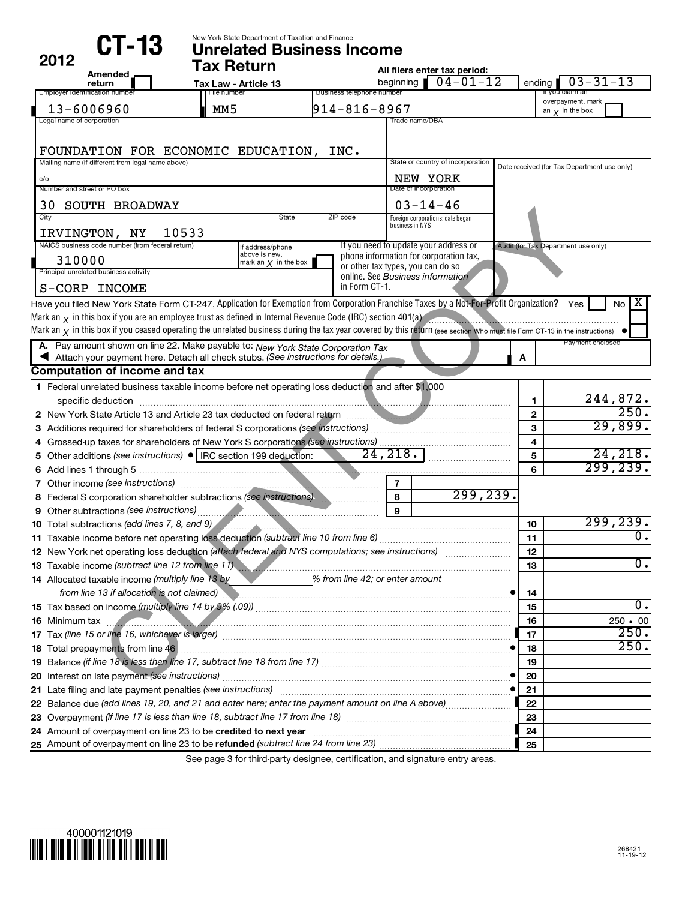# CT-13 2012

New York State Department of Taxation and Finance

## Unrelated Business Income Tax Return

Tax Law - Article 13

Amended return ☐

All filers enter tax period: beginning 04-01-12 ending 03-31-13

| Employer identification number | File number | Business telephone number | If you claim an overpayment, mark an X in the box |
|---|---|---|---|
| 13-6006960 | MM5 | 914-816-8967 | ☐ |

| Legal name of corporation | Trade name/DBA |
|---|---|
| FOUNDATION FOR ECONOMIC EDUCATION, INC. | |

| Mailing name (if different from legal name above) | State or country of incorporation | Date received (for Tax Department use only) |
|---|---|---|
| c/o | NEW YORK | |

| Number and street or PO box | Date of incorporation |
|---|---|
| 30 SOUTH BROADWAY | 03-14-46 |

| City | State | ZIP code | Foreign corporations: date began business in NYS |
|---|---|---|---|
| IRVINGTON, NY 10533 | | | |

| NAICS business code number (from federal return) | If address/phone above is new, mark an X in the box | If you need to update your address or phone information for corporation tax, or other tax types, you can do so online. See *Business information* in Form CT-1. | Audit (for Tax Department use only) |
|---|---|---|---|
| 310000 | ☐ | | |

Principal unrelated business activity: S-CORP INCOME

Have you filed New York State Form CT-247, Application for Exemption from Corporation Franchise Taxes by a Not-For-Profit Organization? Yes ☐ No ☒

Mark an X in this box if you are an employee trust as defined in Internal Revenue Code (IRC) section 401(a) ☐

Mark an X in this box if you ceased operating the unrelated business during the tax year covered by this return (see section Who must file Form CT-13 in the instructions) ☐

**A.** Pay amount shown on line 22. Make payable to: *New York State Corporation Tax*
Attach your payment here. Detach all check stubs. *(See instructions for details.)* — **A** Payment enclosed:

CLIENT COPY

## Computation of income and tax

| Line | Description | | Amount |
|---|---|---|---|
| 1 | Federal unrelated business taxable income before net operating loss deduction and after $1,000 specific deduction | | 244,872. |
| 2 | New York State Article 13 and Article 23 tax deducted on federal return | | 250. |
| 3 | Additions required for shareholders of federal S corporations *(see instructions)* | | 29,899. |
| 4 | Grossed-up taxes for shareholders of New York S corporations *(see instructions)* | | |
| 5 | Other additions *(see instructions)* • IRC section 199 deduction: 24,218. | | 24,218. |
| 6 | Add lines 1 through 5 | | 299,239. |
| 7 | Other income *(see instructions)* | | |
| 8 | Federal S corporation shareholder subtractions *(see instructions)* | 299,239. | |
| 9 | Other subtractions *(see instructions)* | | |
| 10 | Total subtractions *(add lines 7, 8, and 9)* | | 299,239. |
| 11 | Taxable income before net operating loss deduction *(subtract line 10 from line 6)* | | 0. |
| 12 | New York net operating loss deduction *(attach federal and NYS computations; see instructions)* | | |
| 13 | Taxable income *(subtract line 12 from line 11)* | | 0. |
| 14 | Allocated taxable income *(multiply line 13 by ____% from line 42; or enter amount from line 13 if allocation is not claimed)* | | |
| 15 | Tax based on income *(multiply line 14 by 9% (.09))* | | 0. |
| 16 | Minimum tax | | 250 . 00 |
| 17 | Tax *(line 15 or line 16, whichever is larger)* | | 250. |
| 18 | Total prepayments from line 46 | | 250. |
| 19 | Balance *(if line 18 is less than line 17, subtract line 18 from line 17)* | | |
| 20 | Interest on late payment *(see instructions)* | | |
| 21 | Late filing and late payment penalties *(see instructions)* | | |
| 22 | Balance due *(add lines 19, 20, and 21 and enter here; enter the payment amount on line A above)* | | |
| 23 | Overpayment *(if line 17 is less than line 18, subtract line 17 from line 18)* | | |
| 24 | Amount of overpayment on line 23 to be **credited to next year** | | |
| 25 | Amount of overpayment on line 23 to be **refunded** *(subtract line 24 from line 23)* | | |

See page 3 for third-party designee, certification, and signature entry areas.

400001121019

268421 11-19-12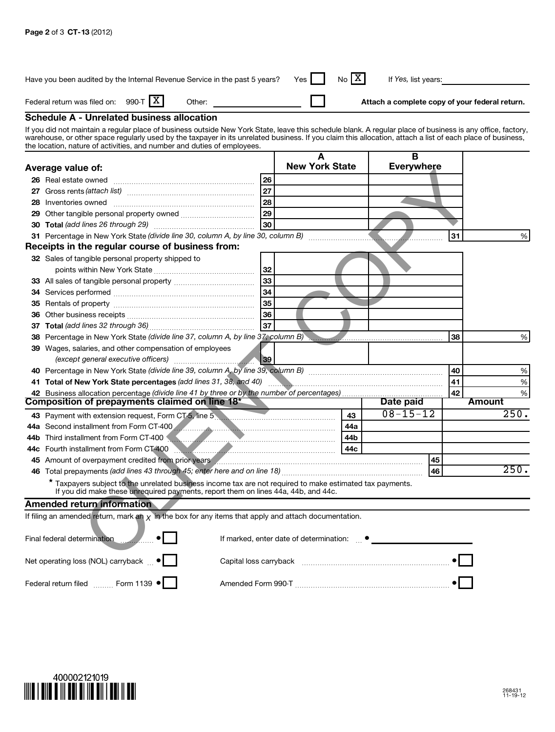Have you been audited by the Internal Revenue Service in the past 5 years? Yes [ ] No [X] If *Yes,* list years: ____________

Federal return was filed on: 990-T [X] Other: ____________ [ ] **Attach a complete copy of your federal return.**

## Schedule A - Unrelated business allocation

If you did not maintain a regular place of business outside New York State, leave this schedule blank. A regular place of business is any office, factory, warehouse, or other space regularly used by the taxpayer in its unrelated business. If you claim this allocation, attach a list of each place of business, the location, nature of activities, and number and duties of employees.

| | | A New York State | B Everywhere | | |
|---|---|---|---|---|---|
| **Average value of:** | | | | | |
| 26 Real estate owned | 26 | | | | |
| 27 Gross rents *(attach list)* | 27 | | | | |
| 28 Inventories owned | 28 | | | | |
| 29 Other tangible personal property owned | 29 | | | | |
| 30 **Total** *(add lines 26 through 29)* | 30 | | | | |
| 31 Percentage in New York State *(divide line 30, column A, by line 30, column B)* | | | | 31 | % |
| **Receipts in the regular course of business from:** | | | | | |
| 32 Sales of tangible personal property shipped to points within New York State | 32 | | | | |
| 33 All sales of tangible personal property | 33 | | | | |
| 34 Services performed | 34 | | | | |
| 35 Rentals of property | 35 | | | | |
| 36 Other business receipts | 36 | | | | |
| 37 **Total** *(add lines 32 through 36)* | 37 | | | | |
| 38 Percentage in New York State *(divide line 37, column A, by line 37, column B)* | | | | 38 | % |
| 39 Wages, salaries, and other compensation of employees *(except general executive officers)* | 39 | | | | |
| 40 Percentage in New York State *(divide line 39, column A, by line 39, column B)* | | | | 40 | % |
| 41 **Total of New York State percentages** *(add lines 31, 38, and 40)* | | | | 41 | % |
| 42 Business allocation percentage *(divide line 41 by three or by the number of percentages)* | | | | 42 | % |

## Composition of prepayments claimed on line 18*

| | | Date paid | Amount |
|---|---|---|---|
| 43 Payment with extension request, Form CT-5, line 5 | 43 | 08-15-12 | 250. |
| 44a Second installment from Form CT-400 | 44a | | |
| 44b Third installment from Form CT-400 | 44b | | |
| 44c Fourth installment from Form CT-400 | 44c | | |
| 45 Amount of overpayment credited from prior years | | 45 | |
| 46 Total prepayments *(add lines 43 through 45; enter here and on line 18)* | | 46 | 250. |

\* Taxpayers subject to the unrelated business income tax are not required to make estimated tax payments. If you did make these unrequired payments, report them on lines 44a, 44b, and 44c.

## Amended return information

If filing an amended return, mark an *X* in the box for any items that apply and attach documentation.

Final federal determination • [ ] If marked, enter date of determination: • ____________

Net operating loss (NOL) carryback • [ ] Capital loss carryback • [ ]

Federal return filed Form 1139 • [ ] Amended Form 990-T • [ ]

400002121019

268431 11-19-12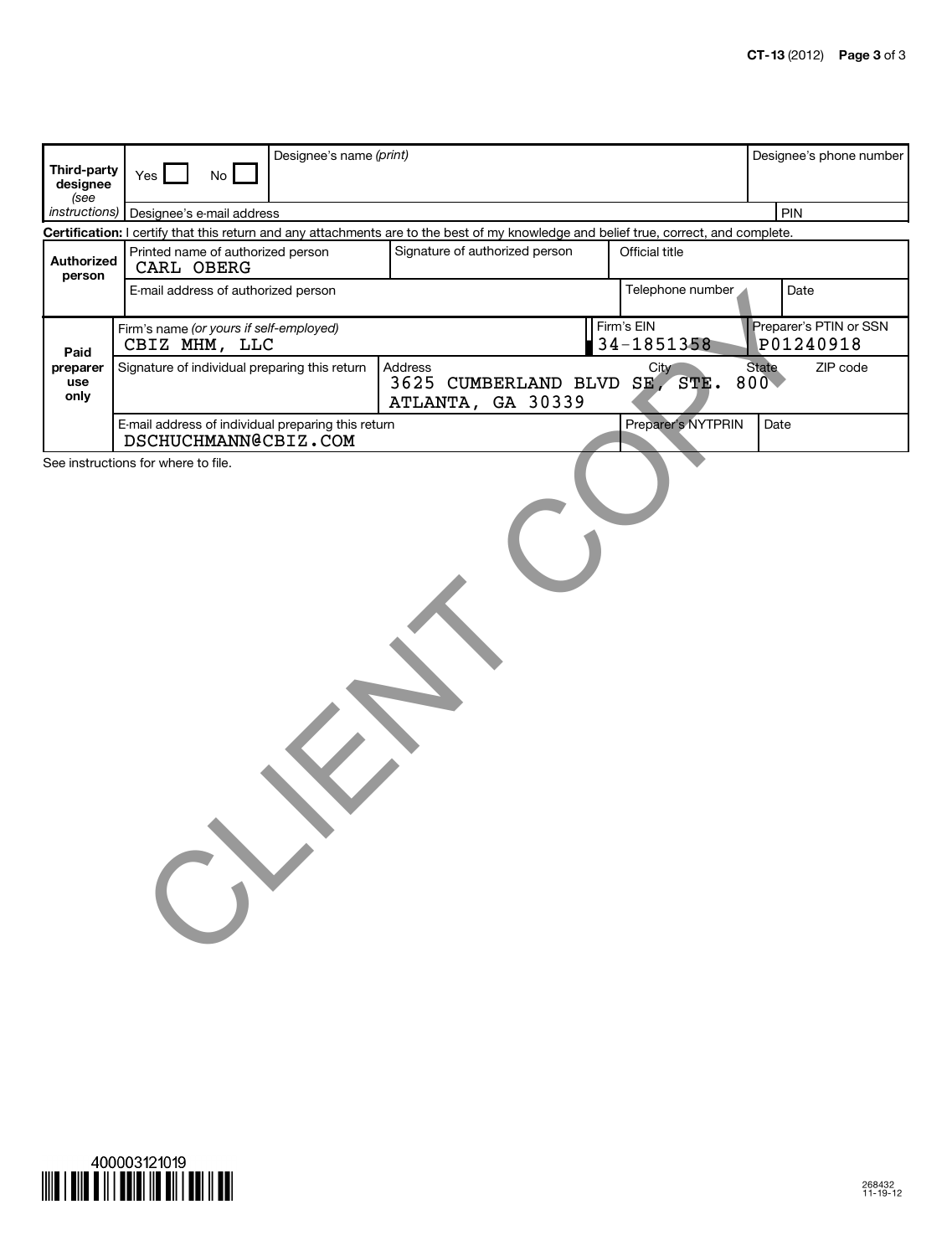| | | | |
|---|---|---|---|
| **Third-party designee** *(see instructions)* | Yes ☐ No ☐ | Designee's name *(print)* | Designee's phone number |
| | Designee's e-mail address | | PIN |

**Certification:** I certify that this return and any attachments are to the best of my knowledge and belief true, correct, and complete.

| | | | | |
|---|---|---|---|---|
| **Authorized person** | Printed name of authorized person<br>CARL OBERG | Signature of authorized person | Official title | |
| | E-mail address of authorized person | | Telephone number | Date |

| | | | | |
|---|---|---|---|---|
| **Paid preparer use only** | Firm's name *(or yours if self-employed)*<br>CBIZ MHM, LLC | | Firm's EIN<br>34-1851358 | Preparer's PTIN or SSN<br>P01240918 |
| | Signature of individual preparing this return | Address / City / State / ZIP code<br>3625 CUMBERLAND BLVD SE, STE. 800<br>ATLANTA, GA 30339 | | |
| | E-mail address of individual preparing this return<br>DSCHUCHMANN@CBIZ.COM | | Preparer's NYTPRIN | Date |

See instructions for where to file.

CLIENT COPY

400003121019

268432
11-19-12